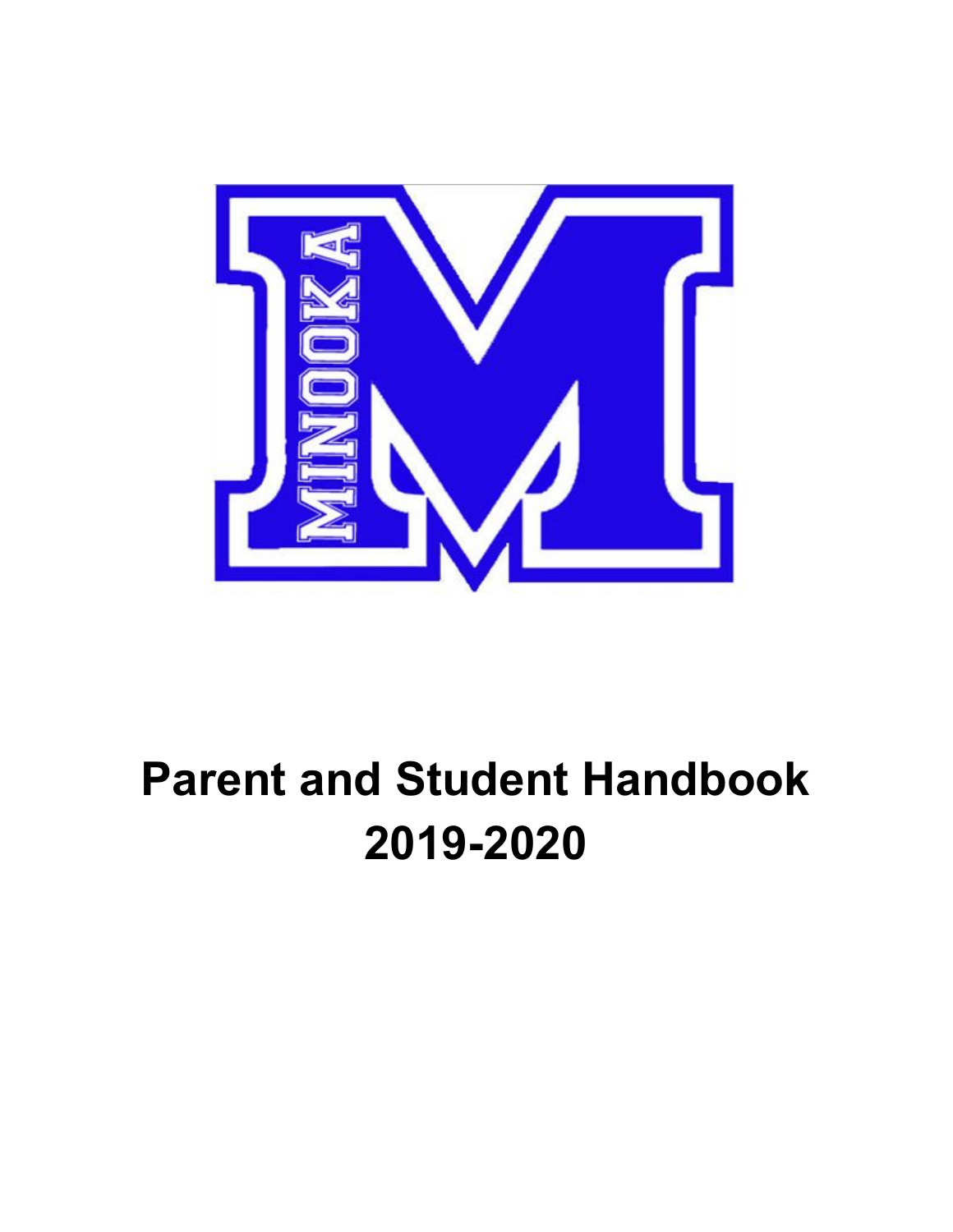# Parent and Student Handbook 2019-2020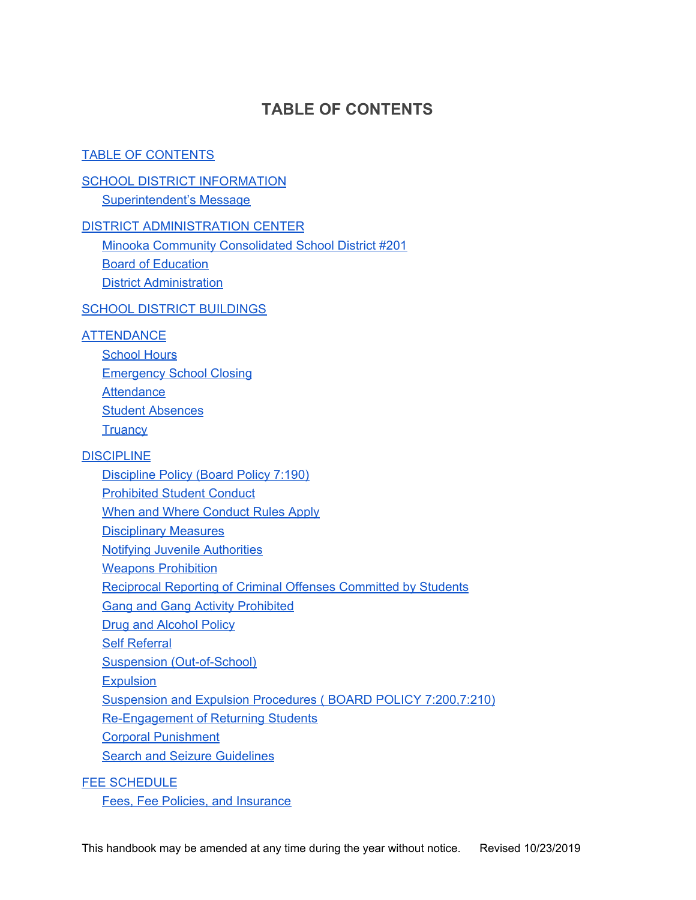# TABLE OF CONTENTS

TABLE OF CONTENTS

SCHOOL DISTRICT INFORMATION
- Superintendent's Message

DISTRICT ADMINISTRATION CENTER
- Minooka Community Consolidated School District #201
- Board of Education
- District Administration

SCHOOL DISTRICT BUILDINGS

ATTENDANCE
- School Hours
- Emergency School Closing
- Attendance
- Student Absences
- Truancy

DISCIPLINE
- Discipline Policy (Board Policy 7:190)
- Prohibited Student Conduct
- When and Where Conduct Rules Apply
- Disciplinary Measures
- Notifying Juvenile Authorities
- Weapons Prohibition
- Reciprocal Reporting of Criminal Offenses Committed by Students
- Gang and Gang Activity Prohibited
- Drug and Alcohol Policy
- Self Referral
- Suspension (Out-of-School)
- Expulsion
- Suspension and Expulsion Procedures ( BOARD POLICY 7:200,7:210)
- Re-Engagement of Returning Students
- Corporal Punishment
- Search and Seizure Guidelines

FEE SCHEDULE
- Fees, Fee Policies, and Insurance

This handbook may be amended at any time during the year without notice. Revised 10/23/2019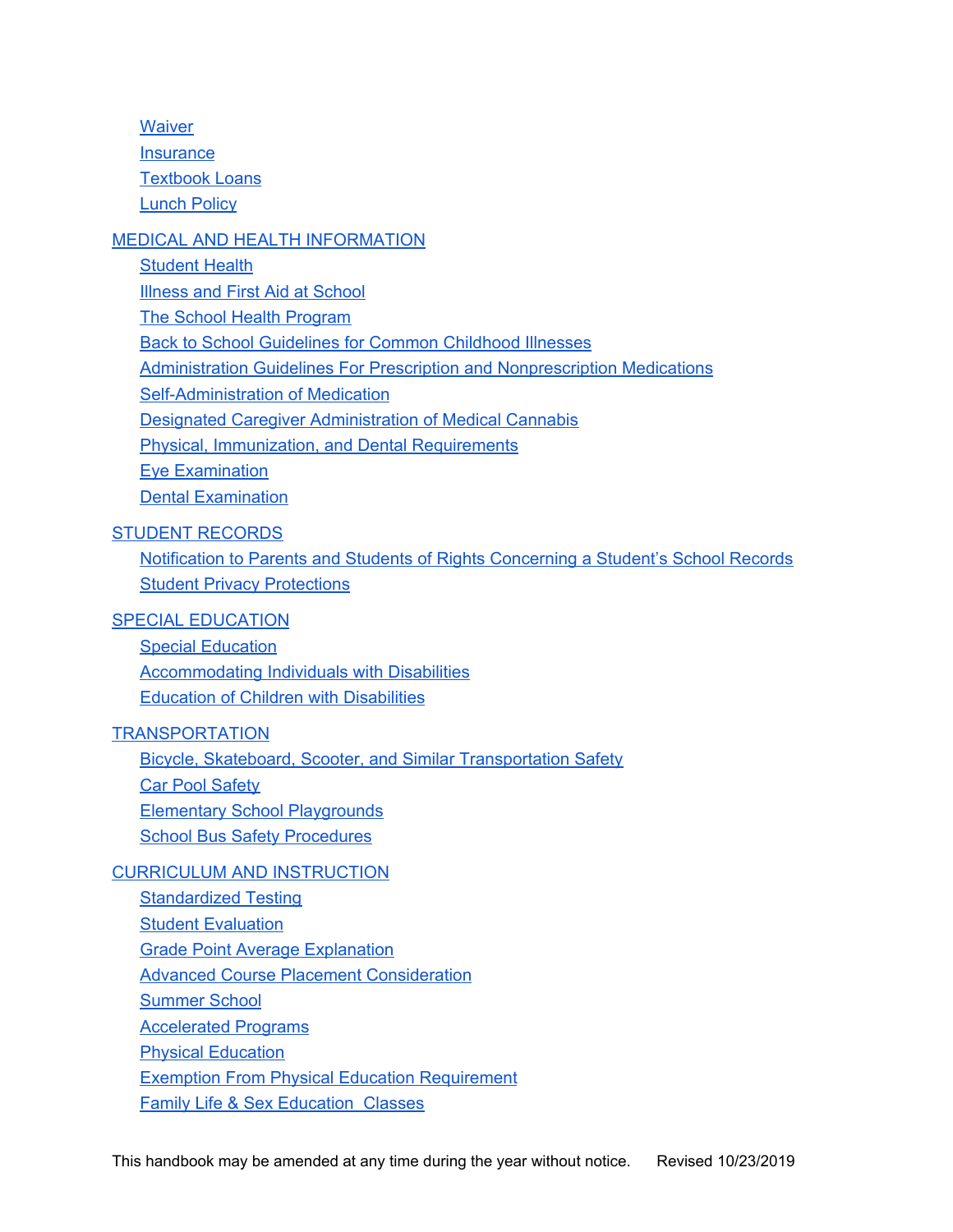- Waiver
- Insurance
- Textbook Loans
- Lunch Policy

MEDICAL AND HEALTH INFORMATION
- Student Health
- Illness and First Aid at School
- The School Health Program
- Back to School Guidelines for Common Childhood Illnesses
- Administration Guidelines For Prescription and Nonprescription Medications
- Self-Administration of Medication
- Designated Caregiver Administration of Medical Cannabis
- Physical, Immunization, and Dental Requirements
- Eye Examination
- Dental Examination

STUDENT RECORDS
- Notification to Parents and Students of Rights Concerning a Student's School Records
- Student Privacy Protections

SPECIAL EDUCATION
- Special Education
- Accommodating Individuals with Disabilities
- Education of Children with Disabilities

TRANSPORTATION
- Bicycle, Skateboard, Scooter, and Similar Transportation Safety
- Car Pool Safety
- Elementary School Playgrounds
- School Bus Safety Procedures

CURRICULUM AND INSTRUCTION
- Standardized Testing
- Student Evaluation
- Grade Point Average Explanation
- Advanced Course Placement Consideration
- Summer School
- Accelerated Programs
- Physical Education
- Exemption From Physical Education Requirement
- Family Life & Sex Education Classes

This handbook may be amended at any time during the year without notice. Revised 10/23/2019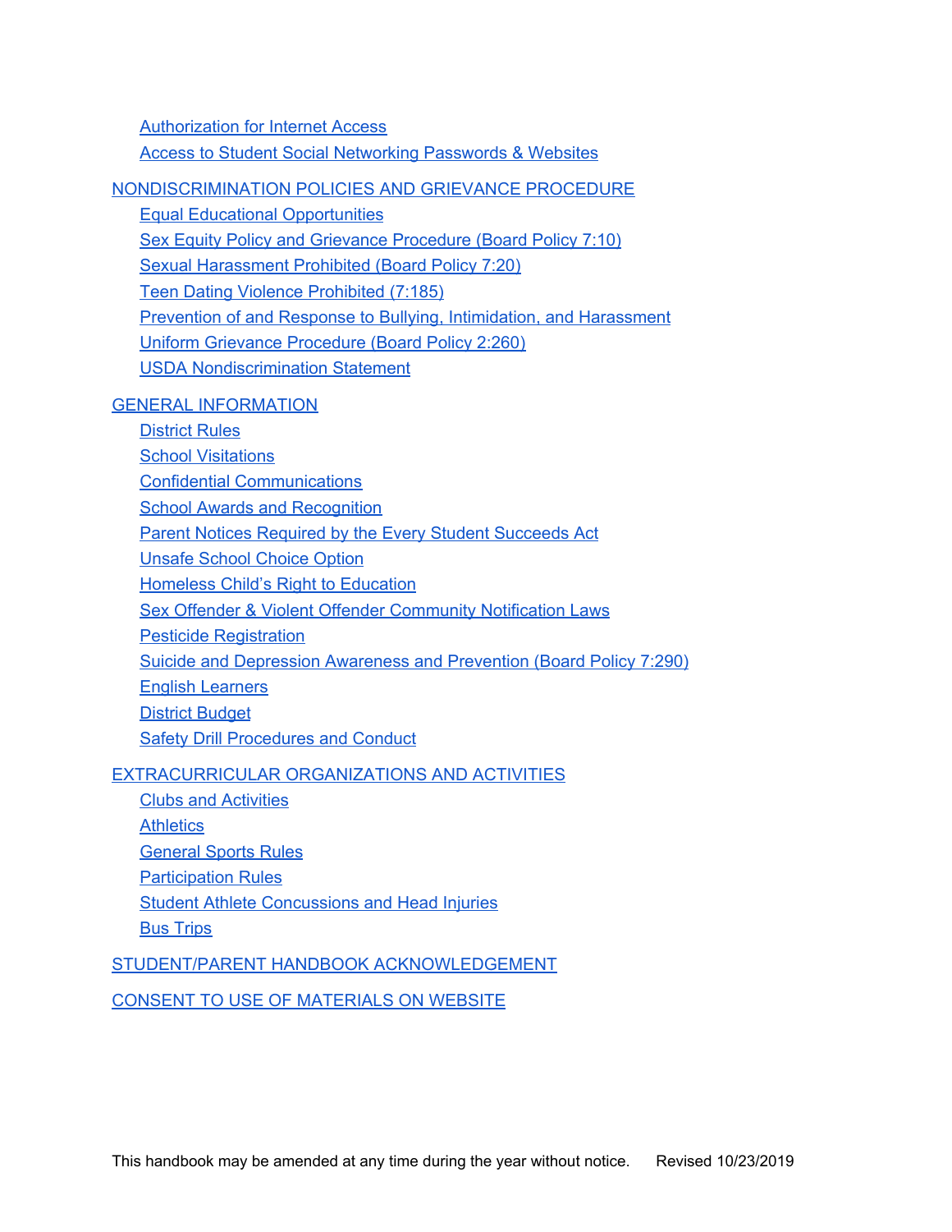- Authorization for Internet Access
- Access to Student Social Networking Passwords & Websites

NONDISCRIMINATION POLICIES AND GRIEVANCE PROCEDURE

- Equal Educational Opportunities
- Sex Equity Policy and Grievance Procedure (Board Policy 7:10)
- Sexual Harassment Prohibited (Board Policy 7:20)
- Teen Dating Violence Prohibited (7:185)
- Prevention of and Response to Bullying, Intimidation, and Harassment
- Uniform Grievance Procedure (Board Policy 2:260)
- USDA Nondiscrimination Statement

GENERAL INFORMATION

- District Rules
- School Visitations
- Confidential Communications
- School Awards and Recognition
- Parent Notices Required by the Every Student Succeeds Act
- Unsafe School Choice Option
- Homeless Child's Right to Education
- Sex Offender & Violent Offender Community Notification Laws
- Pesticide Registration
- Suicide and Depression Awareness and Prevention (Board Policy 7:290)
- English Learners
- District Budget
- Safety Drill Procedures and Conduct

EXTRACURRICULAR ORGANIZATIONS AND ACTIVITIES

- Clubs and Activities
- Athletics
- General Sports Rules
- Participation Rules
- Student Athlete Concussions and Head Injuries
- Bus Trips

STUDENT/PARENT HANDBOOK ACKNOWLEDGEMENT

CONSENT TO USE OF MATERIALS ON WEBSITE

This handbook may be amended at any time during the year without notice. Revised 10/23/2019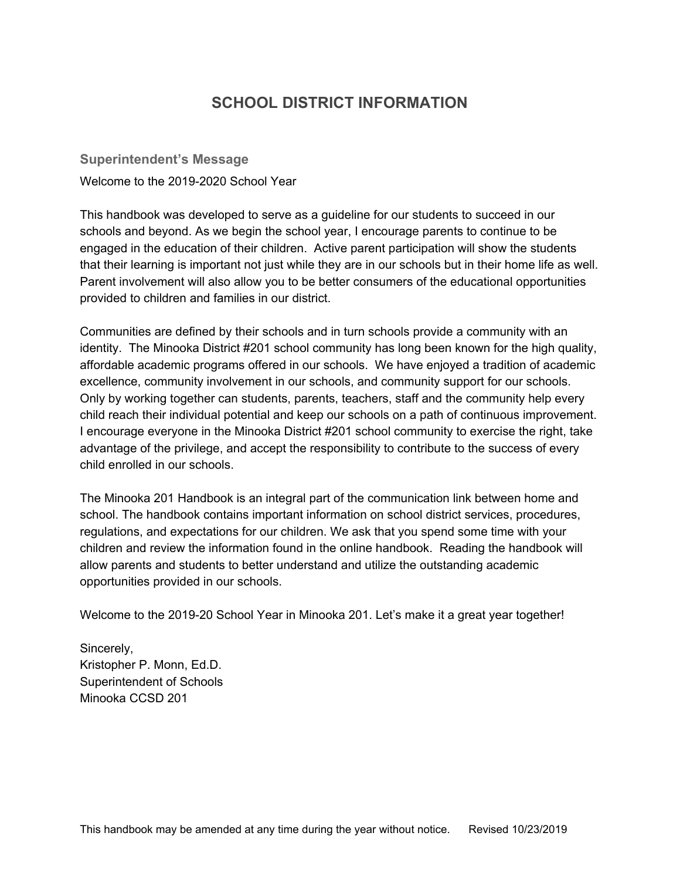# SCHOOL DISTRICT INFORMATION

## Superintendent's Message

Welcome to the 2019-2020 School Year

This handbook was developed to serve as a guideline for our students to succeed in our schools and beyond. As we begin the school year, I encourage parents to continue to be engaged in the education of their children. Active parent participation will show the students that their learning is important not just while they are in our schools but in their home life as well. Parent involvement will also allow you to be better consumers of the educational opportunities provided to children and families in our district.

Communities are defined by their schools and in turn schools provide a community with an identity. The Minooka District #201 school community has long been known for the high quality, affordable academic programs offered in our schools. We have enjoyed a tradition of academic excellence, community involvement in our schools, and community support for our schools. Only by working together can students, parents, teachers, staff and the community help every child reach their individual potential and keep our schools on a path of continuous improvement. I encourage everyone in the Minooka District #201 school community to exercise the right, take advantage of the privilege, and accept the responsibility to contribute to the success of every child enrolled in our schools.

The Minooka 201 Handbook is an integral part of the communication link between home and school. The handbook contains important information on school district services, procedures, regulations, and expectations for our children. We ask that you spend some time with your children and review the information found in the online handbook. Reading the handbook will allow parents and students to better understand and utilize the outstanding academic opportunities provided in our schools.

Welcome to the 2019-20 School Year in Minooka 201. Let's make it a great year together!

Sincerely,
Kristopher P. Monn, Ed.D.
Superintendent of Schools
Minooka CCSD 201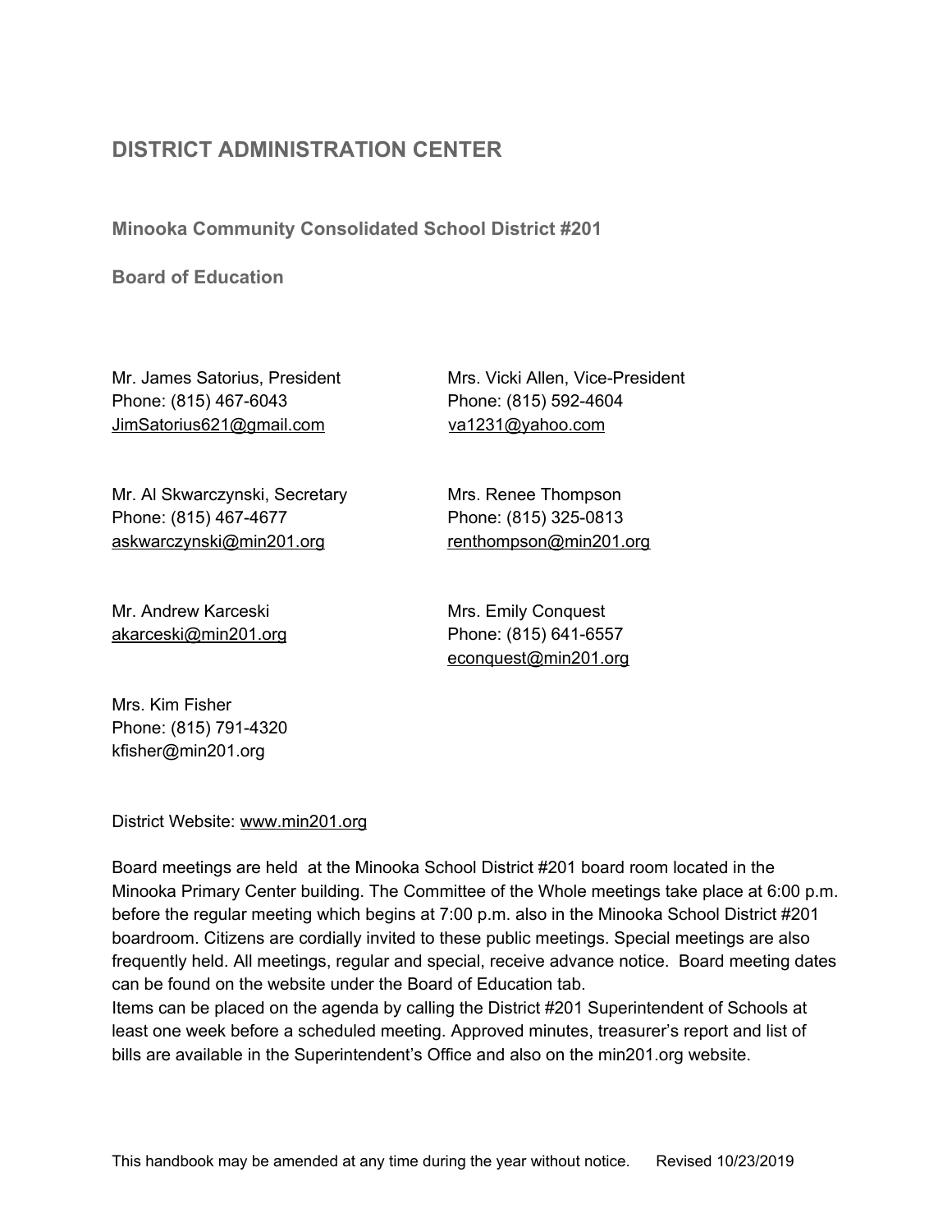# DISTRICT ADMINISTRATION CENTER

### Minooka Community Consolidated School District #201

### Board of Education

Mr. James Satorius, President
Phone: (815) 467-6043
JimSatorius621@gmail.com

Mrs. Vicki Allen, Vice-President
Phone: (815) 592-4604
va1231@yahoo.com

Mr. Al Skwarczynski, Secretary
Phone: (815) 467-4677
askwarczynski@min201.org

Mrs. Renee Thompson
Phone: (815) 325-0813
renthompson@min201.org

Mr. Andrew Karceski
akarceski@min201.org

Mrs. Emily Conquest
Phone: (815) 641-6557
econquest@min201.org

Mrs. Kim Fisher
Phone: (815) 791-4320
kfisher@min201.org

District Website: www.min201.org

Board meetings are held at the Minooka School District #201 board room located in the Minooka Primary Center building. The Committee of the Whole meetings take place at 6:00 p.m. before the regular meeting which begins at 7:00 p.m. also in the Minooka School District #201 boardroom. Citizens are cordially invited to these public meetings. Special meetings are also frequently held. All meetings, regular and special, receive advance notice. Board meeting dates can be found on the website under the Board of Education tab.
Items can be placed on the agenda by calling the District #201 Superintendent of Schools at least one week before a scheduled meeting. Approved minutes, treasurer's report and list of bills are available in the Superintendent's Office and also on the min201.org website.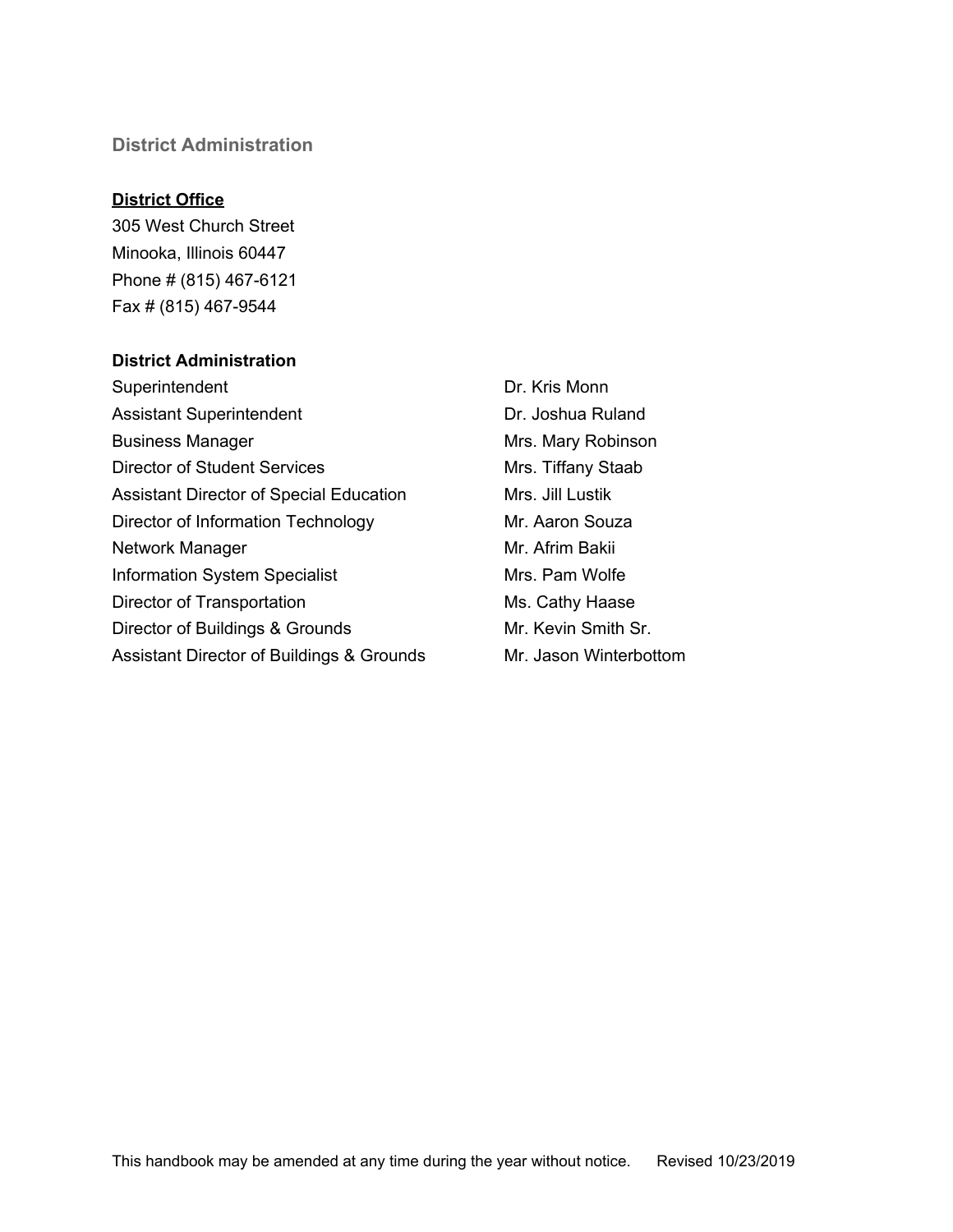## District Administration

**District Office**

305 West Church Street
Minooka, Illinois 60447
Phone # (815) 467-6121
Fax # (815) 467-9544

**District Administration**

| | |
|---|---|
| Superintendent | Dr. Kris Monn |
| Assistant Superintendent | Dr. Joshua Ruland |
| Business Manager | Mrs. Mary Robinson |
| Director of Student Services | Mrs. Tiffany Staab |
| Assistant Director of Special Education | Mrs. Jill Lustik |
| Director of Information Technology | Mr. Aaron Souza |
| Network Manager | Mr. Afrim Bakii |
| Information System Specialist | Mrs. Pam Wolfe |
| Director of Transportation | Ms. Cathy Haase |
| Director of Buildings & Grounds | Mr. Kevin Smith Sr. |
| Assistant Director of Buildings & Grounds | Mr. Jason Winterbottom |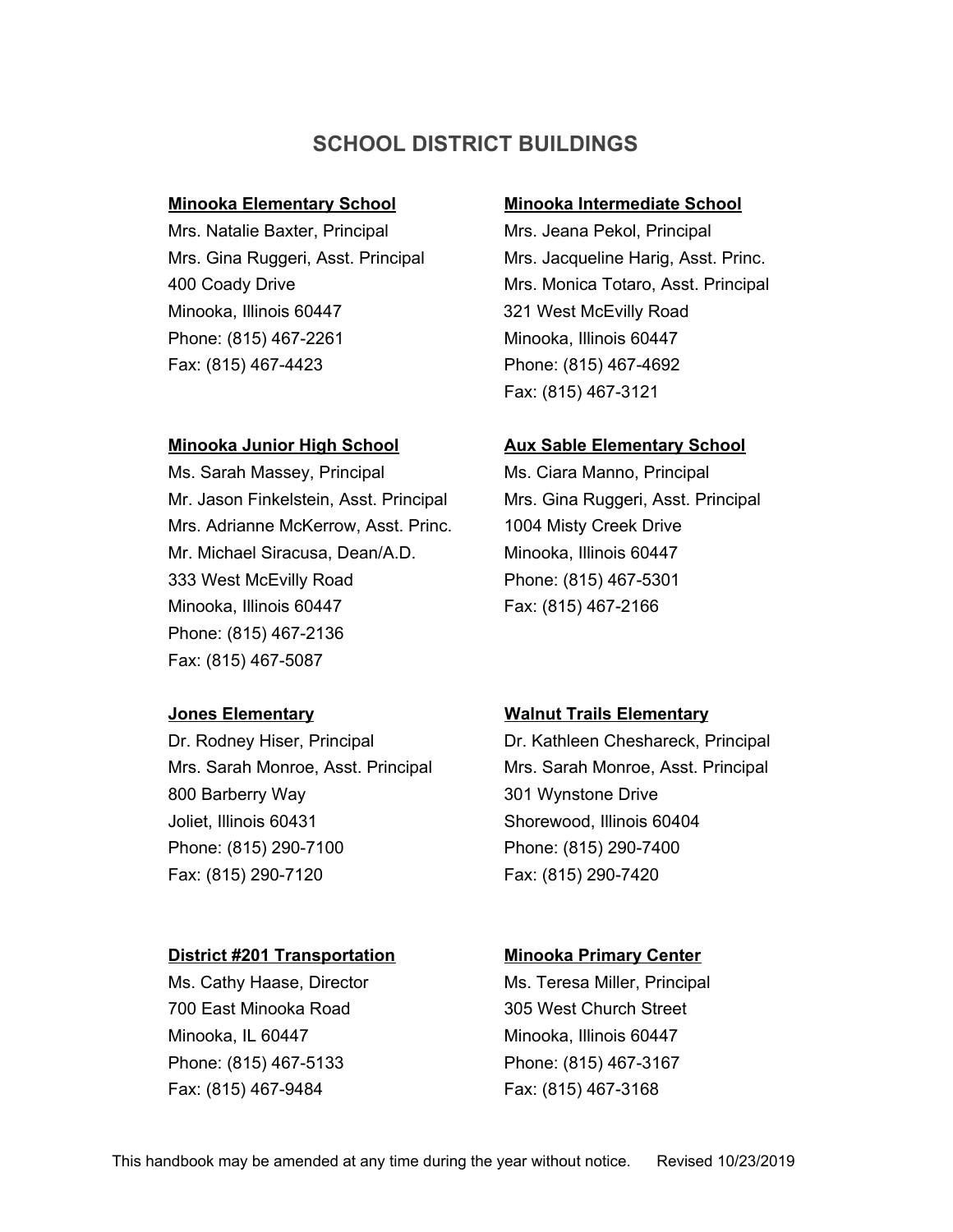# SCHOOL DISTRICT BUILDINGS

**Minooka Elementary School**
Mrs. Natalie Baxter, Principal
Mrs. Gina Ruggeri, Asst. Principal
400 Coady Drive
Minooka, Illinois 60447
Phone: (815) 467-2261
Fax: (815) 467-4423

**Minooka Intermediate School**
Mrs. Jeana Pekol, Principal
Mrs. Jacqueline Harig, Asst. Princ.
Mrs. Monica Totaro, Asst. Principal
321 West McEvilly Road
Minooka, Illinois 60447
Phone: (815) 467-4692
Fax: (815) 467-3121

**Minooka Junior High School**
Ms. Sarah Massey, Principal
Mr. Jason Finkelstein, Asst. Principal
Mrs. Adrianne McKerrow, Asst. Princ.
Mr. Michael Siracusa, Dean/A.D.
333 West McEvilly Road
Minooka, Illinois 60447
Phone: (815) 467-2136
Fax: (815) 467-5087

**Aux Sable Elementary School**
Ms. Ciara Manno, Principal
Mrs. Gina Ruggeri, Asst. Principal
1004 Misty Creek Drive
Minooka, Illinois 60447
Phone: (815) 467-5301
Fax: (815) 467-2166

**Jones Elementary**
Dr. Rodney Hiser, Principal
Mrs. Sarah Monroe, Asst. Principal
800 Barberry Way
Joliet, Illinois 60431
Phone: (815) 290-7100
Fax: (815) 290-7120

**Walnut Trails Elementary**
Dr. Kathleen Cheshareck, Principal
Mrs. Sarah Monroe, Asst. Principal
301 Wynstone Drive
Shorewood, Illinois 60404
Phone: (815) 290-7400
Fax: (815) 290-7420

**District #201 Transportation**
Ms. Cathy Haase, Director
700 East Minooka Road
Minooka, IL 60447
Phone: (815) 467-5133
Fax: (815) 467-9484

**Minooka Primary Center**
Ms. Teresa Miller, Principal
305 West Church Street
Minooka, Illinois 60447
Phone: (815) 467-3167
Fax: (815) 467-3168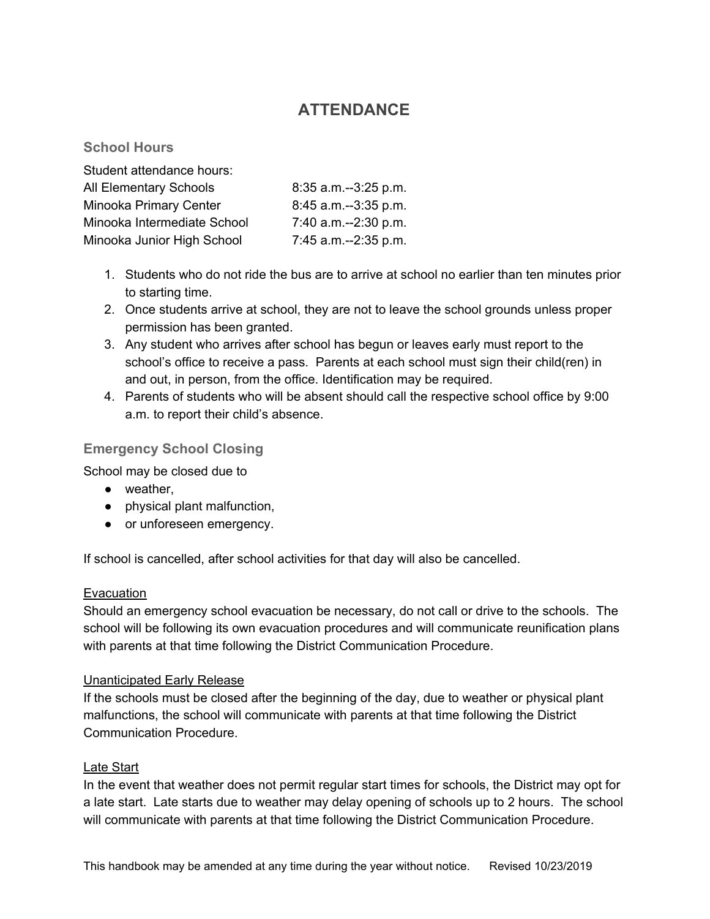# ATTENDANCE

## School Hours

Student attendance hours:

| | |
|---|---|
| All Elementary Schools | 8:35 a.m.--3:25 p.m. |
| Minooka Primary Center | 8:45 a.m.--3:35 p.m. |
| Minooka Intermediate School | 7:40 a.m.--2:30 p.m. |
| Minooka Junior High School | 7:45 a.m.--2:35 p.m. |

1. Students who do not ride the bus are to arrive at school no earlier than ten minutes prior to starting time.
2. Once students arrive at school, they are not to leave the school grounds unless proper permission has been granted.
3. Any student who arrives after school has begun or leaves early must report to the school's office to receive a pass. Parents at each school must sign their child(ren) in and out, in person, from the office. Identification may be required.
4. Parents of students who will be absent should call the respective school office by 9:00 a.m. to report their child's absence.

## Emergency School Closing

School may be closed due to

- weather,
- physical plant malfunction,
- or unforeseen emergency.

If school is cancelled, after school activities for that day will also be cancelled.

### Evacuation

Should an emergency school evacuation be necessary, do not call or drive to the schools. The school will be following its own evacuation procedures and will communicate reunification plans with parents at that time following the District Communication Procedure.

### Unanticipated Early Release

If the schools must be closed after the beginning of the day, due to weather or physical plant malfunctions, the school will communicate with parents at that time following the District Communication Procedure.

### Late Start

In the event that weather does not permit regular start times for schools, the District may opt for a late start. Late starts due to weather may delay opening of schools up to 2 hours. The school will communicate with parents at that time following the District Communication Procedure.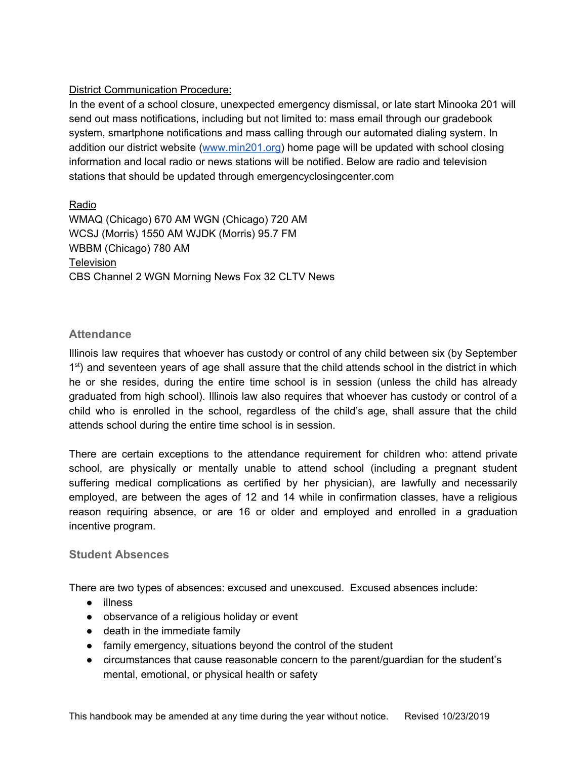District Communication Procedure:

In the event of a school closure, unexpected emergency dismissal, or late start Minooka 201 will send out mass notifications, including but not limited to: mass email through our gradebook system, smartphone notifications and mass calling through our automated dialing system. In addition our district website ([www.min201.org](http://www.min201.org)) home page will be updated with school closing information and local radio or news stations will be notified. Below are radio and television stations that should be updated through emergencyclosingcenter.com

Radio

WMAQ (Chicago) 670 AM WGN (Chicago) 720 AM
WCSJ (Morris) 1550 AM WJDK (Morris) 95.7 FM
WBBM (Chicago) 780 AM

Television

CBS Channel 2 WGN Morning News Fox 32 CLTV News

## Attendance

Illinois law requires that whoever has custody or control of any child between six (by September 1st) and seventeen years of age shall assure that the child attends school in the district in which he or she resides, during the entire time school is in session (unless the child has already graduated from high school). Illinois law also requires that whoever has custody or control of a child who is enrolled in the school, regardless of the child's age, shall assure that the child attends school during the entire time school is in session.

There are certain exceptions to the attendance requirement for children who: attend private school, are physically or mentally unable to attend school (including a pregnant student suffering medical complications as certified by her physician), are lawfully and necessarily employed, are between the ages of 12 and 14 while in confirmation classes, have a religious reason requiring absence, or are 16 or older and employed and enrolled in a graduation incentive program.

## Student Absences

There are two types of absences: excused and unexcused. Excused absences include:

- illness
- observance of a religious holiday or event
- death in the immediate family
- family emergency, situations beyond the control of the student
- circumstances that cause reasonable concern to the parent/guardian for the student's mental, emotional, or physical health or safety

This handbook may be amended at any time during the year without notice. Revised 10/23/2019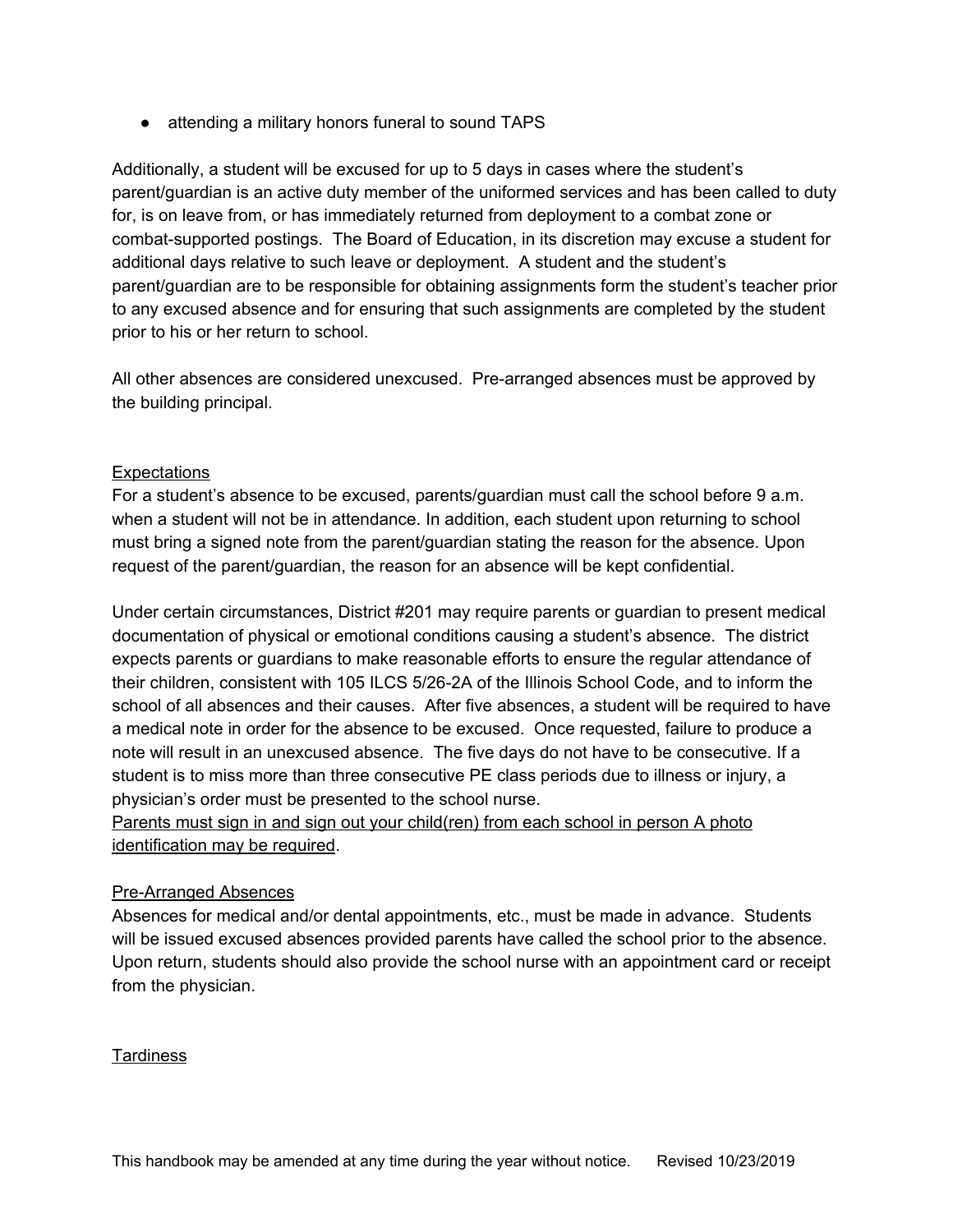- attending a military honors funeral to sound TAPS

Additionally, a student will be excused for up to 5 days in cases where the student's parent/guardian is an active duty member of the uniformed services and has been called to duty for, is on leave from, or has immediately returned from deployment to a combat zone or combat-supported postings. The Board of Education, in its discretion may excuse a student for additional days relative to such leave or deployment. A student and the student's parent/guardian are to be responsible for obtaining assignments form the student's teacher prior to any excused absence and for ensuring that such assignments are completed by the student prior to his or her return to school.

All other absences are considered unexcused. Pre-arranged absences must be approved by the building principal.

### Expectations

For a student's absence to be excused, parents/guardian must call the school before 9 a.m. when a student will not be in attendance. In addition, each student upon returning to school must bring a signed note from the parent/guardian stating the reason for the absence. Upon request of the parent/guardian, the reason for an absence will be kept confidential.

Under certain circumstances, District #201 may require parents or guardian to present medical documentation of physical or emotional conditions causing a student's absence. The district expects parents or guardians to make reasonable efforts to ensure the regular attendance of their children, consistent with 105 ILCS 5/26-2A of the Illinois School Code, and to inform the school of all absences and their causes. After five absences, a student will be required to have a medical note in order for the absence to be excused. Once requested, failure to produce a note will result in an unexcused absence. The five days do not have to be consecutive. If a student is to miss more than three consecutive PE class periods due to illness or injury, a physician's order must be presented to the school nurse.
Parents must sign in and sign out your child(ren) from each school in person A photo identification may be required.

### Pre-Arranged Absences

Absences for medical and/or dental appointments, etc., must be made in advance. Students will be issued excused absences provided parents have called the school prior to the absence. Upon return, students should also provide the school nurse with an appointment card or receipt from the physician.

### Tardiness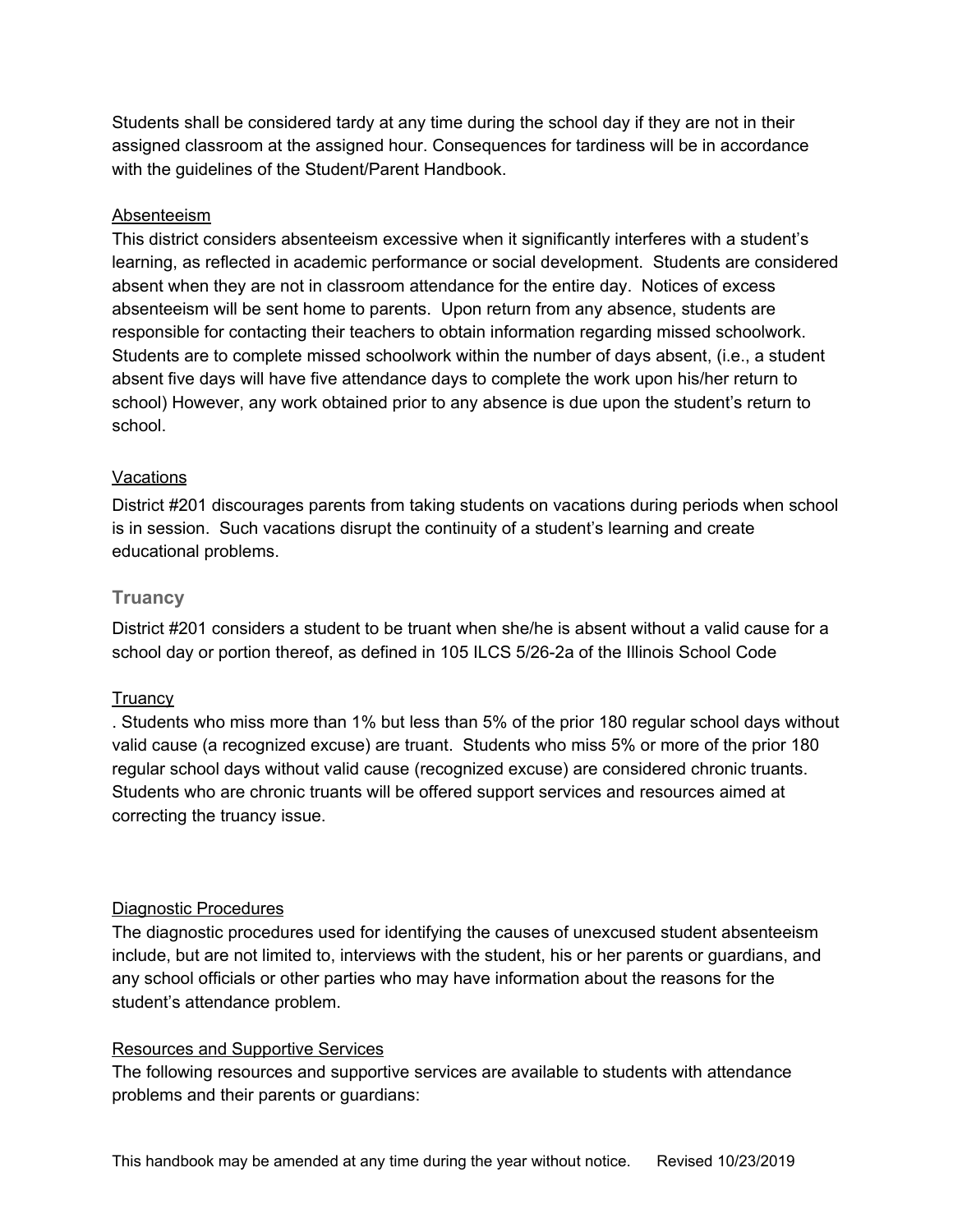Students shall be considered tardy at any time during the school day if they are not in their assigned classroom at the assigned hour. Consequences for tardiness will be in accordance with the guidelines of the Student/Parent Handbook.

<u>Absenteeism</u>

This district considers absenteeism excessive when it significantly interferes with a student's learning, as reflected in academic performance or social development. Students are considered absent when they are not in classroom attendance for the entire day. Notices of excess absenteeism will be sent home to parents. Upon return from any absence, students are responsible for contacting their teachers to obtain information regarding missed schoolwork. Students are to complete missed schoolwork within the number of days absent, (i.e., a student absent five days will have five attendance days to complete the work upon his/her return to school) However, any work obtained prior to any absence is due upon the student's return to school.

<u>Vacations</u>

District #201 discourages parents from taking students on vacations during periods when school is in session. Such vacations disrupt the continuity of a student's learning and create educational problems.

### Truancy

District #201 considers a student to be truant when she/he is absent without a valid cause for a school day or portion thereof, as defined in 105 ILCS 5/26-2a of the Illinois School Code

<u>Truancy</u>

. Students who miss more than 1% but less than 5% of the prior 180 regular school days without valid cause (a recognized excuse) are truant. Students who miss 5% or more of the prior 180 regular school days without valid cause (recognized excuse) are considered chronic truants. Students who are chronic truants will be offered support services and resources aimed at correcting the truancy issue.

<u>Diagnostic Procedures</u>

The diagnostic procedures used for identifying the causes of unexcused student absenteeism include, but are not limited to, interviews with the student, his or her parents or guardians, and any school officials or other parties who may have information about the reasons for the student's attendance problem.

<u>Resources and Supportive Services</u>

The following resources and supportive services are available to students with attendance problems and their parents or guardians: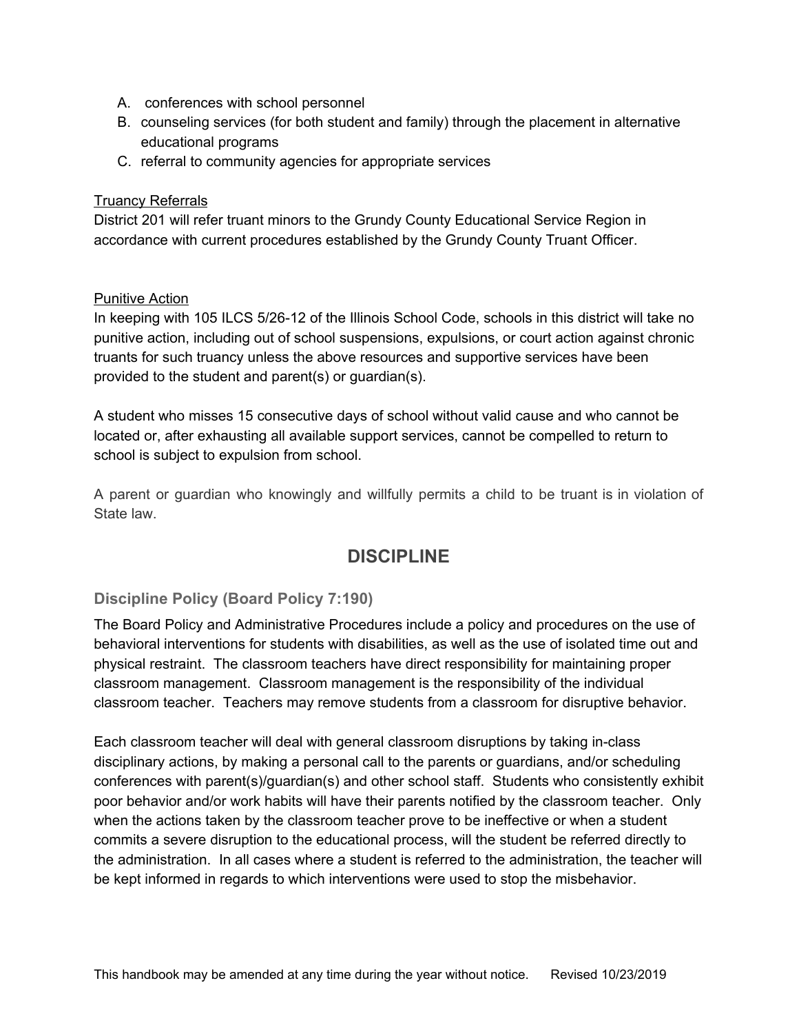A. conferences with school personnel
B. counseling services (for both student and family) through the placement in alternative educational programs
C. referral to community agencies for appropriate services

<u>Truancy Referrals</u>

District 201 will refer truant minors to the Grundy County Educational Service Region in accordance with current procedures established by the Grundy County Truant Officer.

<u>Punitive Action</u>

In keeping with 105 ILCS 5/26-12 of the Illinois School Code, schools in this district will take no punitive action, including out of school suspensions, expulsions, or court action against chronic truants for such truancy unless the above resources and supportive services have been provided to the student and parent(s) or guardian(s).

A student who misses 15 consecutive days of school without valid cause and who cannot be located or, after exhausting all available support services, cannot be compelled to return to school is subject to expulsion from school.

A parent or guardian who knowingly and willfully permits a child to be truant is in violation of State law.

# DISCIPLINE

## Discipline Policy (Board Policy 7:190)

The Board Policy and Administrative Procedures include a policy and procedures on the use of behavioral interventions for students with disabilities, as well as the use of isolated time out and physical restraint. The classroom teachers have direct responsibility for maintaining proper classroom management. Classroom management is the responsibility of the individual classroom teacher. Teachers may remove students from a classroom for disruptive behavior.

Each classroom teacher will deal with general classroom disruptions by taking in-class disciplinary actions, by making a personal call to the parents or guardians, and/or scheduling conferences with parent(s)/guardian(s) and other school staff. Students who consistently exhibit poor behavior and/or work habits will have their parents notified by the classroom teacher. Only when the actions taken by the classroom teacher prove to be ineffective or when a student commits a severe disruption to the educational process, will the student be referred directly to the administration. In all cases where a student is referred to the administration, the teacher will be kept informed in regards to which interventions were used to stop the misbehavior.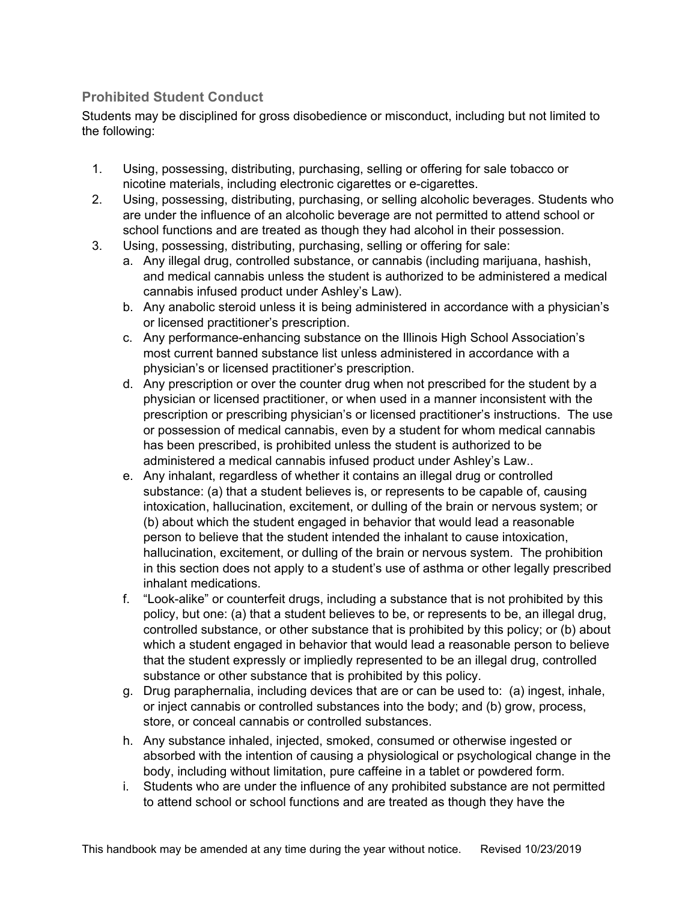### Prohibited Student Conduct

Students may be disciplined for gross disobedience or misconduct, including but not limited to the following:

1. Using, possessing, distributing, purchasing, selling or offering for sale tobacco or nicotine materials, including electronic cigarettes or e-cigarettes.
2. Using, possessing, distributing, purchasing, or selling alcoholic beverages. Students who are under the influence of an alcoholic beverage are not permitted to attend school or school functions and are treated as though they had alcohol in their possession.
3. Using, possessing, distributing, purchasing, selling or offering for sale:
   a. Any illegal drug, controlled substance, or cannabis (including marijuana, hashish, and medical cannabis unless the student is authorized to be administered a medical cannabis infused product under Ashley's Law).
   b. Any anabolic steroid unless it is being administered in accordance with a physician's or licensed practitioner's prescription.
   c. Any performance-enhancing substance on the Illinois High School Association's most current banned substance list unless administered in accordance with a physician's or licensed practitioner's prescription.
   d. Any prescription or over the counter drug when not prescribed for the student by a physician or licensed practitioner, or when used in a manner inconsistent with the prescription or prescribing physician's or licensed practitioner's instructions. The use or possession of medical cannabis, even by a student for whom medical cannabis has been prescribed, is prohibited unless the student is authorized to be administered a medical cannabis infused product under Ashley's Law..
   e. Any inhalant, regardless of whether it contains an illegal drug or controlled substance: (a) that a student believes is, or represents to be capable of, causing intoxication, hallucination, excitement, or dulling of the brain or nervous system; or (b) about which the student engaged in behavior that would lead a reasonable person to believe that the student intended the inhalant to cause intoxication, hallucination, excitement, or dulling of the brain or nervous system. The prohibition in this section does not apply to a student's use of asthma or other legally prescribed inhalant medications.
   f. "Look-alike" or counterfeit drugs, including a substance that is not prohibited by this policy, but one: (a) that a student believes to be, or represents to be, an illegal drug, controlled substance, or other substance that is prohibited by this policy; or (b) about which a student engaged in behavior that would lead a reasonable person to believe that the student expressly or impliedly represented to be an illegal drug, controlled substance or other substance that is prohibited by this policy.
   g. Drug paraphernalia, including devices that are or can be used to: (a) ingest, inhale, or inject cannabis or controlled substances into the body; and (b) grow, process, store, or conceal cannabis or controlled substances.
   h. Any substance inhaled, injected, smoked, consumed or otherwise ingested or absorbed with the intention of causing a physiological or psychological change in the body, including without limitation, pure caffeine in a tablet or powdered form.
   i. Students who are under the influence of any prohibited substance are not permitted to attend school or school functions and are treated as though they have the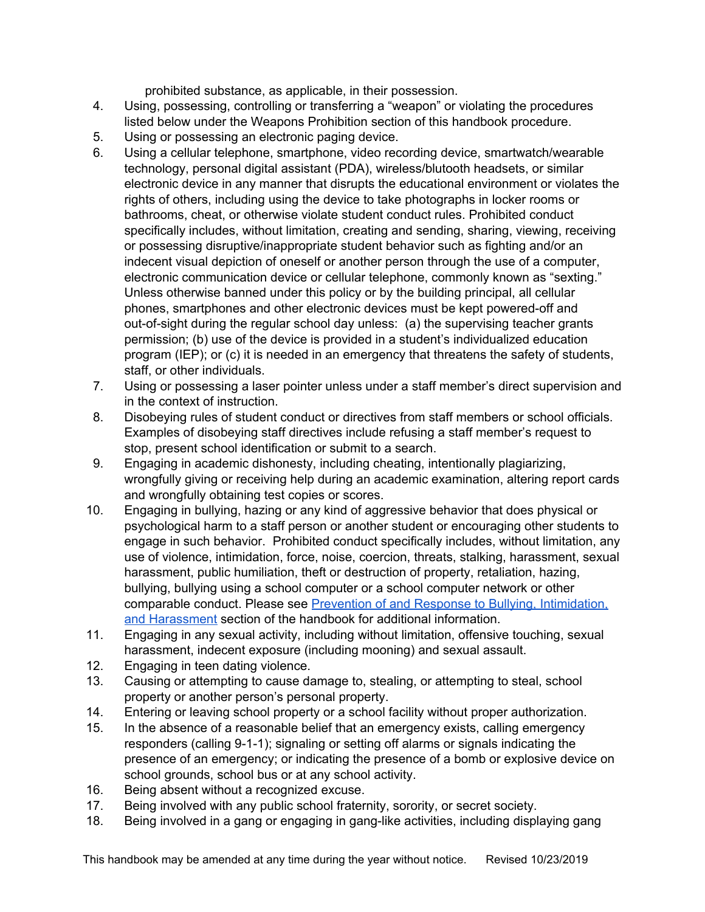prohibited substance, as applicable, in their possession.

4. Using, possessing, controlling or transferring a “weapon” or violating the procedures listed below under the Weapons Prohibition section of this handbook procedure.
5. Using or possessing an electronic paging device.
6. Using a cellular telephone, smartphone, video recording device, smartwatch/wearable technology, personal digital assistant (PDA), wireless/blutooth headsets, or similar electronic device in any manner that disrupts the educational environment or violates the rights of others, including using the device to take photographs in locker rooms or bathrooms, cheat, or otherwise violate student conduct rules. Prohibited conduct specifically includes, without limitation, creating and sending, sharing, viewing, receiving or possessing disruptive/inappropriate student behavior such as fighting and/or an indecent visual depiction of oneself or another person through the use of a computer, electronic communication device or cellular telephone, commonly known as “sexting.” Unless otherwise banned under this policy or by the building principal, all cellular phones, smartphones and other electronic devices must be kept powered-off and out-of-sight during the regular school day unless: (a) the supervising teacher grants permission; (b) use of the device is provided in a student’s individualized education program (IEP); or (c) it is needed in an emergency that threatens the safety of students, staff, or other individuals.
7. Using or possessing a laser pointer unless under a staff member’s direct supervision and in the context of instruction.
8. Disobeying rules of student conduct or directives from staff members or school officials. Examples of disobeying staff directives include refusing a staff member’s request to stop, present school identification or submit to a search.
9. Engaging in academic dishonesty, including cheating, intentionally plagiarizing, wrongfully giving or receiving help during an academic examination, altering report cards and wrongfully obtaining test copies or scores.
10. Engaging in bullying, hazing or any kind of aggressive behavior that does physical or psychological harm to a staff person or another student or encouraging other students to engage in such behavior. Prohibited conduct specifically includes, without limitation, any use of violence, intimidation, force, noise, coercion, threats, stalking, harassment, sexual harassment, public humiliation, theft or destruction of property, retaliation, hazing, bullying, bullying using a school computer or a school computer network or other comparable conduct. Please see Prevention of and Response to Bullying, Intimidation, and Harassment section of the handbook for additional information.
11. Engaging in any sexual activity, including without limitation, offensive touching, sexual harassment, indecent exposure (including mooning) and sexual assault.
12. Engaging in teen dating violence.
13. Causing or attempting to cause damage to, stealing, or attempting to steal, school property or another person’s personal property.
14. Entering or leaving school property or a school facility without proper authorization.
15. In the absence of a reasonable belief that an emergency exists, calling emergency responders (calling 9-1-1); signaling or setting off alarms or signals indicating the presence of an emergency; or indicating the presence of a bomb or explosive device on school grounds, school bus or at any school activity.
16. Being absent without a recognized excuse.
17. Being involved with any public school fraternity, sorority, or secret society.
18. Being involved in a gang or engaging in gang-like activities, including displaying gang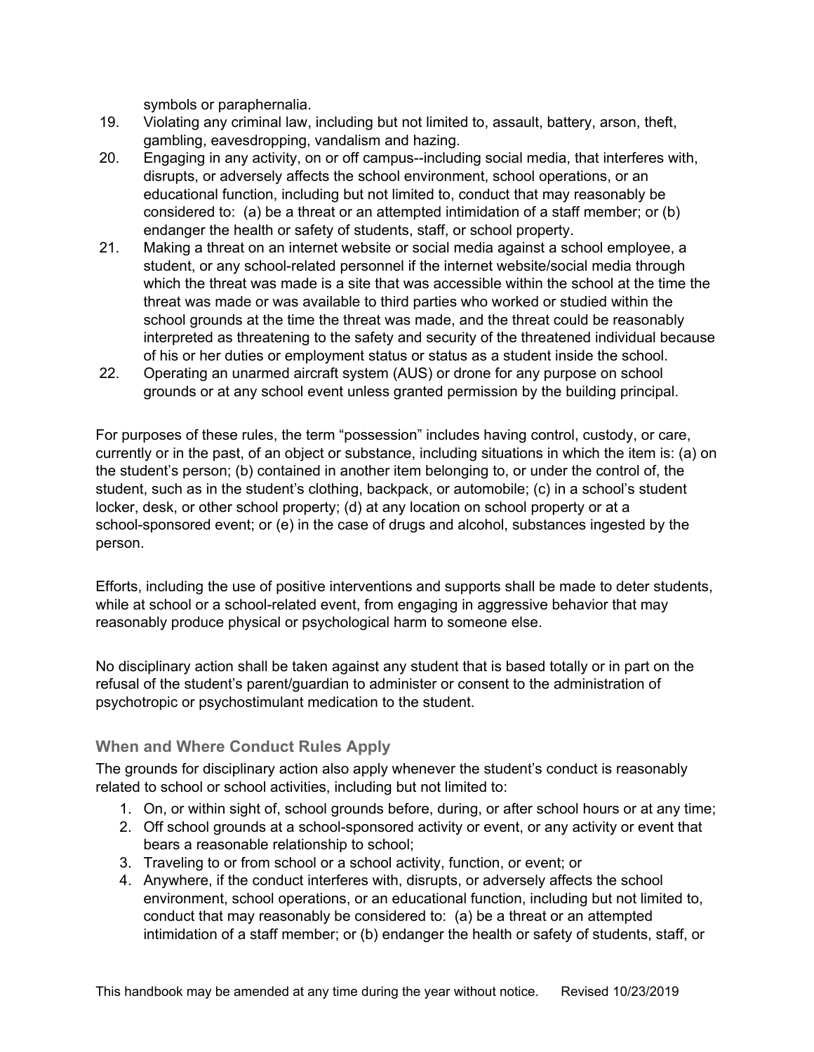symbols or paraphernalia.

19. Violating any criminal law, including but not limited to, assault, battery, arson, theft, gambling, eavesdropping, vandalism and hazing.
20. Engaging in any activity, on or off campus--including social media, that interferes with, disrupts, or adversely affects the school environment, school operations, or an educational function, including but not limited to, conduct that may reasonably be considered to: (a) be a threat or an attempted intimidation of a staff member; or (b) endanger the health or safety of students, staff, or school property.
21. Making a threat on an internet website or social media against a school employee, a student, or any school-related personnel if the internet website/social media through which the threat was made is a site that was accessible within the school at the time the threat was made or was available to third parties who worked or studied within the school grounds at the time the threat was made, and the threat could be reasonably interpreted as threatening to the safety and security of the threatened individual because of his or her duties or employment status or status as a student inside the school.
22. Operating an unarmed aircraft system (AUS) or drone for any purpose on school grounds or at any school event unless granted permission by the building principal.

For purposes of these rules, the term "possession" includes having control, custody, or care, currently or in the past, of an object or substance, including situations in which the item is: (a) on the student's person; (b) contained in another item belonging to, or under the control of, the student, such as in the student's clothing, backpack, or automobile; (c) in a school's student locker, desk, or other school property; (d) at any location on school property or at a school-sponsored event; or (e) in the case of drugs and alcohol, substances ingested by the person.

Efforts, including the use of positive interventions and supports shall be made to deter students, while at school or a school-related event, from engaging in aggressive behavior that may reasonably produce physical or psychological harm to someone else.

No disciplinary action shall be taken against any student that is based totally or in part on the refusal of the student's parent/guardian to administer or consent to the administration of psychotropic or psychostimulant medication to the student.

### When and Where Conduct Rules Apply

The grounds for disciplinary action also apply whenever the student's conduct is reasonably related to school or school activities, including but not limited to:

1. On, or within sight of, school grounds before, during, or after school hours or at any time;
2. Off school grounds at a school-sponsored activity or event, or any activity or event that bears a reasonable relationship to school;
3. Traveling to or from school or a school activity, function, or event; or
4. Anywhere, if the conduct interferes with, disrupts, or adversely affects the school environment, school operations, or an educational function, including but not limited to, conduct that may reasonably be considered to: (a) be a threat or an attempted intimidation of a staff member; or (b) endanger the health or safety of students, staff, or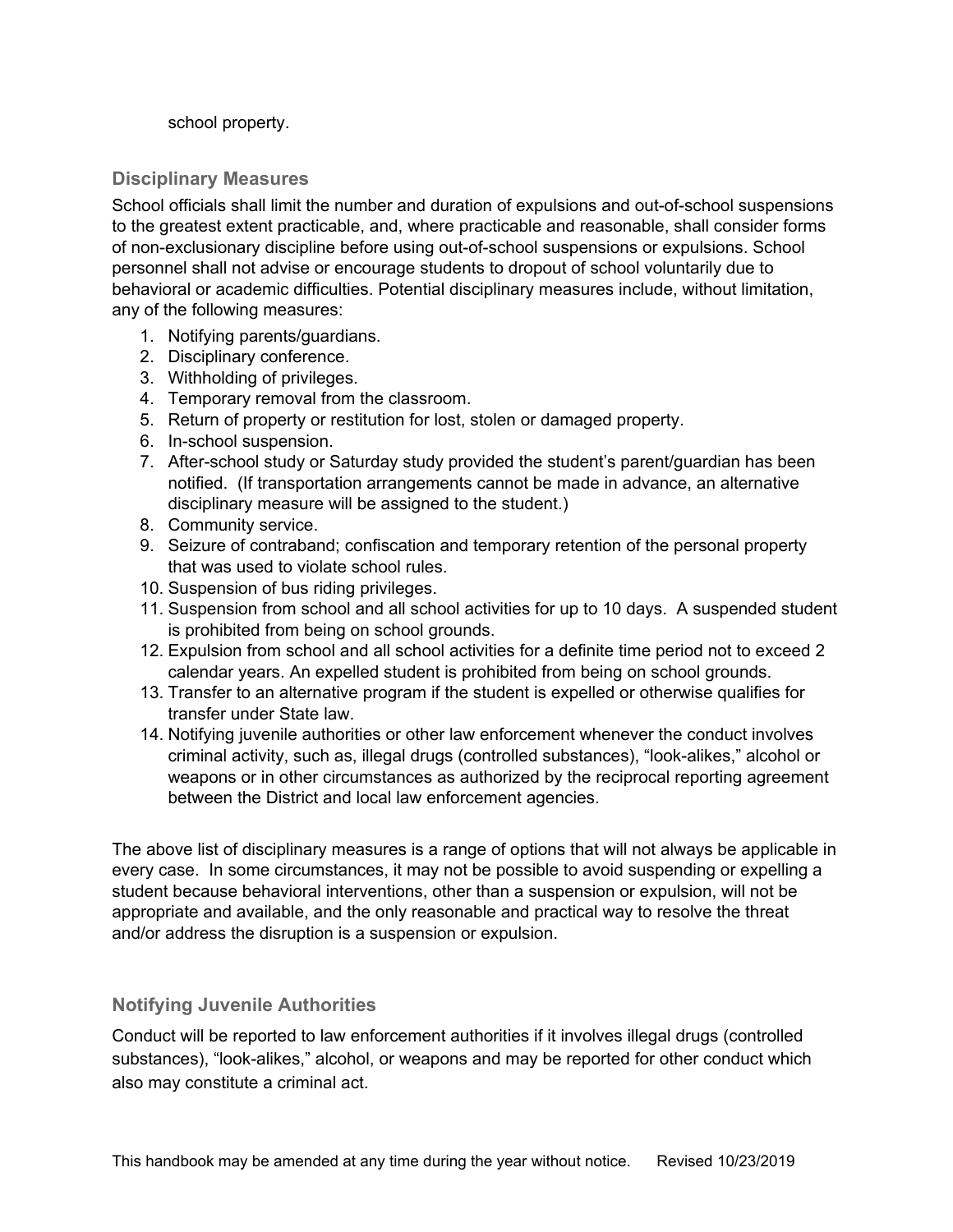school property.

### Disciplinary Measures

School officials shall limit the number and duration of expulsions and out-of-school suspensions to the greatest extent practicable, and, where practicable and reasonable, shall consider forms of non-exclusionary discipline before using out-of-school suspensions or expulsions. School personnel shall not advise or encourage students to dropout of school voluntarily due to behavioral or academic difficulties. Potential disciplinary measures include, without limitation, any of the following measures:

1. Notifying parents/guardians.
2. Disciplinary conference.
3. Withholding of privileges.
4. Temporary removal from the classroom.
5. Return of property or restitution for lost, stolen or damaged property.
6. In-school suspension.
7. After-school study or Saturday study provided the student's parent/guardian has been notified. (If transportation arrangements cannot be made in advance, an alternative disciplinary measure will be assigned to the student.)
8. Community service.
9. Seizure of contraband; confiscation and temporary retention of the personal property that was used to violate school rules.
10. Suspension of bus riding privileges.
11. Suspension from school and all school activities for up to 10 days. A suspended student is prohibited from being on school grounds.
12. Expulsion from school and all school activities for a definite time period not to exceed 2 calendar years. An expelled student is prohibited from being on school grounds.
13. Transfer to an alternative program if the student is expelled or otherwise qualifies for transfer under State law.
14. Notifying juvenile authorities or other law enforcement whenever the conduct involves criminal activity, such as, illegal drugs (controlled substances), "look-alikes," alcohol or weapons or in other circumstances as authorized by the reciprocal reporting agreement between the District and local law enforcement agencies.

The above list of disciplinary measures is a range of options that will not always be applicable in every case. In some circumstances, it may not be possible to avoid suspending or expelling a student because behavioral interventions, other than a suspension or expulsion, will not be appropriate and available, and the only reasonable and practical way to resolve the threat and/or address the disruption is a suspension or expulsion.

### Notifying Juvenile Authorities

Conduct will be reported to law enforcement authorities if it involves illegal drugs (controlled substances), "look-alikes," alcohol, or weapons and may be reported for other conduct which also may constitute a criminal act.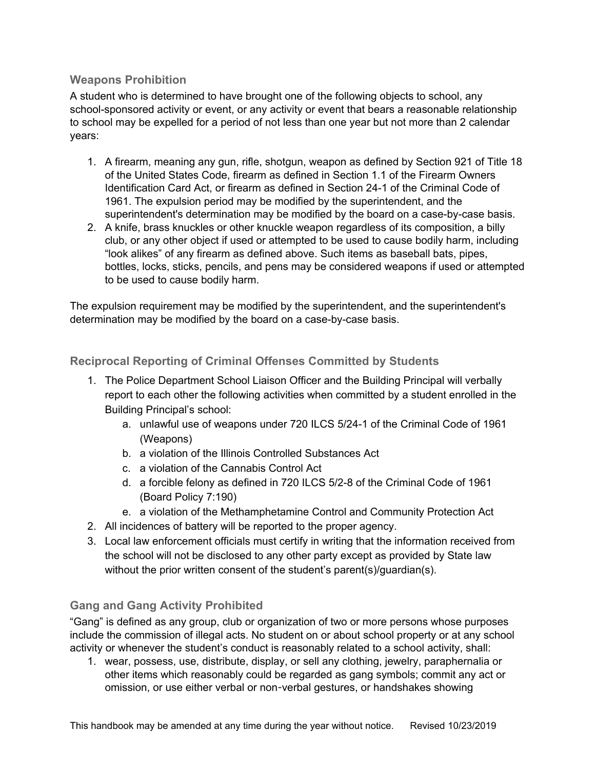### Weapons Prohibition

A student who is determined to have brought one of the following objects to school, any school-sponsored activity or event, or any activity or event that bears a reasonable relationship to school may be expelled for a period of not less than one year but not more than 2 calendar years:

1. A firearm, meaning any gun, rifle, shotgun, weapon as defined by Section 921 of Title 18 of the United States Code, firearm as defined in Section 1.1 of the Firearm Owners Identification Card Act, or firearm as defined in Section 24-1 of the Criminal Code of 1961. The expulsion period may be modified by the superintendent, and the superintendent's determination may be modified by the board on a case-by-case basis.
2. A knife, brass knuckles or other knuckle weapon regardless of its composition, a billy club, or any other object if used or attempted to be used to cause bodily harm, including "look alikes" of any firearm as defined above. Such items as baseball bats, pipes, bottles, locks, sticks, pencils, and pens may be considered weapons if used or attempted to be used to cause bodily harm.

The expulsion requirement may be modified by the superintendent, and the superintendent's determination may be modified by the board on a case-by-case basis.

### Reciprocal Reporting of Criminal Offenses Committed by Students

1. The Police Department School Liaison Officer and the Building Principal will verbally report to each other the following activities when committed by a student enrolled in the Building Principal's school:
   a. unlawful use of weapons under 720 ILCS 5/24-1 of the Criminal Code of 1961 (Weapons)
   b. a violation of the Illinois Controlled Substances Act
   c. a violation of the Cannabis Control Act
   d. a forcible felony as defined in 720 ILCS 5/2-8 of the Criminal Code of 1961 (Board Policy 7:190)
   e. a violation of the Methamphetamine Control and Community Protection Act
2. All incidences of battery will be reported to the proper agency.
3. Local law enforcement officials must certify in writing that the information received from the school will not be disclosed to any other party except as provided by State law without the prior written consent of the student's parent(s)/guardian(s).

### Gang and Gang Activity Prohibited

"Gang" is defined as any group, club or organization of two or more persons whose purposes include the commission of illegal acts. No student on or about school property or at any school activity or whenever the student's conduct is reasonably related to a school activity, shall:

1. wear, possess, use, distribute, display, or sell any clothing, jewelry, paraphernalia or other items which reasonably could be regarded as gang symbols; commit any act or omission, or use either verbal or non-verbal gestures, or handshakes showing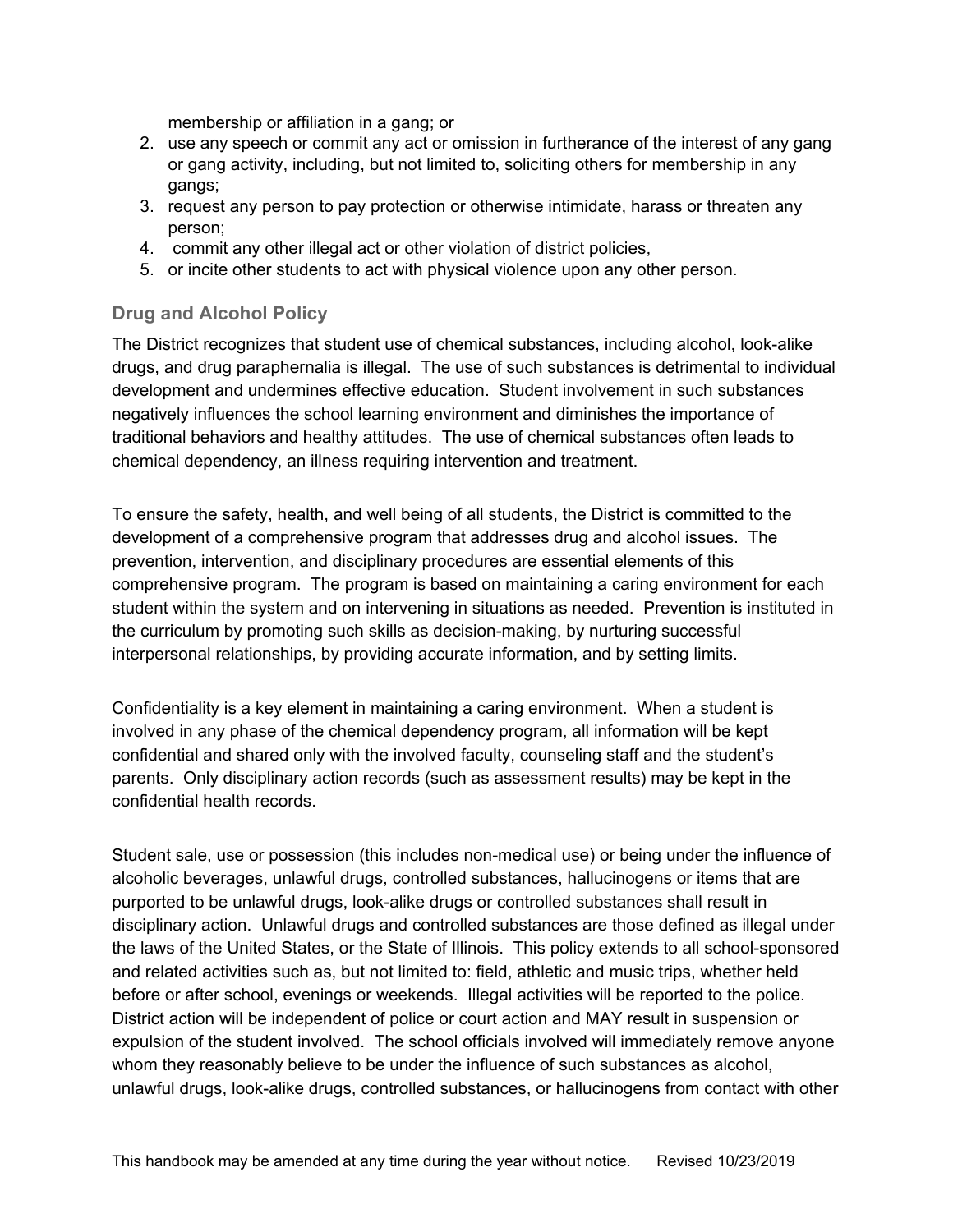membership or affiliation in a gang; or

2. use any speech or commit any act or omission in furtherance of the interest of any gang or gang activity, including, but not limited to, soliciting others for membership in any gangs;
3. request any person to pay protection or otherwise intimidate, harass or threaten any person;
4. commit any other illegal act or other violation of district policies,
5. or incite other students to act with physical violence upon any other person.

### Drug and Alcohol Policy

The District recognizes that student use of chemical substances, including alcohol, look-alike drugs, and drug paraphernalia is illegal. The use of such substances is detrimental to individual development and undermines effective education. Student involvement in such substances negatively influences the school learning environment and diminishes the importance of traditional behaviors and healthy attitudes. The use of chemical substances often leads to chemical dependency, an illness requiring intervention and treatment.

To ensure the safety, health, and well being of all students, the District is committed to the development of a comprehensive program that addresses drug and alcohol issues. The prevention, intervention, and disciplinary procedures are essential elements of this comprehensive program. The program is based on maintaining a caring environment for each student within the system and on intervening in situations as needed. Prevention is instituted in the curriculum by promoting such skills as decision-making, by nurturing successful interpersonal relationships, by providing accurate information, and by setting limits.

Confidentiality is a key element in maintaining a caring environment. When a student is involved in any phase of the chemical dependency program, all information will be kept confidential and shared only with the involved faculty, counseling staff and the student's parents. Only disciplinary action records (such as assessment results) may be kept in the confidential health records.

Student sale, use or possession (this includes non-medical use) or being under the influence of alcoholic beverages, unlawful drugs, controlled substances, hallucinogens or items that are purported to be unlawful drugs, look-alike drugs or controlled substances shall result in disciplinary action. Unlawful drugs and controlled substances are those defined as illegal under the laws of the United States, or the State of Illinois. This policy extends to all school-sponsored and related activities such as, but not limited to: field, athletic and music trips, whether held before or after school, evenings or weekends. Illegal activities will be reported to the police. District action will be independent of police or court action and MAY result in suspension or expulsion of the student involved. The school officials involved will immediately remove anyone whom they reasonably believe to be under the influence of such substances as alcohol, unlawful drugs, look-alike drugs, controlled substances, or hallucinogens from contact with other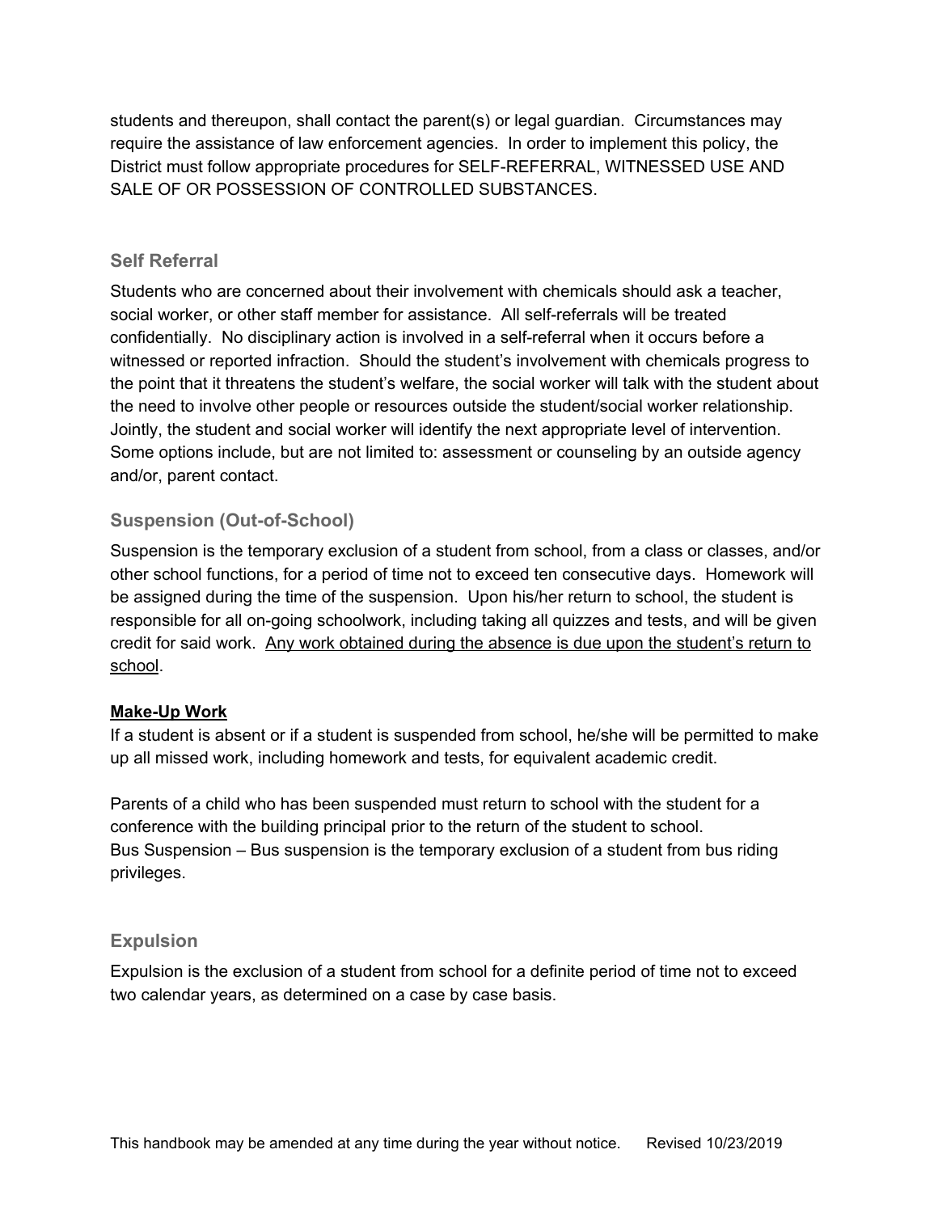students and thereupon, shall contact the parent(s) or legal guardian. Circumstances may require the assistance of law enforcement agencies. In order to implement this policy, the District must follow appropriate procedures for SELF-REFERRAL, WITNESSED USE AND SALE OF OR POSSESSION OF CONTROLLED SUBSTANCES.

## Self Referral

Students who are concerned about their involvement with chemicals should ask a teacher, social worker, or other staff member for assistance. All self-referrals will be treated confidentially. No disciplinary action is involved in a self-referral when it occurs before a witnessed or reported infraction. Should the student's involvement with chemicals progress to the point that it threatens the student's welfare, the social worker will talk with the student about the need to involve other people or resources outside the student/social worker relationship. Jointly, the student and social worker will identify the next appropriate level of intervention. Some options include, but are not limited to: assessment or counseling by an outside agency and/or, parent contact.

## Suspension (Out-of-School)

Suspension is the temporary exclusion of a student from school, from a class or classes, and/or other school functions, for a period of time not to exceed ten consecutive days. Homework will be assigned during the time of the suspension. Upon his/her return to school, the student is responsible for all on-going schoolwork, including taking all quizzes and tests, and will be given credit for said work. <u>Any work obtained during the absence is due upon the student's return to school</u>.

**<u>Make-Up Work</u>**

If a student is absent or if a student is suspended from school, he/she will be permitted to make up all missed work, including homework and tests, for equivalent academic credit.

Parents of a child who has been suspended must return to school with the student for a conference with the building principal prior to the return of the student to school.
Bus Suspension – Bus suspension is the temporary exclusion of a student from bus riding privileges.

## Expulsion

Expulsion is the exclusion of a student from school for a definite period of time not to exceed two calendar years, as determined on a case by case basis.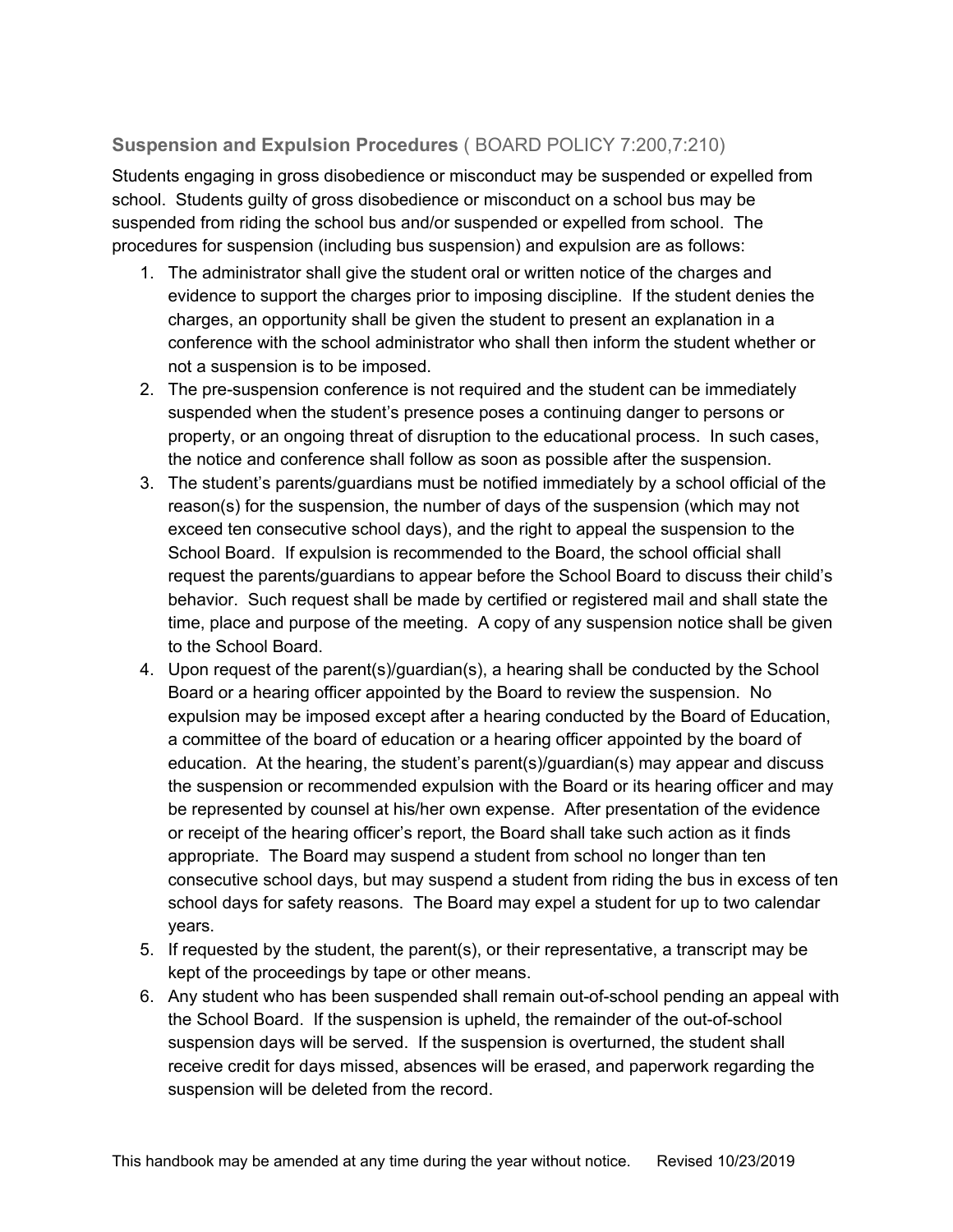### **Suspension and Expulsion Procedures** ( BOARD POLICY 7:200,7:210)

Students engaging in gross disobedience or misconduct may be suspended or expelled from school. Students guilty of gross disobedience or misconduct on a school bus may be suspended from riding the school bus and/or suspended or expelled from school. The procedures for suspension (including bus suspension) and expulsion are as follows:

1. The administrator shall give the student oral or written notice of the charges and evidence to support the charges prior to imposing discipline. If the student denies the charges, an opportunity shall be given the student to present an explanation in a conference with the school administrator who shall then inform the student whether or not a suspension is to be imposed.
2. The pre-suspension conference is not required and the student can be immediately suspended when the student's presence poses a continuing danger to persons or property, or an ongoing threat of disruption to the educational process. In such cases, the notice and conference shall follow as soon as possible after the suspension.
3. The student's parents/guardians must be notified immediately by a school official of the reason(s) for the suspension, the number of days of the suspension (which may not exceed ten consecutive school days), and the right to appeal the suspension to the School Board. If expulsion is recommended to the Board, the school official shall request the parents/guardians to appear before the School Board to discuss their child's behavior. Such request shall be made by certified or registered mail and shall state the time, place and purpose of the meeting. A copy of any suspension notice shall be given to the School Board.
4. Upon request of the parent(s)/guardian(s), a hearing shall be conducted by the School Board or a hearing officer appointed by the Board to review the suspension. No expulsion may be imposed except after a hearing conducted by the Board of Education, a committee of the board of education or a hearing officer appointed by the board of education. At the hearing, the student's parent(s)/guardian(s) may appear and discuss the suspension or recommended expulsion with the Board or its hearing officer and may be represented by counsel at his/her own expense. After presentation of the evidence or receipt of the hearing officer's report, the Board shall take such action as it finds appropriate. The Board may suspend a student from school no longer than ten consecutive school days, but may suspend a student from riding the bus in excess of ten school days for safety reasons. The Board may expel a student for up to two calendar years.
5. If requested by the student, the parent(s), or their representative, a transcript may be kept of the proceedings by tape or other means.
6. Any student who has been suspended shall remain out-of-school pending an appeal with the School Board. If the suspension is upheld, the remainder of the out-of-school suspension days will be served. If the suspension is overturned, the student shall receive credit for days missed, absences will be erased, and paperwork regarding the suspension will be deleted from the record.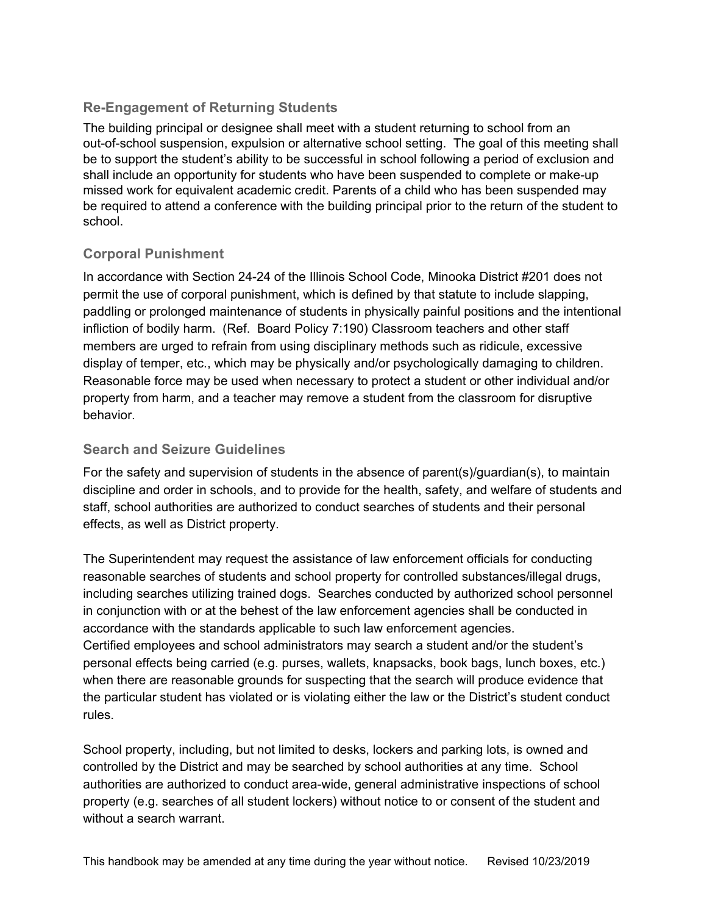### Re-Engagement of Returning Students

The building principal or designee shall meet with a student returning to school from an out-of-school suspension, expulsion or alternative school setting. The goal of this meeting shall be to support the student's ability to be successful in school following a period of exclusion and shall include an opportunity for students who have been suspended to complete or make-up missed work for equivalent academic credit. Parents of a child who has been suspended may be required to attend a conference with the building principal prior to the return of the student to school.

### Corporal Punishment

In accordance with Section 24-24 of the Illinois School Code, Minooka District #201 does not permit the use of corporal punishment, which is defined by that statute to include slapping, paddling or prolonged maintenance of students in physically painful positions and the intentional infliction of bodily harm. (Ref. Board Policy 7:190) Classroom teachers and other staff members are urged to refrain from using disciplinary methods such as ridicule, excessive display of temper, etc., which may be physically and/or psychologically damaging to children. Reasonable force may be used when necessary to protect a student or other individual and/or property from harm, and a teacher may remove a student from the classroom for disruptive behavior.

### Search and Seizure Guidelines

For the safety and supervision of students in the absence of parent(s)/guardian(s), to maintain discipline and order in schools, and to provide for the health, safety, and welfare of students and staff, school authorities are authorized to conduct searches of students and their personal effects, as well as District property.

The Superintendent may request the assistance of law enforcement officials for conducting reasonable searches of students and school property for controlled substances/illegal drugs, including searches utilizing trained dogs. Searches conducted by authorized school personnel in conjunction with or at the behest of the law enforcement agencies shall be conducted in accordance with the standards applicable to such law enforcement agencies.
Certified employees and school administrators may search a student and/or the student's personal effects being carried (e.g. purses, wallets, knapsacks, book bags, lunch boxes, etc.) when there are reasonable grounds for suspecting that the search will produce evidence that the particular student has violated or is violating either the law or the District's student conduct rules.

School property, including, but not limited to desks, lockers and parking lots, is owned and controlled by the District and may be searched by school authorities at any time. School authorities are authorized to conduct area-wide, general administrative inspections of school property (e.g. searches of all student lockers) without notice to or consent of the student and without a search warrant.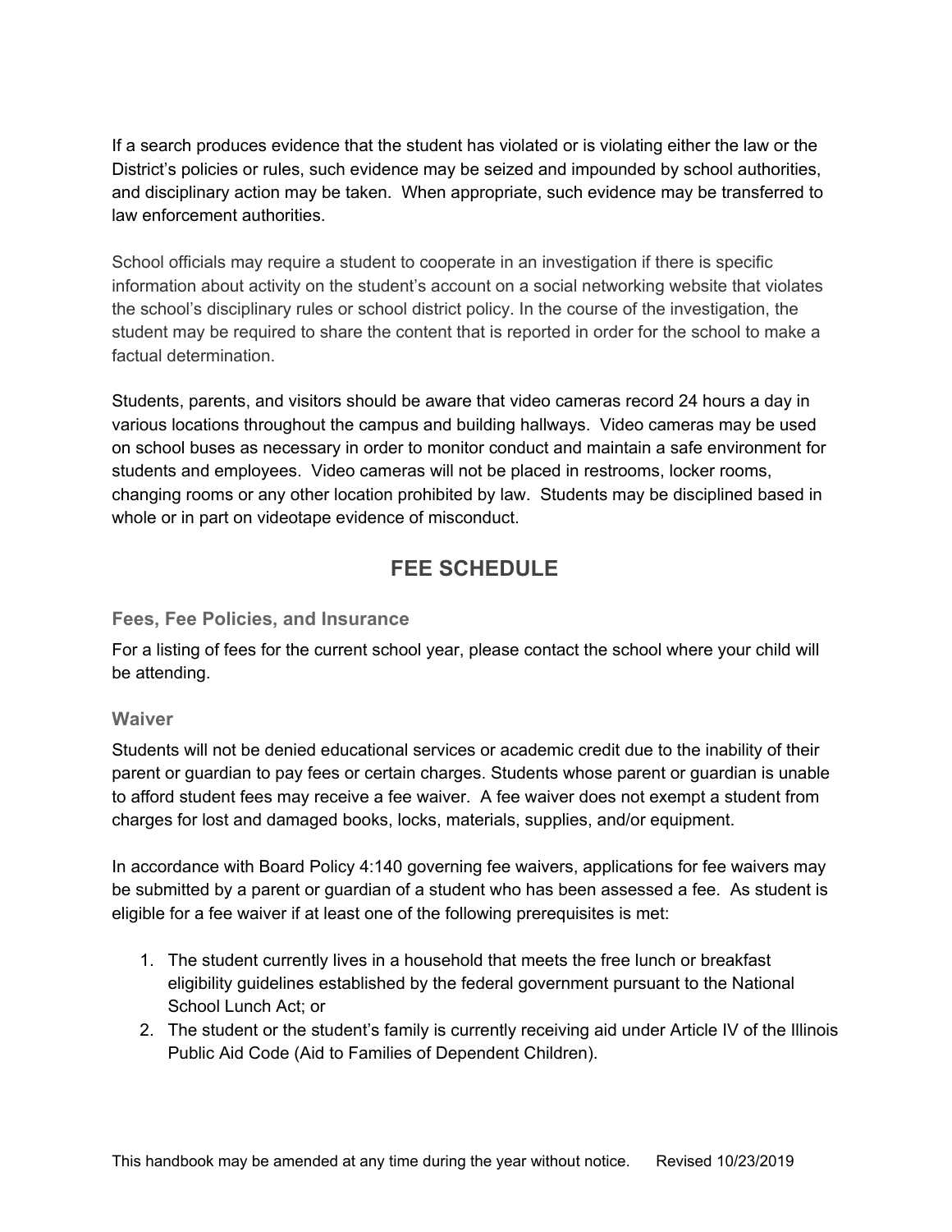If a search produces evidence that the student has violated or is violating either the law or the District's policies or rules, such evidence may be seized and impounded by school authorities, and disciplinary action may be taken. When appropriate, such evidence may be transferred to law enforcement authorities.

School officials may require a student to cooperate in an investigation if there is specific information about activity on the student's account on a social networking website that violates the school's disciplinary rules or school district policy. In the course of the investigation, the student may be required to share the content that is reported in order for the school to make a factual determination.

Students, parents, and visitors should be aware that video cameras record 24 hours a day in various locations throughout the campus and building hallways. Video cameras may be used on school buses as necessary in order to monitor conduct and maintain a safe environment for students and employees. Video cameras will not be placed in restrooms, locker rooms, changing rooms or any other location prohibited by law. Students may be disciplined based in whole or in part on videotape evidence of misconduct.

## FEE SCHEDULE

### Fees, Fee Policies, and Insurance

For a listing of fees for the current school year, please contact the school where your child will be attending.

### Waiver

Students will not be denied educational services or academic credit due to the inability of their parent or guardian to pay fees or certain charges. Students whose parent or guardian is unable to afford student fees may receive a fee waiver. A fee waiver does not exempt a student from charges for lost and damaged books, locks, materials, supplies, and/or equipment.

In accordance with Board Policy 4:140 governing fee waivers, applications for fee waivers may be submitted by a parent or guardian of a student who has been assessed a fee. As student is eligible for a fee waiver if at least one of the following prerequisites is met:

1. The student currently lives in a household that meets the free lunch or breakfast eligibility guidelines established by the federal government pursuant to the National School Lunch Act; or
2. The student or the student's family is currently receiving aid under Article IV of the Illinois Public Aid Code (Aid to Families of Dependent Children).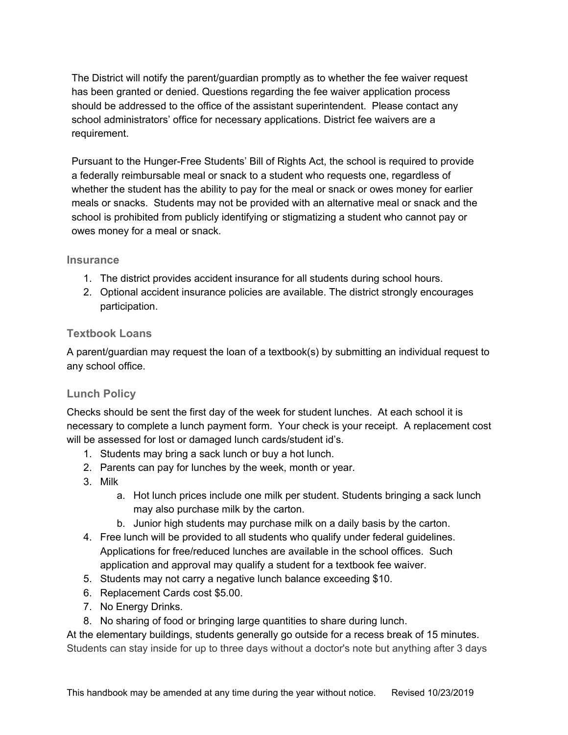The District will notify the parent/guardian promptly as to whether the fee waiver request has been granted or denied. Questions regarding the fee waiver application process should be addressed to the office of the assistant superintendent. Please contact any school administrators' office for necessary applications. District fee waivers are a requirement.

Pursuant to the Hunger-Free Students' Bill of Rights Act, the school is required to provide a federally reimbursable meal or snack to a student who requests one, regardless of whether the student has the ability to pay for the meal or snack or owes money for earlier meals or snacks. Students may not be provided with an alternative meal or snack and the school is prohibited from publicly identifying or stigmatizing a student who cannot pay or owes money for a meal or snack.

### Insurance

1. The district provides accident insurance for all students during school hours.
2. Optional accident insurance policies are available. The district strongly encourages participation.

### Textbook Loans

A parent/guardian may request the loan of a textbook(s) by submitting an individual request to any school office.

### Lunch Policy

Checks should be sent the first day of the week for student lunches. At each school it is necessary to complete a lunch payment form. Your check is your receipt. A replacement cost will be assessed for lost or damaged lunch cards/student id's.

1. Students may bring a sack lunch or buy a hot lunch.
2. Parents can pay for lunches by the week, month or year.
3. Milk
    a. Hot lunch prices include one milk per student. Students bringing a sack lunch may also purchase milk by the carton.
    b. Junior high students may purchase milk on a daily basis by the carton.
4. Free lunch will be provided to all students who qualify under federal guidelines. Applications for free/reduced lunches are available in the school offices. Such application and approval may qualify a student for a textbook fee waiver.
5. Students may not carry a negative lunch balance exceeding $10.
6. Replacement Cards cost $5.00.
7. No Energy Drinks.
8. No sharing of food or bringing large quantities to share during lunch.

At the elementary buildings, students generally go outside for a recess break of 15 minutes. Students can stay inside for up to three days without a doctor's note but anything after 3 days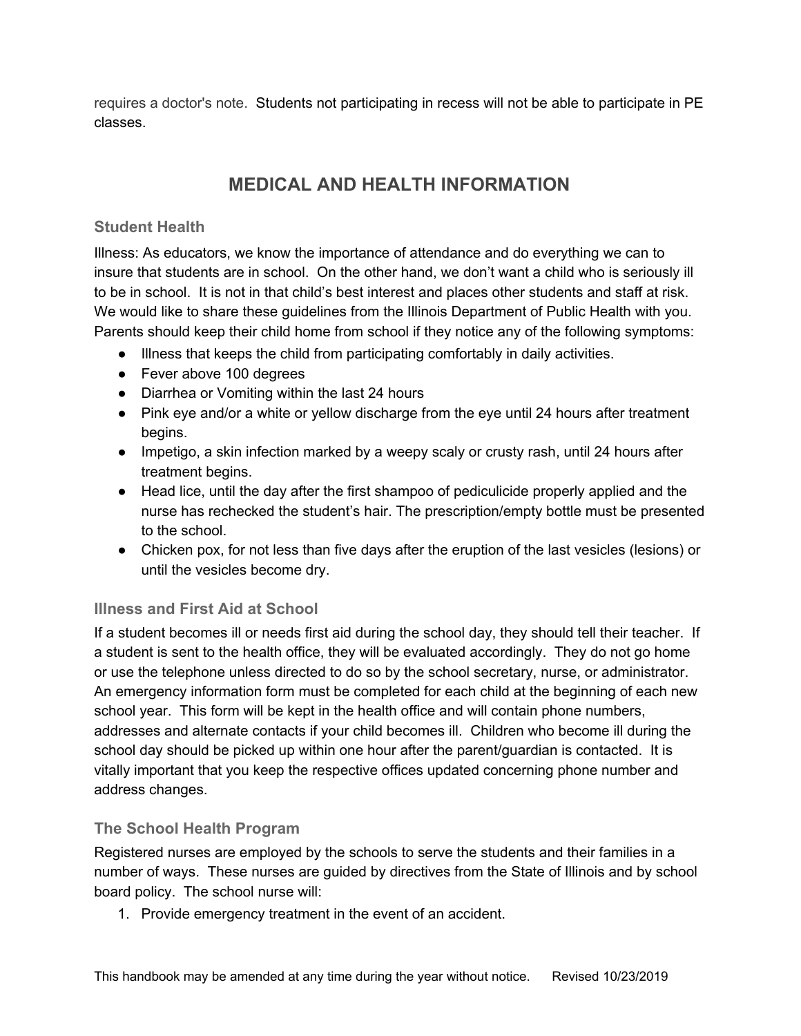requires a doctor's note. Students not participating in recess will not be able to participate in PE classes.

## MEDICAL AND HEALTH INFORMATION

### Student Health

Illness: As educators, we know the importance of attendance and do everything we can to insure that students are in school. On the other hand, we don't want a child who is seriously ill to be in school. It is not in that child's best interest and places other students and staff at risk. We would like to share these guidelines from the Illinois Department of Public Health with you. Parents should keep their child home from school if they notice any of the following symptoms:

- Illness that keeps the child from participating comfortably in daily activities.
- Fever above 100 degrees
- Diarrhea or Vomiting within the last 24 hours
- Pink eye and/or a white or yellow discharge from the eye until 24 hours after treatment begins.
- Impetigo, a skin infection marked by a weepy scaly or crusty rash, until 24 hours after treatment begins.
- Head lice, until the day after the first shampoo of pediculicide properly applied and the nurse has rechecked the student's hair. The prescription/empty bottle must be presented to the school.
- Chicken pox, for not less than five days after the eruption of the last vesicles (lesions) or until the vesicles become dry.

### Illness and First Aid at School

If a student becomes ill or needs first aid during the school day, they should tell their teacher. If a student is sent to the health office, they will be evaluated accordingly. They do not go home or use the telephone unless directed to do so by the school secretary, nurse, or administrator. An emergency information form must be completed for each child at the beginning of each new school year. This form will be kept in the health office and will contain phone numbers, addresses and alternate contacts if your child becomes ill. Children who become ill during the school day should be picked up within one hour after the parent/guardian is contacted. It is vitally important that you keep the respective offices updated concerning phone number and address changes.

### The School Health Program

Registered nurses are employed by the schools to serve the students and their families in a number of ways. These nurses are guided by directives from the State of Illinois and by school board policy. The school nurse will:

1. Provide emergency treatment in the event of an accident.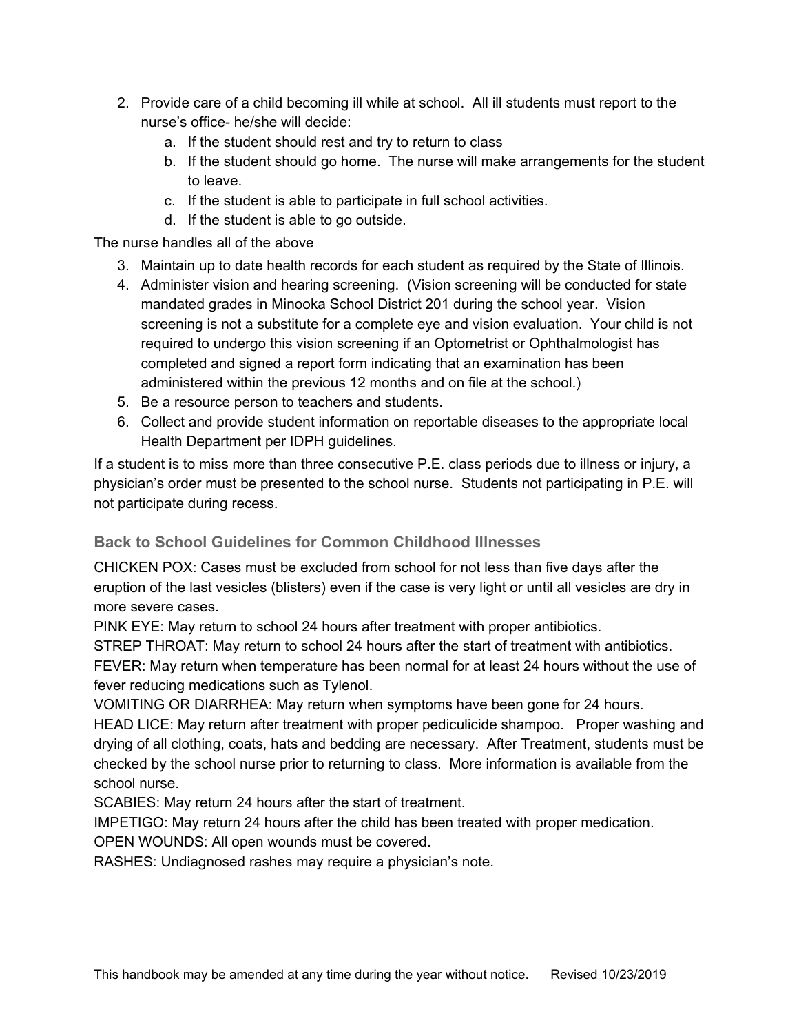2. Provide care of a child becoming ill while at school. All ill students must report to the nurse's office- he/she will decide:
    a. If the student should rest and try to return to class
    b. If the student should go home. The nurse will make arrangements for the student to leave.
    c. If the student is able to participate in full school activities.
    d. If the student is able to go outside.

The nurse handles all of the above

3. Maintain up to date health records for each student as required by the State of Illinois.
4. Administer vision and hearing screening. (Vision screening will be conducted for state mandated grades in Minooka School District 201 during the school year. Vision screening is not a substitute for a complete eye and vision evaluation. Your child is not required to undergo this vision screening if an Optometrist or Ophthalmologist has completed and signed a report form indicating that an examination has been administered within the previous 12 months and on file at the school.)
5. Be a resource person to teachers and students.
6. Collect and provide student information on reportable diseases to the appropriate local Health Department per IDPH guidelines.

If a student is to miss more than three consecutive P.E. class periods due to illness or injury, a physician's order must be presented to the school nurse. Students not participating in P.E. will not participate during recess.

### Back to School Guidelines for Common Childhood Illnesses

CHICKEN POX: Cases must be excluded from school for not less than five days after the eruption of the last vesicles (blisters) even if the case is very light or until all vesicles are dry in more severe cases.
PINK EYE: May return to school 24 hours after treatment with proper antibiotics.
STREP THROAT: May return to school 24 hours after the start of treatment with antibiotics.
FEVER: May return when temperature has been normal for at least 24 hours without the use of fever reducing medications such as Tylenol.
VOMITING OR DIARRHEA: May return when symptoms have been gone for 24 hours.
HEAD LICE: May return after treatment with proper pediculicide shampoo. Proper washing and drying of all clothing, coats, hats and bedding are necessary. After Treatment, students must be checked by the school nurse prior to returning to class. More information is available from the school nurse.
SCABIES: May return 24 hours after the start of treatment.
IMPETIGO: May return 24 hours after the child has been treated with proper medication.
OPEN WOUNDS: All open wounds must be covered.
RASHES: Undiagnosed rashes may require a physician's note.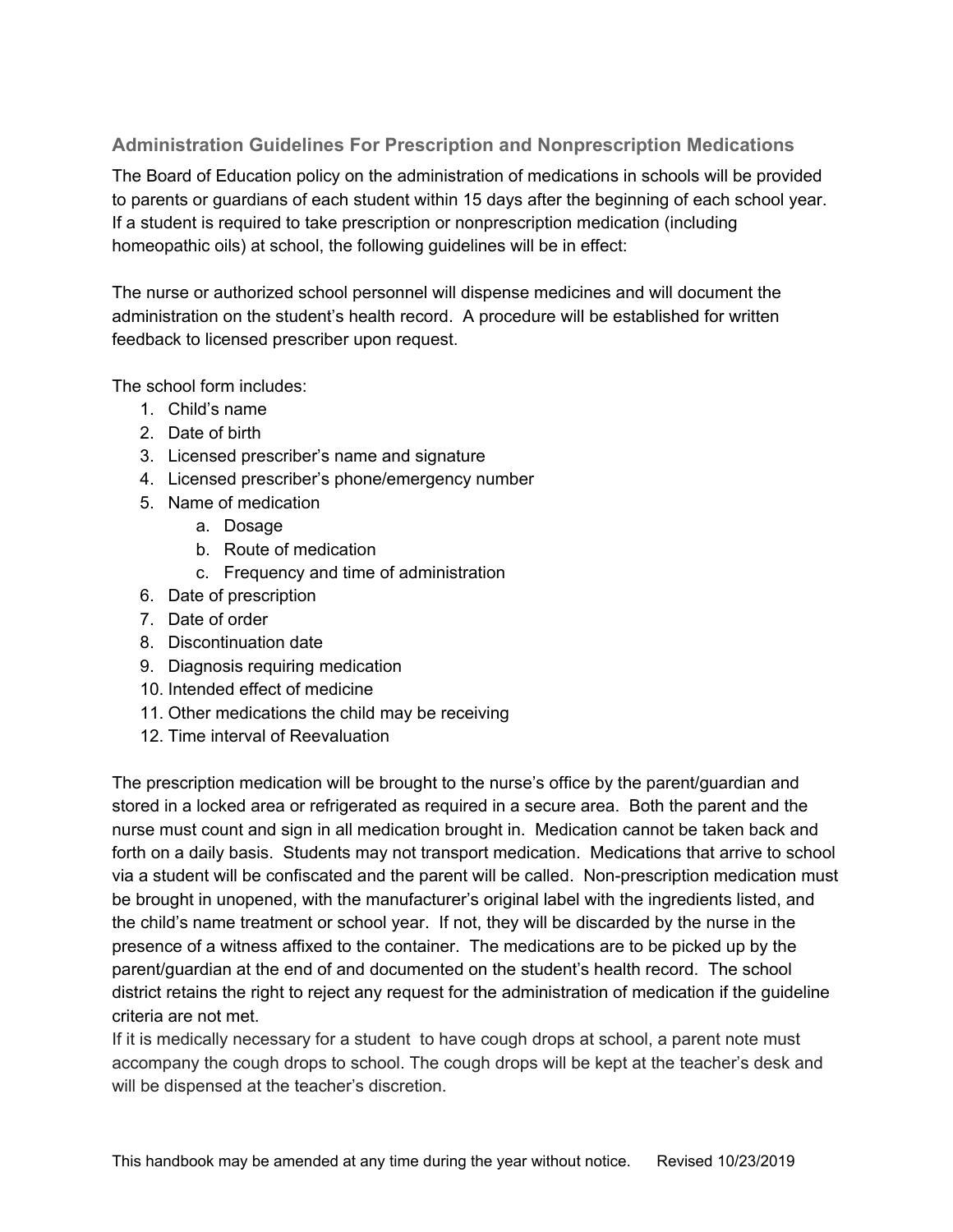## Administration Guidelines For Prescription and Nonprescription Medications

The Board of Education policy on the administration of medications in schools will be provided to parents or guardians of each student within 15 days after the beginning of each school year. If a student is required to take prescription or nonprescription medication (including homeopathic oils) at school, the following guidelines will be in effect:

The nurse or authorized school personnel will dispense medicines and will document the administration on the student's health record. A procedure will be established for written feedback to licensed prescriber upon request.

The school form includes:

1. Child's name
2. Date of birth
3. Licensed prescriber's name and signature
4. Licensed prescriber's phone/emergency number
5. Name of medication
   a. Dosage
   b. Route of medication
   c. Frequency and time of administration
6. Date of prescription
7. Date of order
8. Discontinuation date
9. Diagnosis requiring medication
10. Intended effect of medicine
11. Other medications the child may be receiving
12. Time interval of Reevaluation

The prescription medication will be brought to the nurse's office by the parent/guardian and stored in a locked area or refrigerated as required in a secure area. Both the parent and the nurse must count and sign in all medication brought in. Medication cannot be taken back and forth on a daily basis. Students may not transport medication. Medications that arrive to school via a student will be confiscated and the parent will be called. Non-prescription medication must be brought in unopened, with the manufacturer's original label with the ingredients listed, and the child's name treatment or school year. If not, they will be discarded by the nurse in the presence of a witness affixed to the container. The medications are to be picked up by the parent/guardian at the end of and documented on the student's health record. The school district retains the right to reject any request for the administration of medication if the guideline criteria are not met.

If it is medically necessary for a student to have cough drops at school, a parent note must accompany the cough drops to school. The cough drops will be kept at the teacher's desk and will be dispensed at the teacher's discretion.

This handbook may be amended at any time during the year without notice. Revised 10/23/2019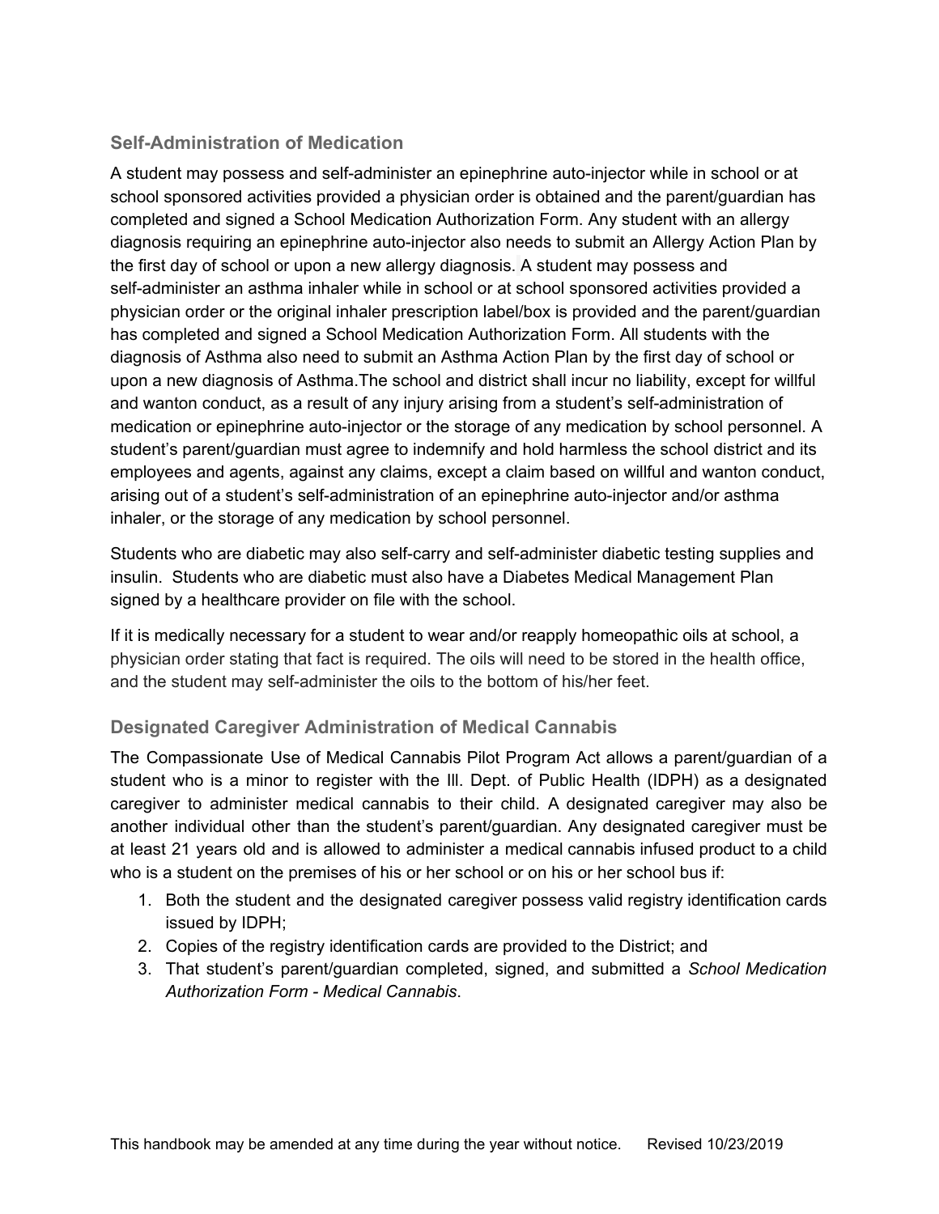### Self-Administration of Medication

A student may possess and self-administer an epinephrine auto-injector while in school or at school sponsored activities provided a physician order is obtained and the parent/guardian has completed and signed a School Medication Authorization Form. Any student with an allergy diagnosis requiring an epinephrine auto-injector also needs to submit an Allergy Action Plan by the first day of school or upon a new allergy diagnosis. A student may possess and self-administer an asthma inhaler while in school or at school sponsored activities provided a physician order or the original inhaler prescription label/box is provided and the parent/guardian has completed and signed a School Medication Authorization Form. All students with the diagnosis of Asthma also need to submit an Asthma Action Plan by the first day of school or upon a new diagnosis of Asthma.The school and district shall incur no liability, except for willful and wanton conduct, as a result of any injury arising from a student's self-administration of medication or epinephrine auto-injector or the storage of any medication by school personnel. A student's parent/guardian must agree to indemnify and hold harmless the school district and its employees and agents, against any claims, except a claim based on willful and wanton conduct, arising out of a student's self-administration of an epinephrine auto-injector and/or asthma inhaler, or the storage of any medication by school personnel.

Students who are diabetic may also self-carry and self-administer diabetic testing supplies and insulin. Students who are diabetic must also have a Diabetes Medical Management Plan signed by a healthcare provider on file with the school.

If it is medically necessary for a student to wear and/or reapply homeopathic oils at school, a physician order stating that fact is required. The oils will need to be stored in the health office, and the student may self-administer the oils to the bottom of his/her feet.

### Designated Caregiver Administration of Medical Cannabis

The Compassionate Use of Medical Cannabis Pilot Program Act allows a parent/guardian of a student who is a minor to register with the Ill. Dept. of Public Health (IDPH) as a designated caregiver to administer medical cannabis to their child. A designated caregiver may also be another individual other than the student's parent/guardian. Any designated caregiver must be at least 21 years old and is allowed to administer a medical cannabis infused product to a child who is a student on the premises of his or her school or on his or her school bus if:

1. Both the student and the designated caregiver possess valid registry identification cards issued by IDPH;
2. Copies of the registry identification cards are provided to the District; and
3. That student's parent/guardian completed, signed, and submitted a *School Medication Authorization Form - Medical Cannabis*.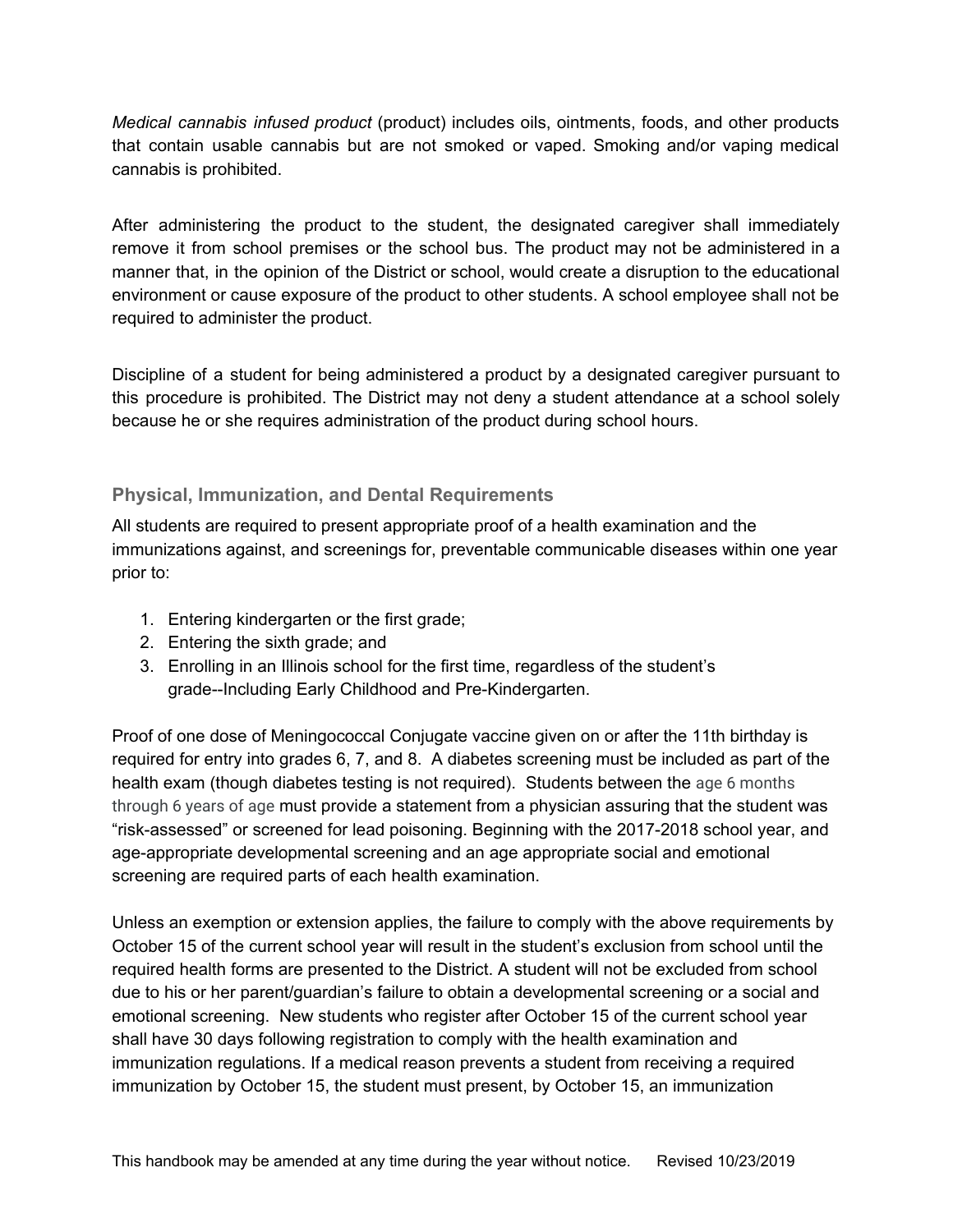*Medical cannabis infused product* (product) includes oils, ointments, foods, and other products that contain usable cannabis but are not smoked or vaped. Smoking and/or vaping medical cannabis is prohibited.

After administering the product to the student, the designated caregiver shall immediately remove it from school premises or the school bus. The product may not be administered in a manner that, in the opinion of the District or school, would create a disruption to the educational environment or cause exposure of the product to other students. A school employee shall not be required to administer the product.

Discipline of a student for being administered a product by a designated caregiver pursuant to this procedure is prohibited. The District may not deny a student attendance at a school solely because he or she requires administration of the product during school hours.

### Physical, Immunization, and Dental Requirements

All students are required to present appropriate proof of a health examination and the immunizations against, and screenings for, preventable communicable diseases within one year prior to:

1. Entering kindergarten or the first grade;
2. Entering the sixth grade; and
3. Enrolling in an Illinois school for the first time, regardless of the student's grade--Including Early Childhood and Pre-Kindergarten.

Proof of one dose of Meningococcal Conjugate vaccine given on or after the 11th birthday is required for entry into grades 6, 7, and 8. A diabetes screening must be included as part of the health exam (though diabetes testing is not required). Students between the age 6 months through 6 years of age must provide a statement from a physician assuring that the student was "risk-assessed" or screened for lead poisoning. Beginning with the 2017-2018 school year, and age-appropriate developmental screening and an age appropriate social and emotional screening are required parts of each health examination.

Unless an exemption or extension applies, the failure to comply with the above requirements by October 15 of the current school year will result in the student's exclusion from school until the required health forms are presented to the District. A student will not be excluded from school due to his or her parent/guardian's failure to obtain a developmental screening or a social and emotional screening. New students who register after October 15 of the current school year shall have 30 days following registration to comply with the health examination and immunization regulations. If a medical reason prevents a student from receiving a required immunization by October 15, the student must present, by October 15, an immunization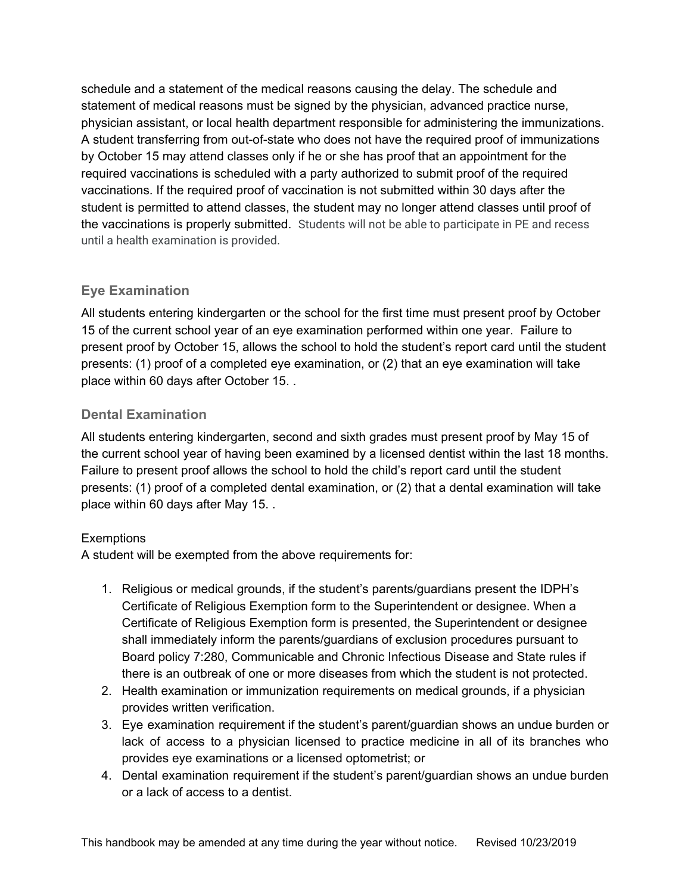schedule and a statement of the medical reasons causing the delay. The schedule and statement of medical reasons must be signed by the physician, advanced practice nurse, physician assistant, or local health department responsible for administering the immunizations. A student transferring from out-of-state who does not have the required proof of immunizations by October 15 may attend classes only if he or she has proof that an appointment for the required vaccinations is scheduled with a party authorized to submit proof of the required vaccinations. If the required proof of vaccination is not submitted within 30 days after the student is permitted to attend classes, the student may no longer attend classes until proof of the vaccinations is properly submitted. Students will not be able to participate in PE and recess until a health examination is provided.

### Eye Examination

All students entering kindergarten or the school for the first time must present proof by October 15 of the current school year of an eye examination performed within one year. Failure to present proof by October 15, allows the school to hold the student's report card until the student presents: (1) proof of a completed eye examination, or (2) that an eye examination will take place within 60 days after October 15. .

### Dental Examination

All students entering kindergarten, second and sixth grades must present proof by May 15 of the current school year of having been examined by a licensed dentist within the last 18 months. Failure to present proof allows the school to hold the child's report card until the student presents: (1) proof of a completed dental examination, or (2) that a dental examination will take place within 60 days after May 15. .

Exemptions

A student will be exempted from the above requirements for:

1. Religious or medical grounds, if the student's parents/guardians present the IDPH's Certificate of Religious Exemption form to the Superintendent or designee. When a Certificate of Religious Exemption form is presented, the Superintendent or designee shall immediately inform the parents/guardians of exclusion procedures pursuant to Board policy 7:280, Communicable and Chronic Infectious Disease and State rules if there is an outbreak of one or more diseases from which the student is not protected.
2. Health examination or immunization requirements on medical grounds, if a physician provides written verification.
3. Eye examination requirement if the student's parent/guardian shows an undue burden or lack of access to a physician licensed to practice medicine in all of its branches who provides eye examinations or a licensed optometrist; or
4. Dental examination requirement if the student's parent/guardian shows an undue burden or a lack of access to a dentist.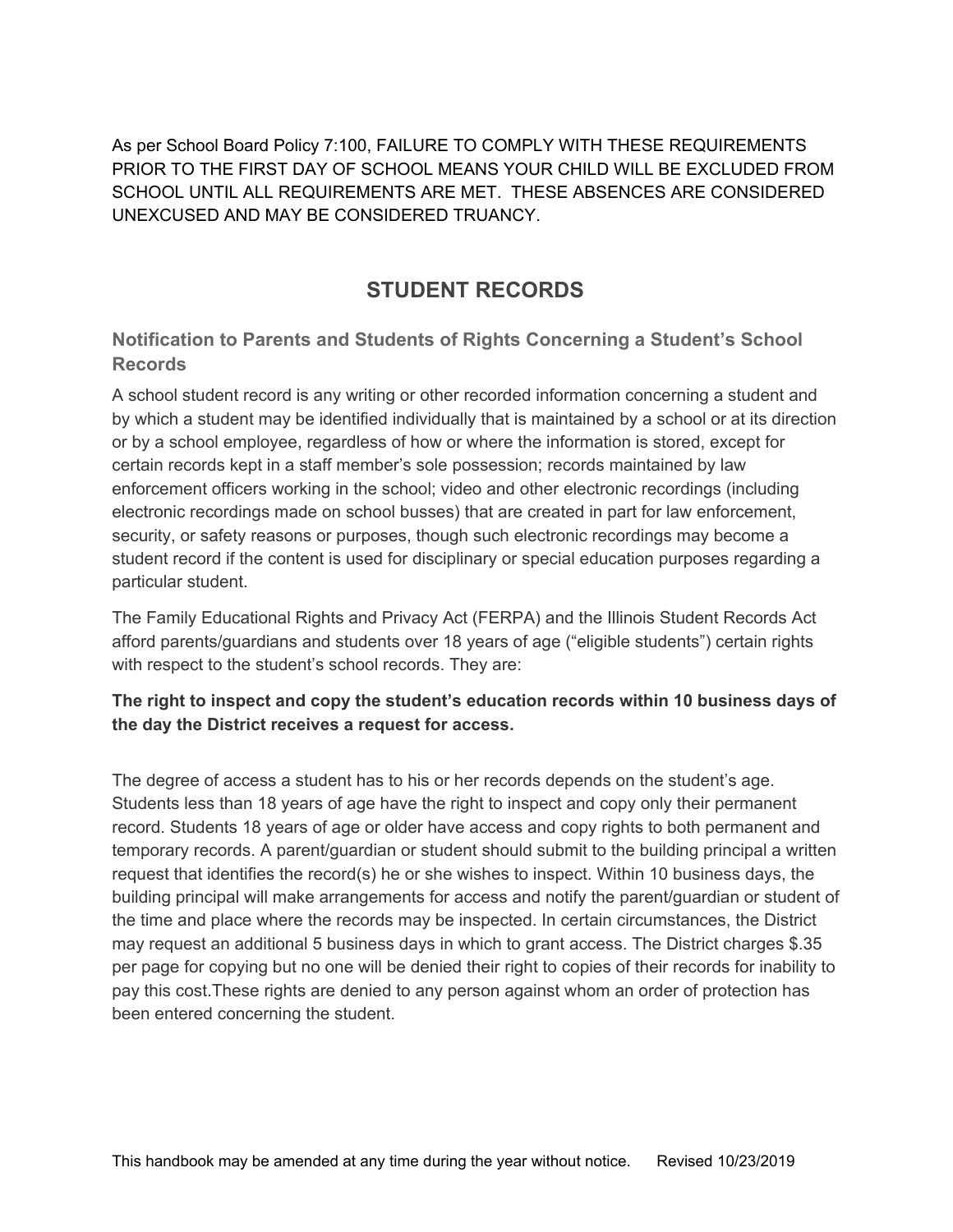As per School Board Policy 7:100, FAILURE TO COMPLY WITH THESE REQUIREMENTS PRIOR TO THE FIRST DAY OF SCHOOL MEANS YOUR CHILD WILL BE EXCLUDED FROM SCHOOL UNTIL ALL REQUIREMENTS ARE MET. THESE ABSENCES ARE CONSIDERED UNEXCUSED AND MAY BE CONSIDERED TRUANCY.

# STUDENT RECORDS

## Notification to Parents and Students of Rights Concerning a Student's School Records

A school student record is any writing or other recorded information concerning a student and by which a student may be identified individually that is maintained by a school or at its direction or by a school employee, regardless of how or where the information is stored, except for certain records kept in a staff member's sole possession; records maintained by law enforcement officers working in the school; video and other electronic recordings (including electronic recordings made on school busses) that are created in part for law enforcement, security, or safety reasons or purposes, though such electronic recordings may become a student record if the content is used for disciplinary or special education purposes regarding a particular student.

The Family Educational Rights and Privacy Act (FERPA) and the Illinois Student Records Act afford parents/guardians and students over 18 years of age ("eligible students") certain rights with respect to the student's school records. They are:

**The right to inspect and copy the student's education records within 10 business days of the day the District receives a request for access.**

The degree of access a student has to his or her records depends on the student's age. Students less than 18 years of age have the right to inspect and copy only their permanent record. Students 18 years of age or older have access and copy rights to both permanent and temporary records. A parent/guardian or student should submit to the building principal a written request that identifies the record(s) he or she wishes to inspect. Within 10 business days, the building principal will make arrangements for access and notify the parent/guardian or student of the time and place where the records may be inspected. In certain circumstances, the District may request an additional 5 business days in which to grant access. The District charges $.35 per page for copying but no one will be denied their right to copies of their records for inability to pay this cost.These rights are denied to any person against whom an order of protection has been entered concerning the student.

This handbook may be amended at any time during the year without notice. Revised 10/23/2019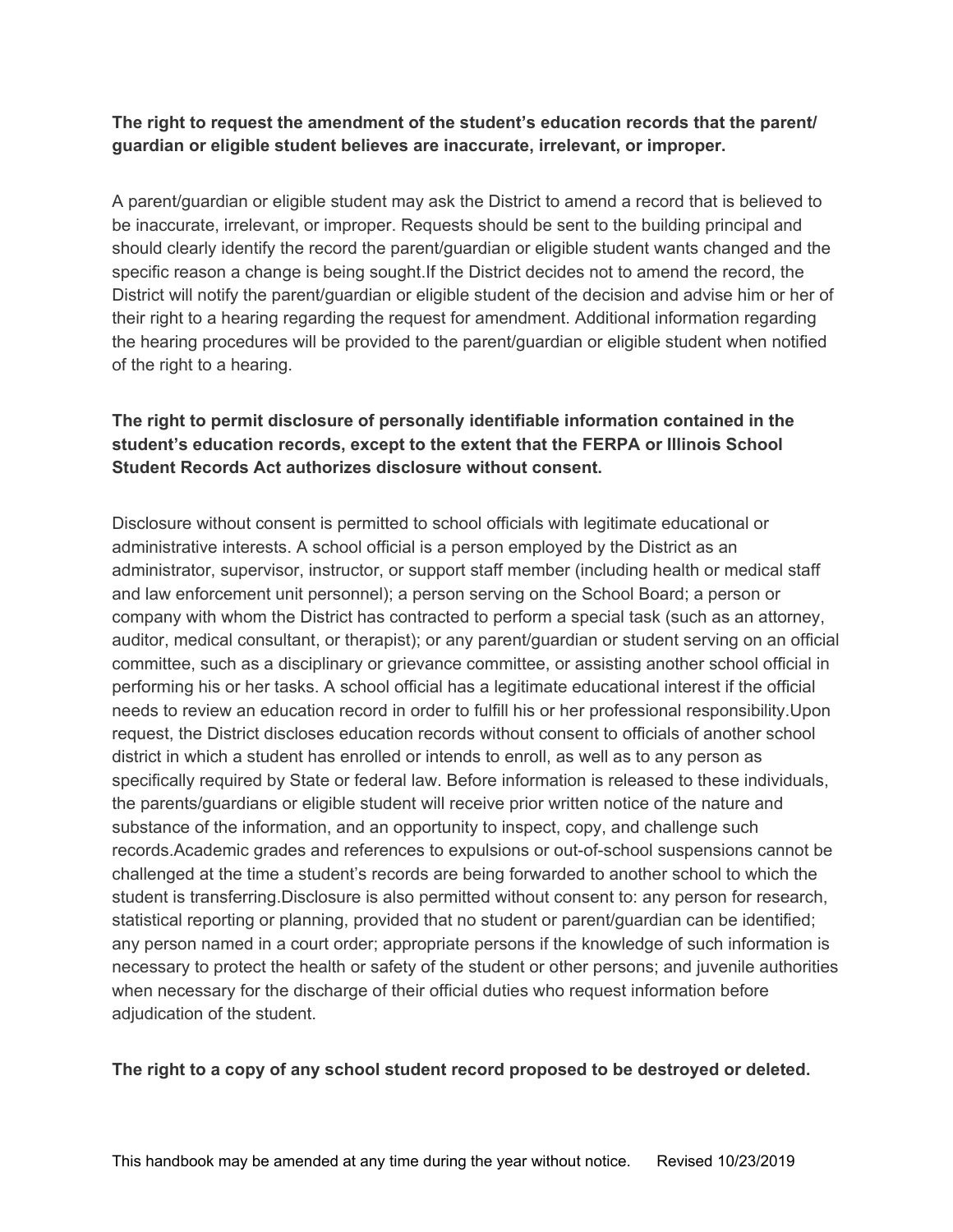**The right to request the amendment of the student's education records that the parent/ guardian or eligible student believes are inaccurate, irrelevant, or improper.**

A parent/guardian or eligible student may ask the District to amend a record that is believed to be inaccurate, irrelevant, or improper. Requests should be sent to the building principal and should clearly identify the record the parent/guardian or eligible student wants changed and the specific reason a change is being sought.If the District decides not to amend the record, the District will notify the parent/guardian or eligible student of the decision and advise him or her of their right to a hearing regarding the request for amendment. Additional information regarding the hearing procedures will be provided to the parent/guardian or eligible student when notified of the right to a hearing.

**The right to permit disclosure of personally identifiable information contained in the student's education records, except to the extent that the FERPA or Illinois School Student Records Act authorizes disclosure without consent.**

Disclosure without consent is permitted to school officials with legitimate educational or administrative interests. A school official is a person employed by the District as an administrator, supervisor, instructor, or support staff member (including health or medical staff and law enforcement unit personnel); a person serving on the School Board; a person or company with whom the District has contracted to perform a special task (such as an attorney, auditor, medical consultant, or therapist); or any parent/guardian or student serving on an official committee, such as a disciplinary or grievance committee, or assisting another school official in performing his or her tasks. A school official has a legitimate educational interest if the official needs to review an education record in order to fulfill his or her professional responsibility.Upon request, the District discloses education records without consent to officials of another school district in which a student has enrolled or intends to enroll, as well as to any person as specifically required by State or federal law. Before information is released to these individuals, the parents/guardians or eligible student will receive prior written notice of the nature and substance of the information, and an opportunity to inspect, copy, and challenge such records.Academic grades and references to expulsions or out-of-school suspensions cannot be challenged at the time a student's records are being forwarded to another school to which the student is transferring.Disclosure is also permitted without consent to: any person for research, statistical reporting or planning, provided that no student or parent/guardian can be identified; any person named in a court order; appropriate persons if the knowledge of such information is necessary to protect the health or safety of the student or other persons; and juvenile authorities when necessary for the discharge of their official duties who request information before adjudication of the student.

**The right to a copy of any school student record proposed to be destroyed or deleted.**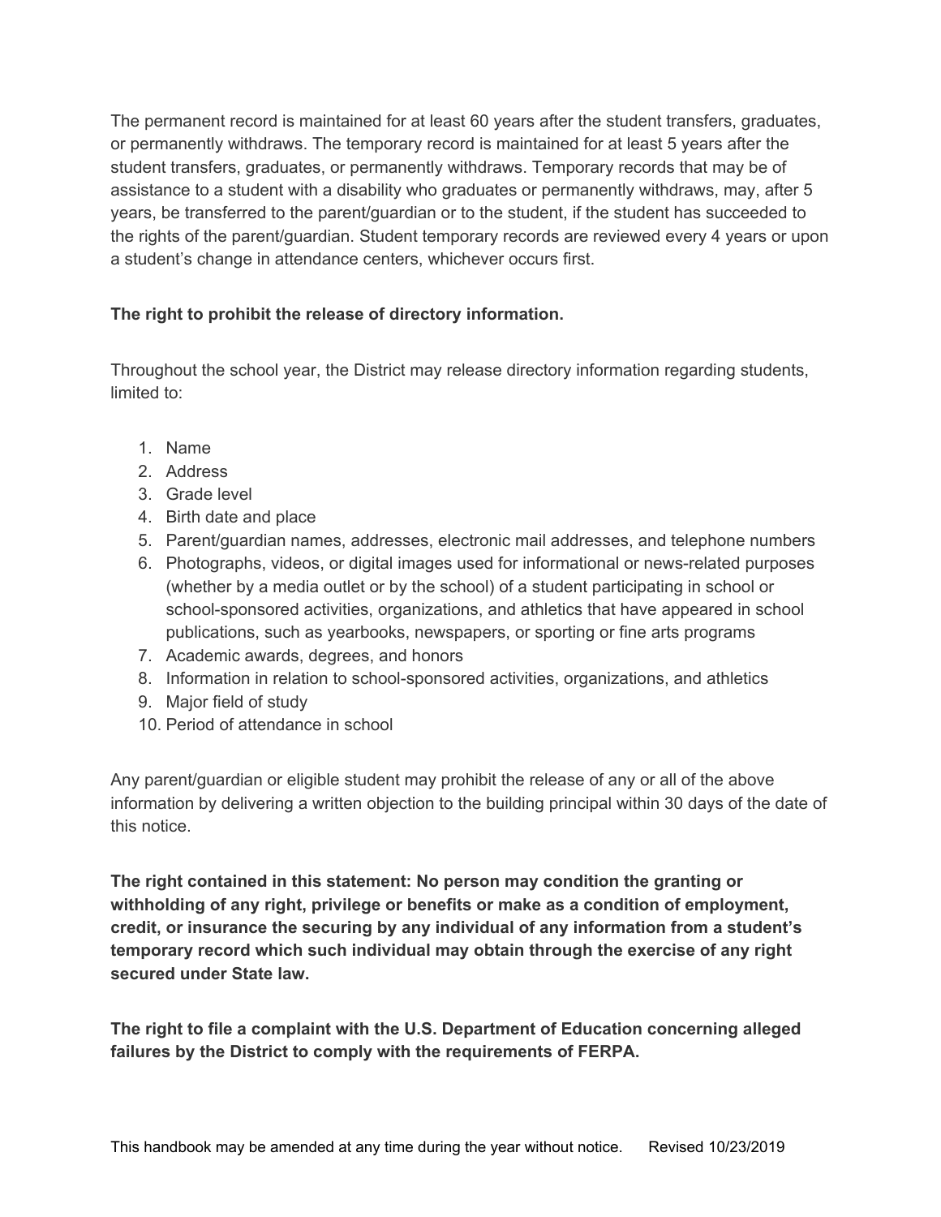The permanent record is maintained for at least 60 years after the student transfers, graduates, or permanently withdraws. The temporary record is maintained for at least 5 years after the student transfers, graduates, or permanently withdraws. Temporary records that may be of assistance to a student with a disability who graduates or permanently withdraws, may, after 5 years, be transferred to the parent/guardian or to the student, if the student has succeeded to the rights of the parent/guardian. Student temporary records are reviewed every 4 years or upon a student's change in attendance centers, whichever occurs first.

**The right to prohibit the release of directory information.**

Throughout the school year, the District may release directory information regarding students, limited to:

1. Name
2. Address
3. Grade level
4. Birth date and place
5. Parent/guardian names, addresses, electronic mail addresses, and telephone numbers
6. Photographs, videos, or digital images used for informational or news-related purposes (whether by a media outlet or by the school) of a student participating in school or school-sponsored activities, organizations, and athletics that have appeared in school publications, such as yearbooks, newspapers, or sporting or fine arts programs
7. Academic awards, degrees, and honors
8. Information in relation to school-sponsored activities, organizations, and athletics
9. Major field of study
10. Period of attendance in school

Any parent/guardian or eligible student may prohibit the release of any or all of the above information by delivering a written objection to the building principal within 30 days of the date of this notice.

**The right contained in this statement: No person may condition the granting or withholding of any right, privilege or benefits or make as a condition of employment, credit, or insurance the securing by any individual of any information from a student's temporary record which such individual may obtain through the exercise of any right secured under State law.**

**The right to file a complaint with the U.S. Department of Education concerning alleged failures by the District to comply with the requirements of FERPA.**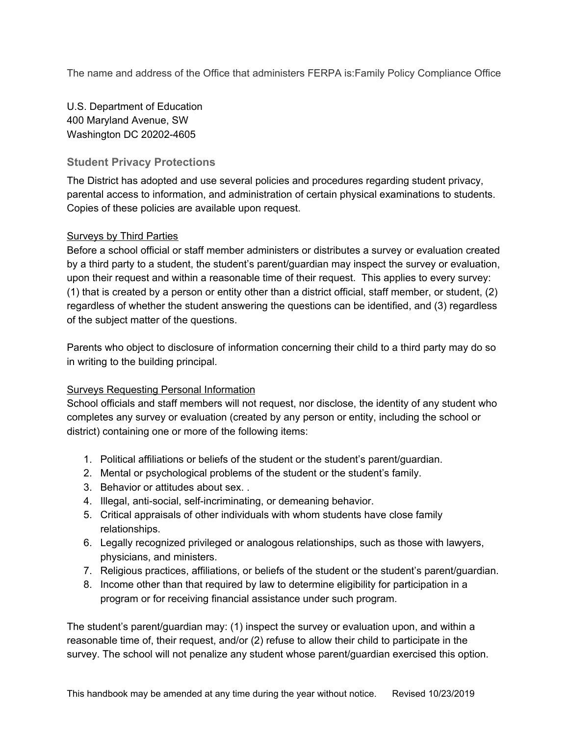The name and address of the Office that administers FERPA is:Family Policy Compliance Office

U.S. Department of Education
400 Maryland Avenue, SW
Washington DC 20202-4605

### Student Privacy Protections

The District has adopted and use several policies and procedures regarding student privacy, parental access to information, and administration of certain physical examinations to students. Copies of these policies are available upon request.

Surveys by Third Parties

Before a school official or staff member administers or distributes a survey or evaluation created by a third party to a student, the student's parent/guardian may inspect the survey or evaluation, upon their request and within a reasonable time of their request. This applies to every survey: (1) that is created by a person or entity other than a district official, staff member, or student, (2) regardless of whether the student answering the questions can be identified, and (3) regardless of the subject matter of the questions.

Parents who object to disclosure of information concerning their child to a third party may do so in writing to the building principal.

Surveys Requesting Personal Information

School officials and staff members will not request, nor disclose, the identity of any student who completes any survey or evaluation (created by any person or entity, including the school or district) containing one or more of the following items:

1. Political affiliations or beliefs of the student or the student's parent/guardian.
2. Mental or psychological problems of the student or the student's family.
3. Behavior or attitudes about sex. .
4. Illegal, anti-social, self-incriminating, or demeaning behavior.
5. Critical appraisals of other individuals with whom students have close family relationships.
6. Legally recognized privileged or analogous relationships, such as those with lawyers, physicians, and ministers.
7. Religious practices, affiliations, or beliefs of the student or the student's parent/guardian.
8. Income other than that required by law to determine eligibility for participation in a program or for receiving financial assistance under such program.

The student's parent/guardian may: (1) inspect the survey or evaluation upon, and within a reasonable time of, their request, and/or (2) refuse to allow their child to participate in the survey. The school will not penalize any student whose parent/guardian exercised this option.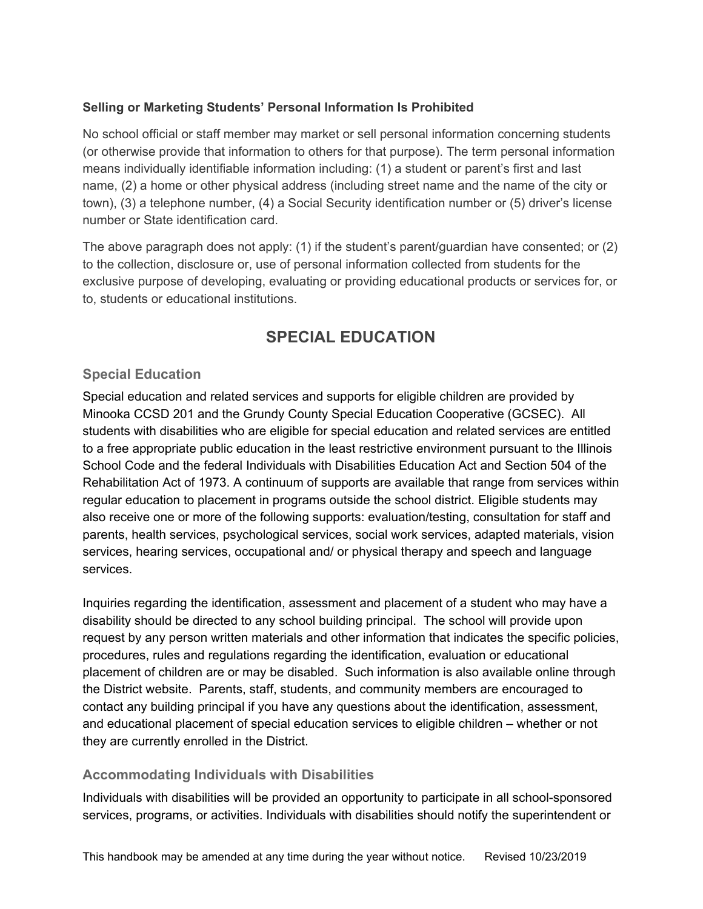**Selling or Marketing Students' Personal Information Is Prohibited**

No school official or staff member may market or sell personal information concerning students (or otherwise provide that information to others for that purpose). The term personal information means individually identifiable information including: (1) a student or parent's first and last name, (2) a home or other physical address (including street name and the name of the city or town), (3) a telephone number, (4) a Social Security identification number or (5) driver's license number or State identification card.

The above paragraph does not apply: (1) if the student's parent/guardian have consented; or (2) to the collection, disclosure or, use of personal information collected from students for the exclusive purpose of developing, evaluating or providing educational products or services for, or to, students or educational institutions.

# SPECIAL EDUCATION

### Special Education

Special education and related services and supports for eligible children are provided by Minooka CCSD 201 and the Grundy County Special Education Cooperative (GCSEC). All students with disabilities who are eligible for special education and related services are entitled to a free appropriate public education in the least restrictive environment pursuant to the Illinois School Code and the federal Individuals with Disabilities Education Act and Section 504 of the Rehabilitation Act of 1973. A continuum of supports are available that range from services within regular education to placement in programs outside the school district. Eligible students may also receive one or more of the following supports: evaluation/testing, consultation for staff and parents, health services, psychological services, social work services, adapted materials, vision services, hearing services, occupational and/ or physical therapy and speech and language services.

Inquiries regarding the identification, assessment and placement of a student who may have a disability should be directed to any school building principal. The school will provide upon request by any person written materials and other information that indicates the specific policies, procedures, rules and regulations regarding the identification, evaluation or educational placement of children are or may be disabled. Such information is also available online through the District website. Parents, staff, students, and community members are encouraged to contact any building principal if you have any questions about the identification, assessment, and educational placement of special education services to eligible children – whether or not they are currently enrolled in the District.

### Accommodating Individuals with Disabilities

Individuals with disabilities will be provided an opportunity to participate in all school-sponsored services, programs, or activities. Individuals with disabilities should notify the superintendent or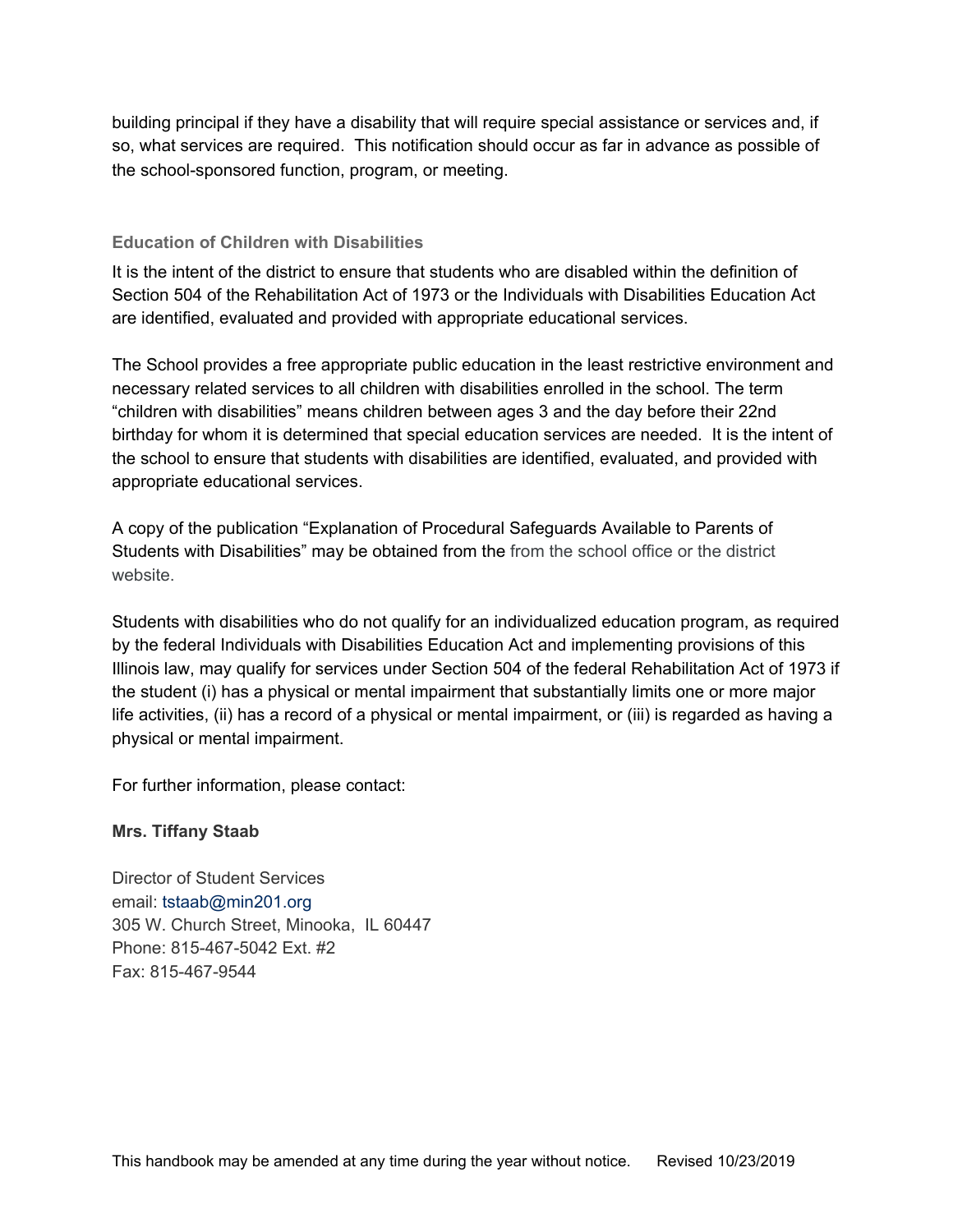building principal if they have a disability that will require special assistance or services and, if so, what services are required. This notification should occur as far in advance as possible of the school-sponsored function, program, or meeting.

### Education of Children with Disabilities

It is the intent of the district to ensure that students who are disabled within the definition of Section 504 of the Rehabilitation Act of 1973 or the Individuals with Disabilities Education Act are identified, evaluated and provided with appropriate educational services.

The School provides a free appropriate public education in the least restrictive environment and necessary related services to all children with disabilities enrolled in the school. The term "children with disabilities" means children between ages 3 and the day before their 22nd birthday for whom it is determined that special education services are needed. It is the intent of the school to ensure that students with disabilities are identified, evaluated, and provided with appropriate educational services.

A copy of the publication "Explanation of Procedural Safeguards Available to Parents of Students with Disabilities" may be obtained from the from the school office or the district website.

Students with disabilities who do not qualify for an individualized education program, as required by the federal Individuals with Disabilities Education Act and implementing provisions of this Illinois law, may qualify for services under Section 504 of the federal Rehabilitation Act of 1973 if the student (i) has a physical or mental impairment that substantially limits one or more major life activities, (ii) has a record of a physical or mental impairment, or (iii) is regarded as having a physical or mental impairment.

For further information, please contact:

**Mrs. Tiffany Staab**

Director of Student Services
email: tstaab@min201.org
305 W. Church Street, Minooka, IL 60447
Phone: 815-467-5042 Ext. #2
Fax: 815-467-9544

This handbook may be amended at any time during the year without notice. Revised 10/23/2019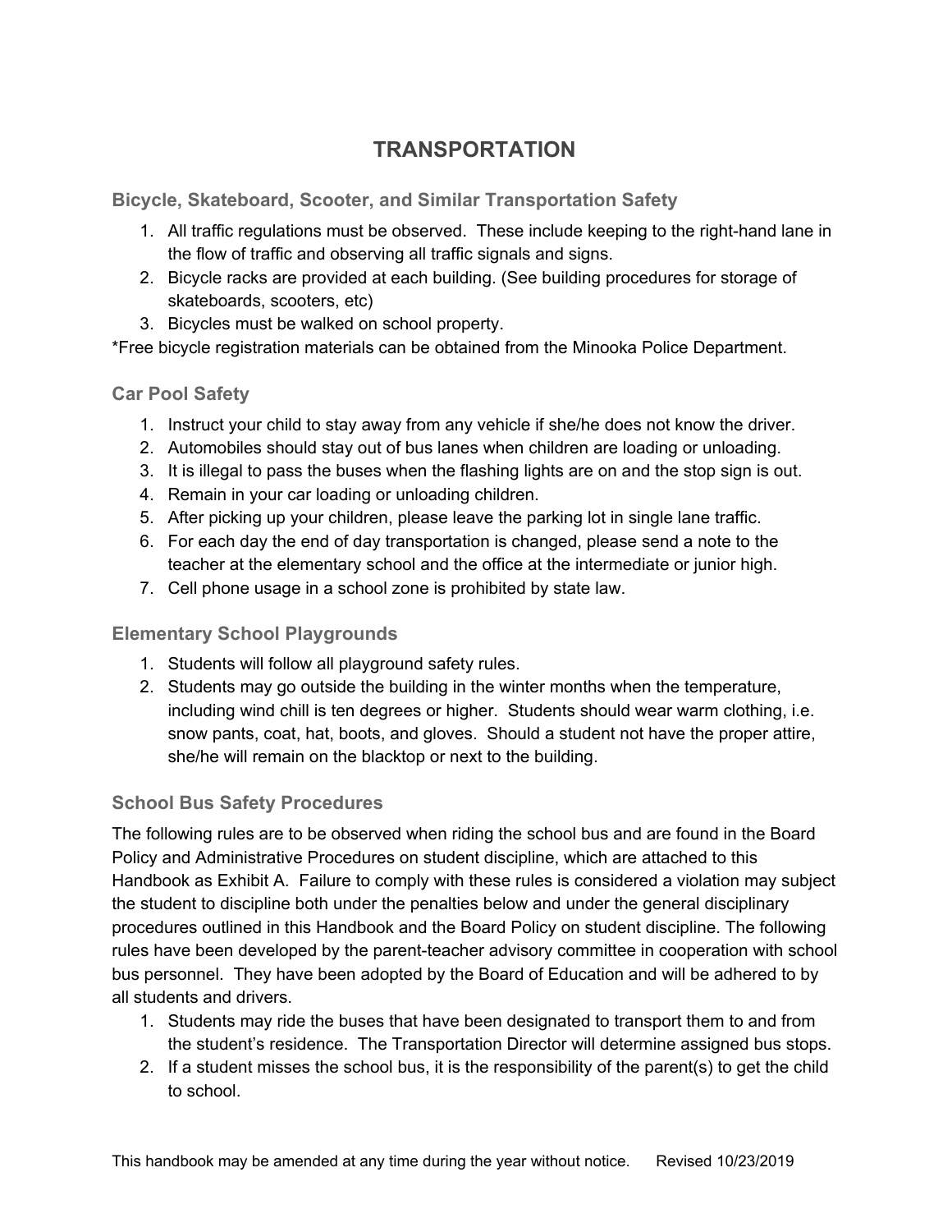# TRANSPORTATION

## Bicycle, Skateboard, Scooter, and Similar Transportation Safety

1. All traffic regulations must be observed. These include keeping to the right-hand lane in the flow of traffic and observing all traffic signals and signs.
2. Bicycle racks are provided at each building. (See building procedures for storage of skateboards, scooters, etc)
3. Bicycles must be walked on school property.

*Free bicycle registration materials can be obtained from the Minooka Police Department.

## Car Pool Safety

1. Instruct your child to stay away from any vehicle if she/he does not know the driver.
2. Automobiles should stay out of bus lanes when children are loading or unloading.
3. It is illegal to pass the buses when the flashing lights are on and the stop sign is out.
4. Remain in your car loading or unloading children.
5. After picking up your children, please leave the parking lot in single lane traffic.
6. For each day the end of day transportation is changed, please send a note to the teacher at the elementary school and the office at the intermediate or junior high.
7. Cell phone usage in a school zone is prohibited by state law.

## Elementary School Playgrounds

1. Students will follow all playground safety rules.
2. Students may go outside the building in the winter months when the temperature, including wind chill is ten degrees or higher. Students should wear warm clothing, i.e. snow pants, coat, hat, boots, and gloves. Should a student not have the proper attire, she/he will remain on the blacktop or next to the building.

## School Bus Safety Procedures

The following rules are to be observed when riding the school bus and are found in the Board Policy and Administrative Procedures on student discipline, which are attached to this Handbook as Exhibit A. Failure to comply with these rules is considered a violation may subject the student to discipline both under the penalties below and under the general disciplinary procedures outlined in this Handbook and the Board Policy on student discipline. The following rules have been developed by the parent-teacher advisory committee in cooperation with school bus personnel. They have been adopted by the Board of Education and will be adhered to by all students and drivers.

1. Students may ride the buses that have been designated to transport them to and from the student's residence. The Transportation Director will determine assigned bus stops.
2. If a student misses the school bus, it is the responsibility of the parent(s) to get the child to school.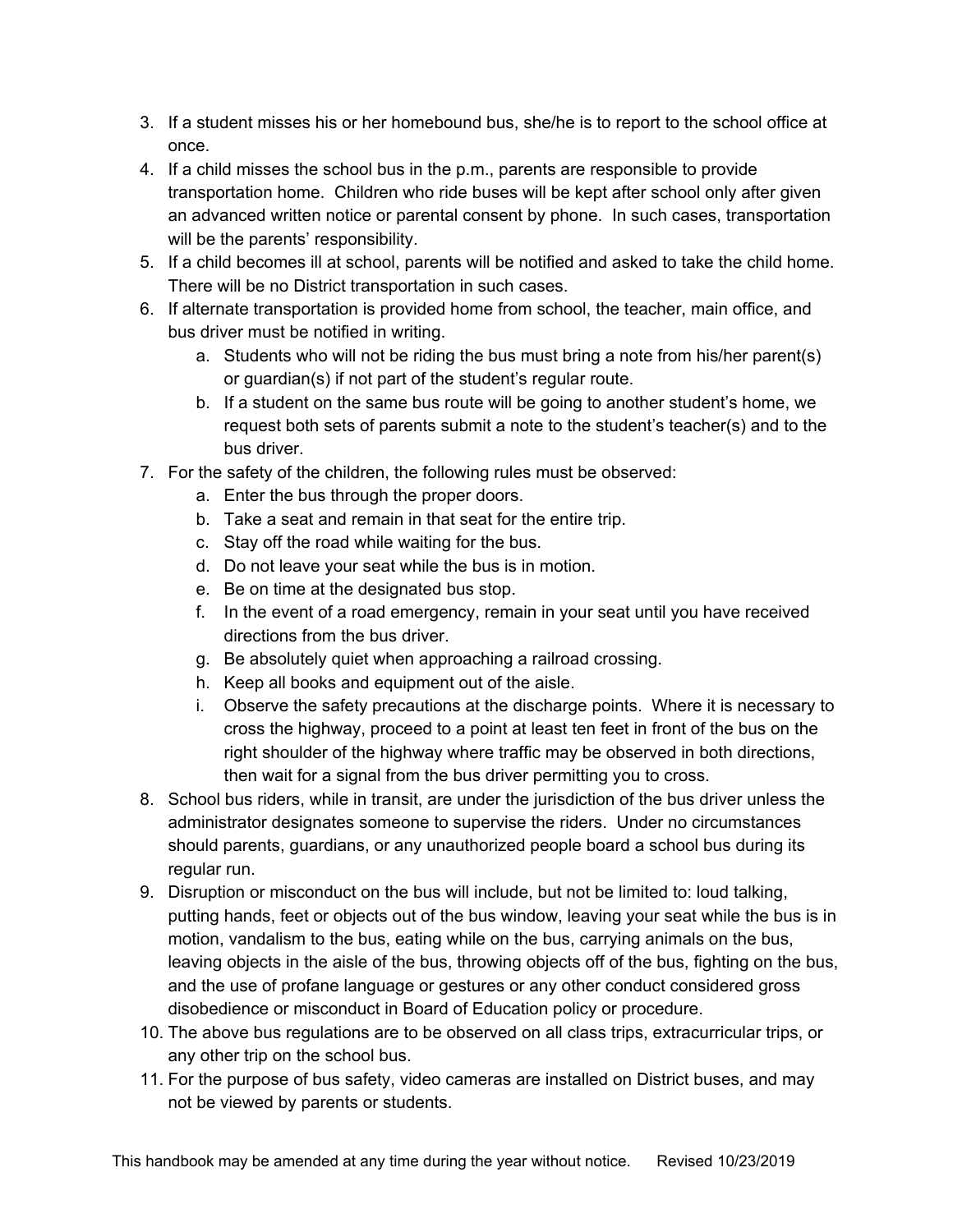3. If a student misses his or her homebound bus, she/he is to report to the school office at once.
4. If a child misses the school bus in the p.m., parents are responsible to provide transportation home. Children who ride buses will be kept after school only after given an advanced written notice or parental consent by phone. In such cases, transportation will be the parents' responsibility.
5. If a child becomes ill at school, parents will be notified and asked to take the child home. There will be no District transportation in such cases.
6. If alternate transportation is provided home from school, the teacher, main office, and bus driver must be notified in writing.
   a. Students who will not be riding the bus must bring a note from his/her parent(s) or guardian(s) if not part of the student's regular route.
   b. If a student on the same bus route will be going to another student's home, we request both sets of parents submit a note to the student's teacher(s) and to the bus driver.
7. For the safety of the children, the following rules must be observed:
   a. Enter the bus through the proper doors.
   b. Take a seat and remain in that seat for the entire trip.
   c. Stay off the road while waiting for the bus.
   d. Do not leave your seat while the bus is in motion.
   e. Be on time at the designated bus stop.
   f. In the event of a road emergency, remain in your seat until you have received directions from the bus driver.
   g. Be absolutely quiet when approaching a railroad crossing.
   h. Keep all books and equipment out of the aisle.
   i. Observe the safety precautions at the discharge points. Where it is necessary to cross the highway, proceed to a point at least ten feet in front of the bus on the right shoulder of the highway where traffic may be observed in both directions, then wait for a signal from the bus driver permitting you to cross.
8. School bus riders, while in transit, are under the jurisdiction of the bus driver unless the administrator designates someone to supervise the riders. Under no circumstances should parents, guardians, or any unauthorized people board a school bus during its regular run.
9. Disruption or misconduct on the bus will include, but not be limited to: loud talking, putting hands, feet or objects out of the bus window, leaving your seat while the bus is in motion, vandalism to the bus, eating while on the bus, carrying animals on the bus, leaving objects in the aisle of the bus, throwing objects off of the bus, fighting on the bus, and the use of profane language or gestures or any other conduct considered gross disobedience or misconduct in Board of Education policy or procedure.
10. The above bus regulations are to be observed on all class trips, extracurricular trips, or any other trip on the school bus.
11. For the purpose of bus safety, video cameras are installed on District buses, and may not be viewed by parents or students.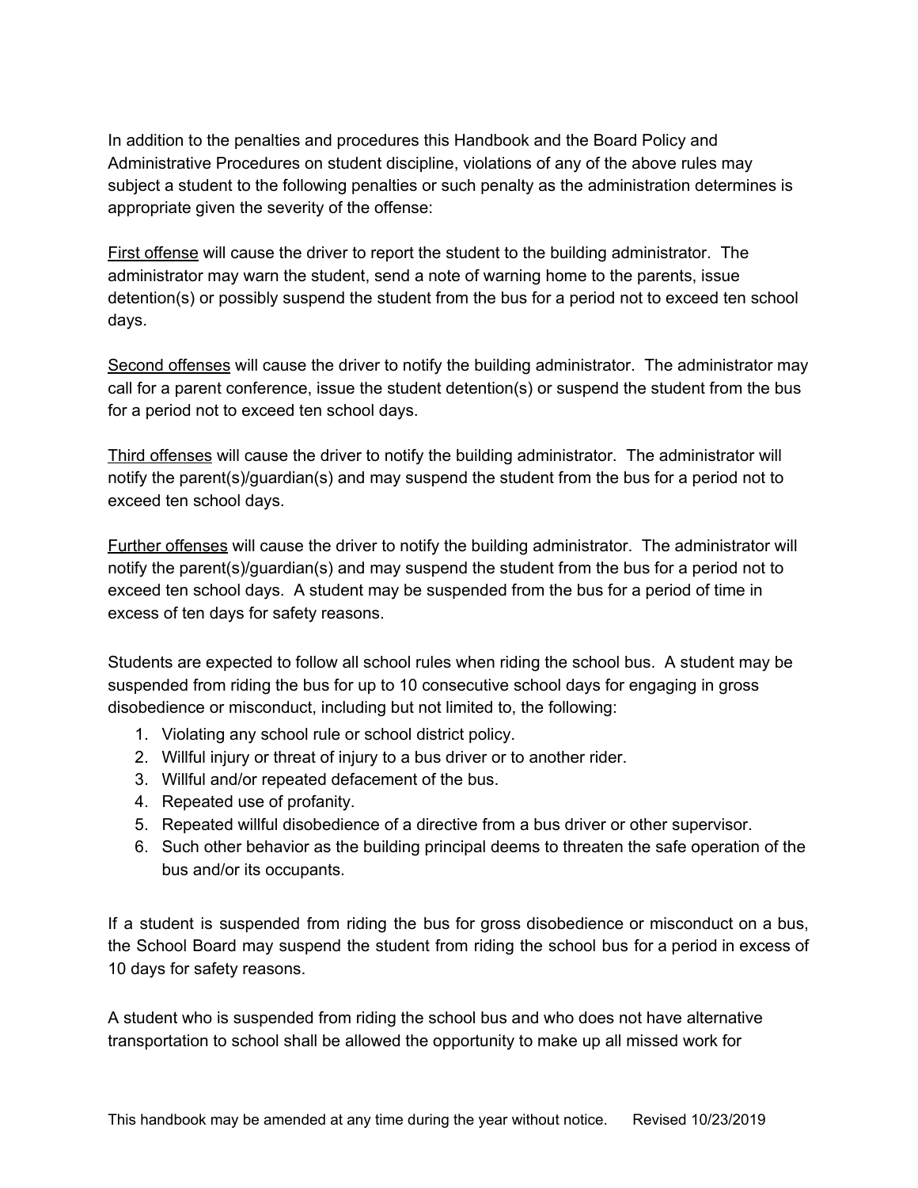In addition to the penalties and procedures this Handbook and the Board Policy and Administrative Procedures on student discipline, violations of any of the above rules may subject a student to the following penalties or such penalty as the administration determines is appropriate given the severity of the offense:

<u>First offense</u> will cause the driver to report the student to the building administrator. The administrator may warn the student, send a note of warning home to the parents, issue detention(s) or possibly suspend the student from the bus for a period not to exceed ten school days.

<u>Second offenses</u> will cause the driver to notify the building administrator. The administrator may call for a parent conference, issue the student detention(s) or suspend the student from the bus for a period not to exceed ten school days.

<u>Third offenses</u> will cause the driver to notify the building administrator. The administrator will notify the parent(s)/guardian(s) and may suspend the student from the bus for a period not to exceed ten school days.

<u>Further offenses</u> will cause the driver to notify the building administrator. The administrator will notify the parent(s)/guardian(s) and may suspend the student from the bus for a period not to exceed ten school days. A student may be suspended from the bus for a period of time in excess of ten days for safety reasons.

Students are expected to follow all school rules when riding the school bus. A student may be suspended from riding the bus for up to 10 consecutive school days for engaging in gross disobedience or misconduct, including but not limited to, the following:

1. Violating any school rule or school district policy.
2. Willful injury or threat of injury to a bus driver or to another rider.
3. Willful and/or repeated defacement of the bus.
4. Repeated use of profanity.
5. Repeated willful disobedience of a directive from a bus driver or other supervisor.
6. Such other behavior as the building principal deems to threaten the safe operation of the bus and/or its occupants.

If a student is suspended from riding the bus for gross disobedience or misconduct on a bus, the School Board may suspend the student from riding the school bus for a period in excess of 10 days for safety reasons.

A student who is suspended from riding the school bus and who does not have alternative transportation to school shall be allowed the opportunity to make up all missed work for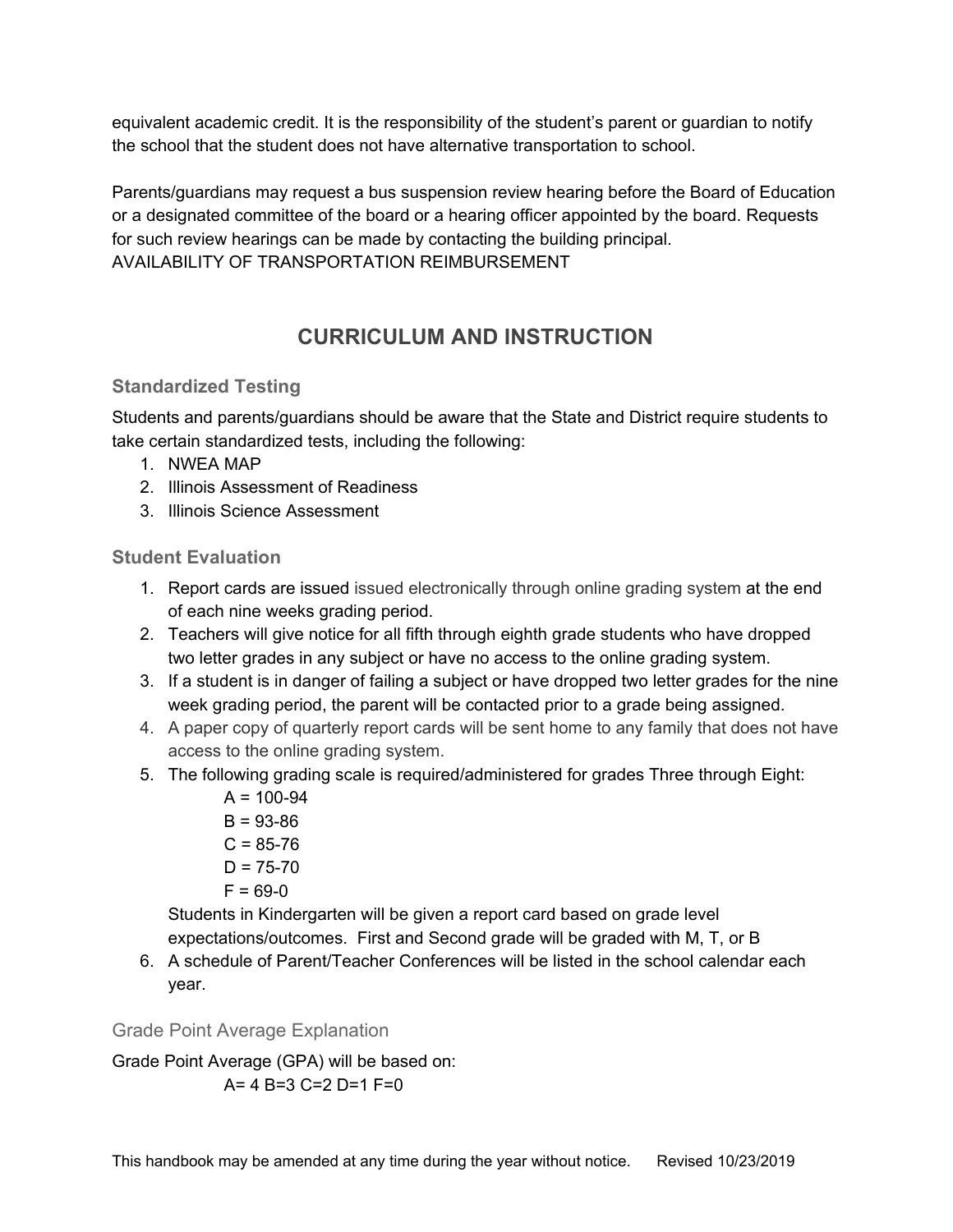equivalent academic credit. It is the responsibility of the student's parent or guardian to notify the school that the student does not have alternative transportation to school.

Parents/guardians may request a bus suspension review hearing before the Board of Education or a designated committee of the board or a hearing officer appointed by the board. Requests for such review hearings can be made by contacting the building principal.
AVAILABILITY OF TRANSPORTATION REIMBURSEMENT

# CURRICULUM AND INSTRUCTION

### Standardized Testing

Students and parents/guardians should be aware that the State and District require students to take certain standardized tests, including the following:

1. NWEA MAP
2. Illinois Assessment of Readiness
3. Illinois Science Assessment

### Student Evaluation

1. Report cards are issued issued electronically through online grading system at the end of each nine weeks grading period.
2. Teachers will give notice for all fifth through eighth grade students who have dropped two letter grades in any subject or have no access to the online grading system.
3. If a student is in danger of failing a subject or have dropped two letter grades for the nine week grading period, the parent will be contacted prior to a grade being assigned.
4. A paper copy of quarterly report cards will be sent home to any family that does not have access to the online grading system.
5. The following grading scale is required/administered for grades Three through Eight:
   A = 100-94
   B = 93-86
   C = 85-76
   D = 75-70
   F = 69-0

   Students in Kindergarten will be given a report card based on grade level expectations/outcomes. First and Second grade will be graded with M, T, or B
6. A schedule of Parent/Teacher Conferences will be listed in the school calendar each year.

### Grade Point Average Explanation

Grade Point Average (GPA) will be based on:

A= 4 B=3 C=2 D=1 F=0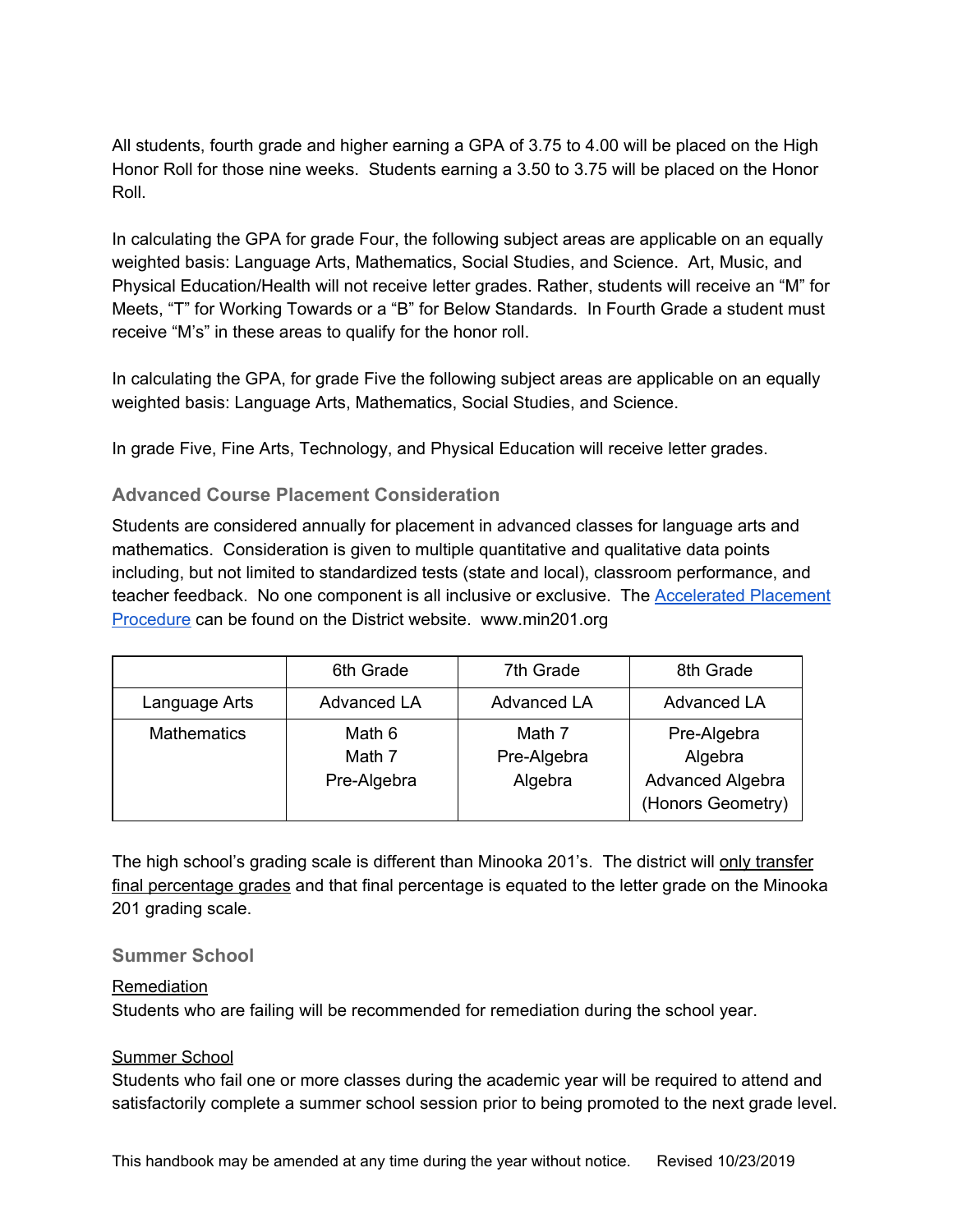All students, fourth grade and higher earning a GPA of 3.75 to 4.00 will be placed on the High Honor Roll for those nine weeks. Students earning a 3.50 to 3.75 will be placed on the Honor Roll.

In calculating the GPA for grade Four, the following subject areas are applicable on an equally weighted basis: Language Arts, Mathematics, Social Studies, and Science. Art, Music, and Physical Education/Health will not receive letter grades. Rather, students will receive an "M" for Meets, "T" for Working Towards or a "B" for Below Standards. In Fourth Grade a student must receive "M's" in these areas to qualify for the honor roll.

In calculating the GPA, for grade Five the following subject areas are applicable on an equally weighted basis: Language Arts, Mathematics, Social Studies, and Science.

In grade Five, Fine Arts, Technology, and Physical Education will receive letter grades.

### Advanced Course Placement Consideration

Students are considered annually for placement in advanced classes for language arts and mathematics. Consideration is given to multiple quantitative and qualitative data points including, but not limited to standardized tests (state and local), classroom performance, and teacher feedback. No one component is all inclusive or exclusive. The [Accelerated Placement Procedure](www.min201.org) can be found on the District website. www.min201.org

| | 6th Grade | 7th Grade | 8th Grade |
|---|---|---|---|
| Language Arts | Advanced LA | Advanced LA | Advanced LA |
| Mathematics | Math 6<br>Math 7<br>Pre-Algebra | Math 7<br>Pre-Algebra<br>Algebra | Pre-Algebra<br>Algebra<br>Advanced Algebra<br>(Honors Geometry) |

The high school's grading scale is different than Minooka 201's. The district will <u>only transfer final percentage grades</u> and that final percentage is equated to the letter grade on the Minooka 201 grading scale.

### Summer School

<u>Remediation</u>
Students who are failing will be recommended for remediation during the school year.

<u>Summer School</u>
Students who fail one or more classes during the academic year will be required to attend and satisfactorily complete a summer school session prior to being promoted to the next grade level.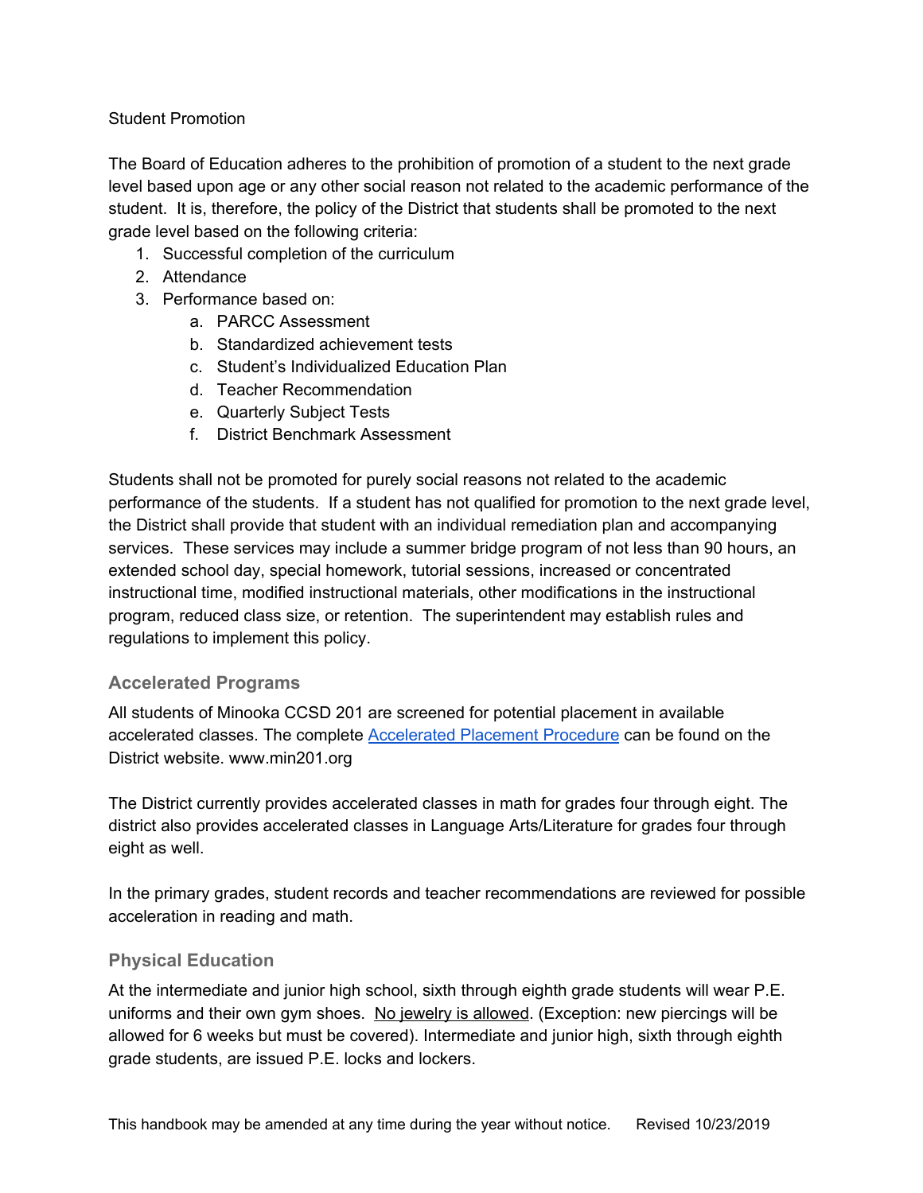Student Promotion

The Board of Education adheres to the prohibition of promotion of a student to the next grade level based upon age or any other social reason not related to the academic performance of the student. It is, therefore, the policy of the District that students shall be promoted to the next grade level based on the following criteria:

1. Successful completion of the curriculum
2. Attendance
3. Performance based on:
    a. PARCC Assessment
    b. Standardized achievement tests
    c. Student's Individualized Education Plan
    d. Teacher Recommendation
    e. Quarterly Subject Tests
    f. District Benchmark Assessment

Students shall not be promoted for purely social reasons not related to the academic performance of the students. If a student has not qualified for promotion to the next grade level, the District shall provide that student with an individual remediation plan and accompanying services. These services may include a summer bridge program of not less than 90 hours, an extended school day, special homework, tutorial sessions, increased or concentrated instructional time, modified instructional materials, other modifications in the instructional program, reduced class size, or retention. The superintendent may establish rules and regulations to implement this policy.

## Accelerated Programs

All students of Minooka CCSD 201 are screened for potential placement in available accelerated classes. The complete [Accelerated Placement Procedure]() can be found on the District website. www.min201.org

The District currently provides accelerated classes in math for grades four through eight. The district also provides accelerated classes in Language Arts/Literature for grades four through eight as well.

In the primary grades, student records and teacher recommendations are reviewed for possible acceleration in reading and math.

## Physical Education

At the intermediate and junior high school, sixth through eighth grade students will wear P.E. uniforms and their own gym shoes. No jewelry is allowed. (Exception: new piercings will be allowed for 6 weeks but must be covered). Intermediate and junior high, sixth through eighth grade students, are issued P.E. locks and lockers.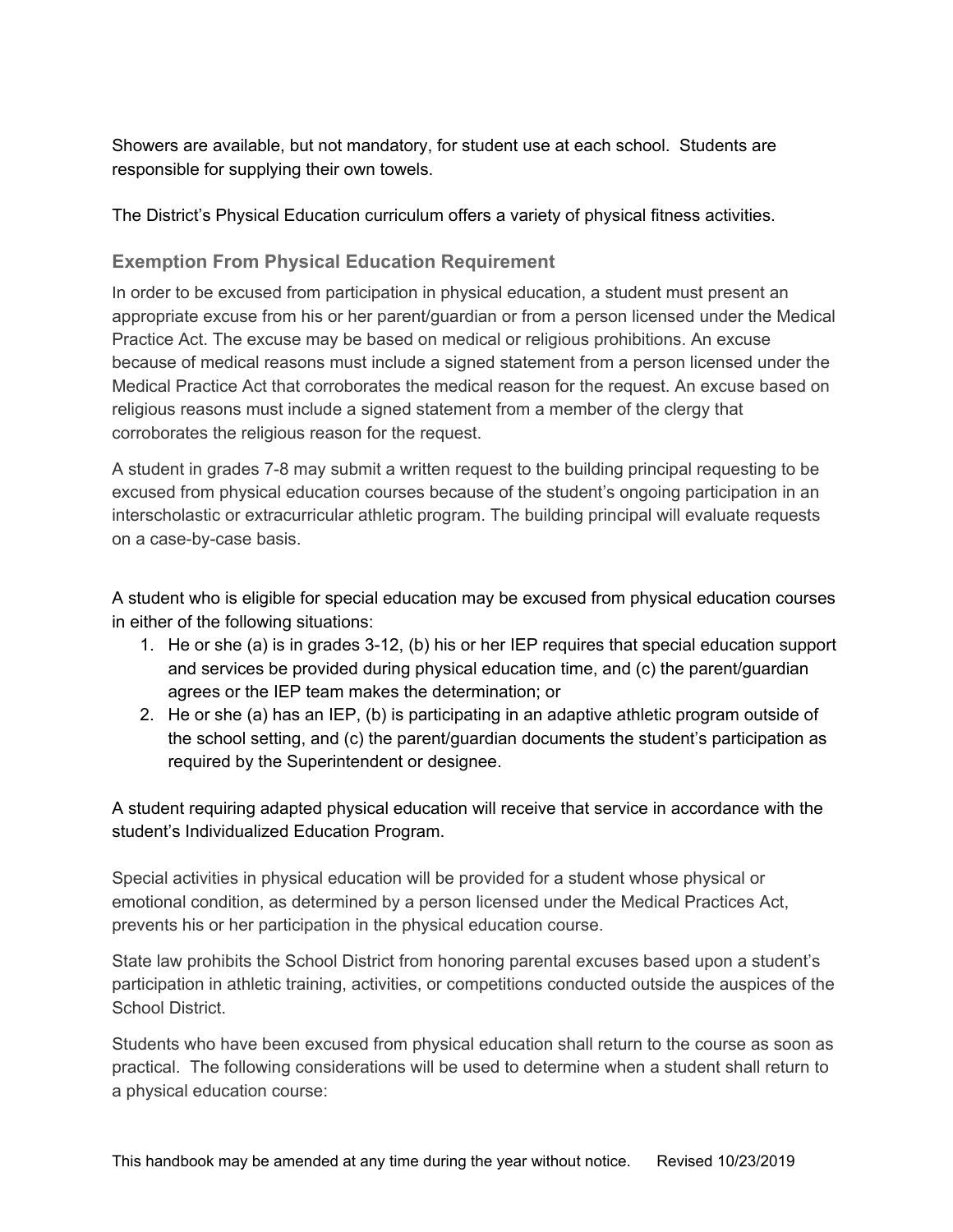Showers are available, but not mandatory, for student use at each school. Students are responsible for supplying their own towels.

The District's Physical Education curriculum offers a variety of physical fitness activities.

### Exemption From Physical Education Requirement

In order to be excused from participation in physical education, a student must present an appropriate excuse from his or her parent/guardian or from a person licensed under the Medical Practice Act. The excuse may be based on medical or religious prohibitions. An excuse because of medical reasons must include a signed statement from a person licensed under the Medical Practice Act that corroborates the medical reason for the request. An excuse based on religious reasons must include a signed statement from a member of the clergy that corroborates the religious reason for the request.

A student in grades 7-8 may submit a written request to the building principal requesting to be excused from physical education courses because of the student's ongoing participation in an interscholastic or extracurricular athletic program. The building principal will evaluate requests on a case-by-case basis.

A student who is eligible for special education may be excused from physical education courses in either of the following situations:

1. He or she (a) is in grades 3-12, (b) his or her IEP requires that special education support and services be provided during physical education time, and (c) the parent/guardian agrees or the IEP team makes the determination; or
2. He or she (a) has an IEP, (b) is participating in an adaptive athletic program outside of the school setting, and (c) the parent/guardian documents the student's participation as required by the Superintendent or designee.

A student requiring adapted physical education will receive that service in accordance with the student's Individualized Education Program.

Special activities in physical education will be provided for a student whose physical or emotional condition, as determined by a person licensed under the Medical Practices Act, prevents his or her participation in the physical education course.

State law prohibits the School District from honoring parental excuses based upon a student's participation in athletic training, activities, or competitions conducted outside the auspices of the School District.

Students who have been excused from physical education shall return to the course as soon as practical. The following considerations will be used to determine when a student shall return to a physical education course: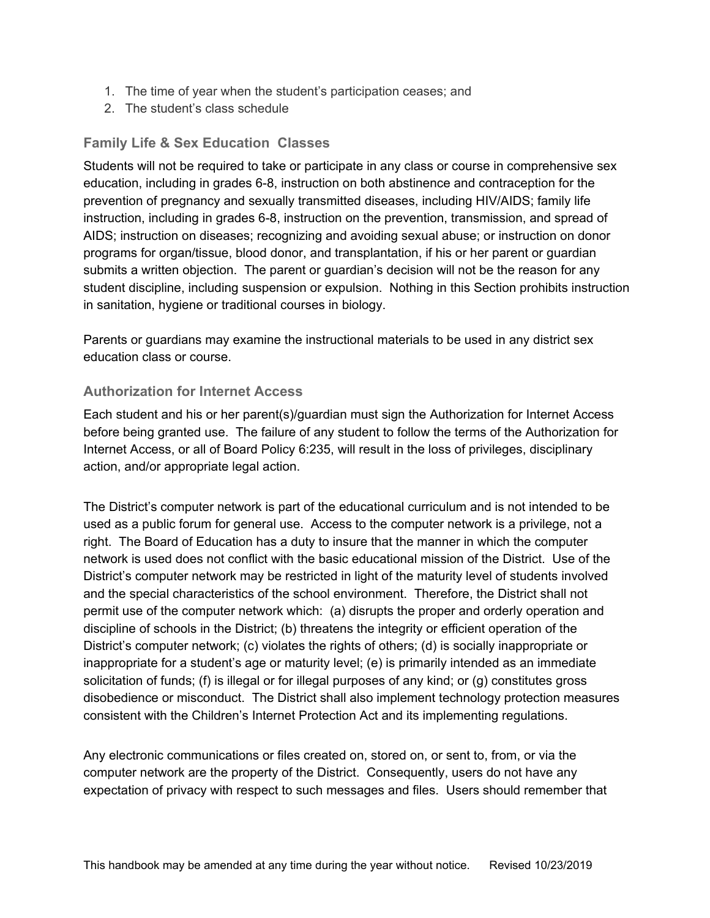1. The time of year when the student's participation ceases; and
2. The student's class schedule

### Family Life & Sex Education Classes

Students will not be required to take or participate in any class or course in comprehensive sex education, including in grades 6-8, instruction on both abstinence and contraception for the prevention of pregnancy and sexually transmitted diseases, including HIV/AIDS; family life instruction, including in grades 6-8, instruction on the prevention, transmission, and spread of AIDS; instruction on diseases; recognizing and avoiding sexual abuse; or instruction on donor programs for organ/tissue, blood donor, and transplantation, if his or her parent or guardian submits a written objection. The parent or guardian's decision will not be the reason for any student discipline, including suspension or expulsion. Nothing in this Section prohibits instruction in sanitation, hygiene or traditional courses in biology.

Parents or guardians may examine the instructional materials to be used in any district sex education class or course.

### Authorization for Internet Access

Each student and his or her parent(s)/guardian must sign the Authorization for Internet Access before being granted use. The failure of any student to follow the terms of the Authorization for Internet Access, or all of Board Policy 6:235, will result in the loss of privileges, disciplinary action, and/or appropriate legal action.

The District's computer network is part of the educational curriculum and is not intended to be used as a public forum for general use. Access to the computer network is a privilege, not a right. The Board of Education has a duty to insure that the manner in which the computer network is used does not conflict with the basic educational mission of the District. Use of the District's computer network may be restricted in light of the maturity level of students involved and the special characteristics of the school environment. Therefore, the District shall not permit use of the computer network which: (a) disrupts the proper and orderly operation and discipline of schools in the District; (b) threatens the integrity or efficient operation of the District's computer network; (c) violates the rights of others; (d) is socially inappropriate or inappropriate for a student's age or maturity level; (e) is primarily intended as an immediate solicitation of funds; (f) is illegal or for illegal purposes of any kind; or (g) constitutes gross disobedience or misconduct. The District shall also implement technology protection measures consistent with the Children's Internet Protection Act and its implementing regulations.

Any electronic communications or files created on, stored on, or sent to, from, or via the computer network are the property of the District. Consequently, users do not have any expectation of privacy with respect to such messages and files. Users should remember that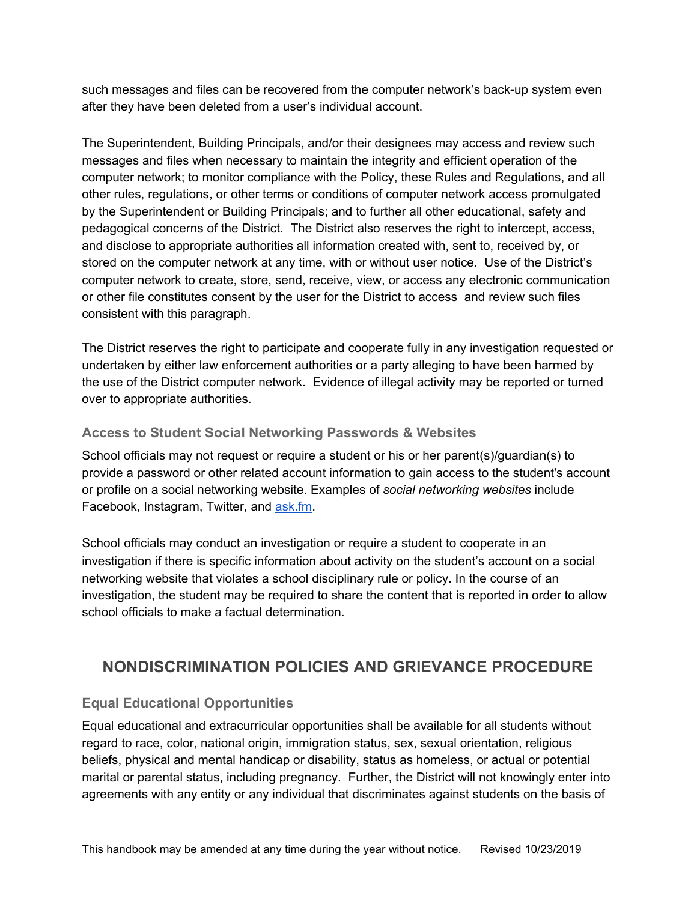such messages and files can be recovered from the computer network's back-up system even after they have been deleted from a user's individual account.

The Superintendent, Building Principals, and/or their designees may access and review such messages and files when necessary to maintain the integrity and efficient operation of the computer network; to monitor compliance with the Policy, these Rules and Regulations, and all other rules, regulations, or other terms or conditions of computer network access promulgated by the Superintendent or Building Principals; and to further all other educational, safety and pedagogical concerns of the District. The District also reserves the right to intercept, access, and disclose to appropriate authorities all information created with, sent to, received by, or stored on the computer network at any time, with or without user notice. Use of the District's computer network to create, store, send, receive, view, or access any electronic communication or other file constitutes consent by the user for the District to access and review such files consistent with this paragraph.

The District reserves the right to participate and cooperate fully in any investigation requested or undertaken by either law enforcement authorities or a party alleging to have been harmed by the use of the District computer network. Evidence of illegal activity may be reported or turned over to appropriate authorities.

### Access to Student Social Networking Passwords & Websites

School officials may not request or require a student or his or her parent(s)/guardian(s) to provide a password or other related account information to gain access to the student's account or profile on a social networking website. Examples of *social networking websites* include Facebook, Instagram, Twitter, and [ask.fm](ask.fm).

School officials may conduct an investigation or require a student to cooperate in an investigation if there is specific information about activity on the student's account on a social networking website that violates a school disciplinary rule or policy. In the course of an investigation, the student may be required to share the content that is reported in order to allow school officials to make a factual determination.

## NONDISCRIMINATION POLICIES AND GRIEVANCE PROCEDURE

### Equal Educational Opportunities

Equal educational and extracurricular opportunities shall be available for all students without regard to race, color, national origin, immigration status, sex, sexual orientation, religious beliefs, physical and mental handicap or disability, status as homeless, or actual or potential marital or parental status, including pregnancy. Further, the District will not knowingly enter into agreements with any entity or any individual that discriminates against students on the basis of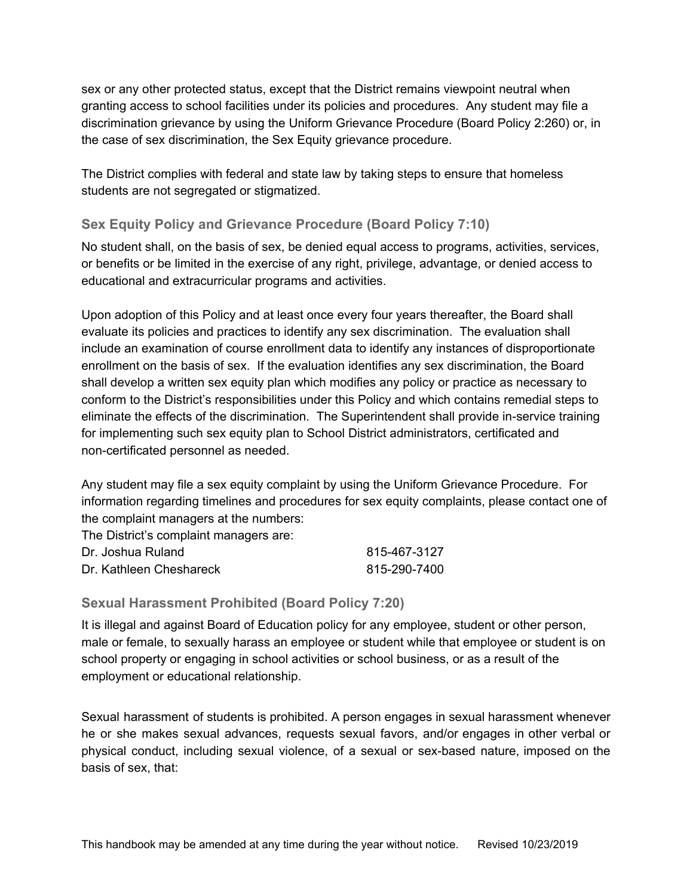sex or any other protected status, except that the District remains viewpoint neutral when granting access to school facilities under its policies and procedures. Any student may file a discrimination grievance by using the Uniform Grievance Procedure (Board Policy 2:260) or, in the case of sex discrimination, the Sex Equity grievance procedure.

The District complies with federal and state law by taking steps to ensure that homeless students are not segregated or stigmatized.

### Sex Equity Policy and Grievance Procedure (Board Policy 7:10)

No student shall, on the basis of sex, be denied equal access to programs, activities, services, or benefits or be limited in the exercise of any right, privilege, advantage, or denied access to educational and extracurricular programs and activities.

Upon adoption of this Policy and at least once every four years thereafter, the Board shall evaluate its policies and practices to identify any sex discrimination. The evaluation shall include an examination of course enrollment data to identify any instances of disproportionate enrollment on the basis of sex. If the evaluation identifies any sex discrimination, the Board shall develop a written sex equity plan which modifies any policy or practice as necessary to conform to the District's responsibilities under this Policy and which contains remedial steps to eliminate the effects of the discrimination. The Superintendent shall provide in-service training for implementing such sex equity plan to School District administrators, certificated and non-certificated personnel as needed.

Any student may file a sex equity complaint by using the Uniform Grievance Procedure. For information regarding timelines and procedures for sex equity complaints, please contact one of the complaint managers at the numbers:

The District's complaint managers are:

| | |
|---|---|
| Dr. Joshua Ruland | 815-467-3127 |
| Dr. Kathleen Cheshareck | 815-290-7400 |

### Sexual Harassment Prohibited (Board Policy 7:20)

It is illegal and against Board of Education policy for any employee, student or other person, male or female, to sexually harass an employee or student while that employee or student is on school property or engaging in school activities or school business, or as a result of the employment or educational relationship.

Sexual harassment of students is prohibited. A person engages in sexual harassment whenever he or she makes sexual advances, requests sexual favors, and/or engages in other verbal or physical conduct, including sexual violence, of a sexual or sex-based nature, imposed on the basis of sex, that: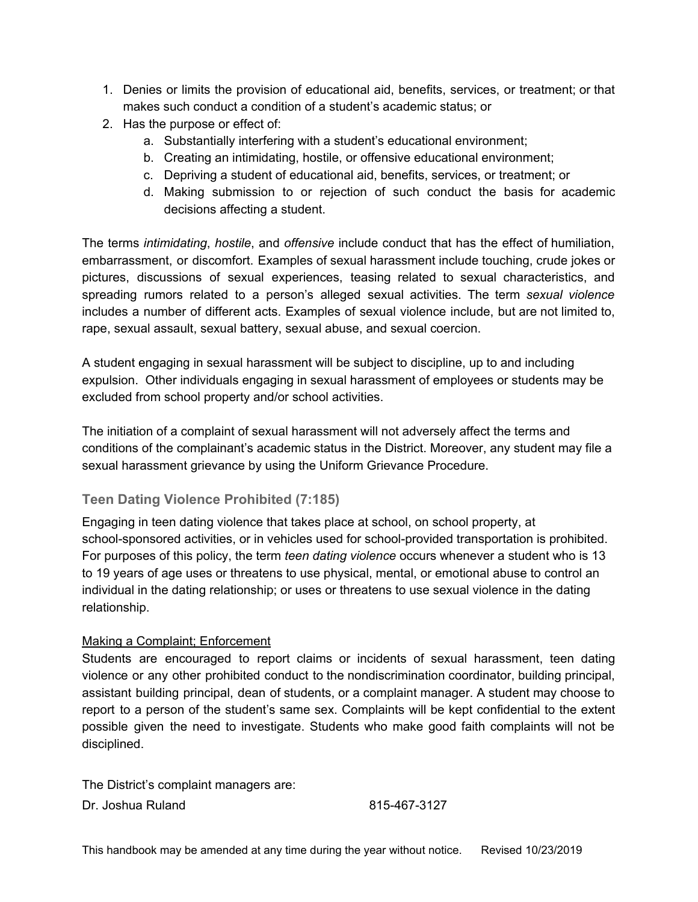1. Denies or limits the provision of educational aid, benefits, services, or treatment; or that makes such conduct a condition of a student's academic status; or
2. Has the purpose or effect of:
   a. Substantially interfering with a student's educational environment;
   b. Creating an intimidating, hostile, or offensive educational environment;
   c. Depriving a student of educational aid, benefits, services, or treatment; or
   d. Making submission to or rejection of such conduct the basis for academic decisions affecting a student.

The terms *intimidating*, *hostile*, and *offensive* include conduct that has the effect of humiliation, embarrassment, or discomfort. Examples of sexual harassment include touching, crude jokes or pictures, discussions of sexual experiences, teasing related to sexual characteristics, and spreading rumors related to a person's alleged sexual activities. The term *sexual violence* includes a number of different acts. Examples of sexual violence include, but are not limited to, rape, sexual assault, sexual battery, sexual abuse, and sexual coercion.

A student engaging in sexual harassment will be subject to discipline, up to and including expulsion. Other individuals engaging in sexual harassment of employees or students may be excluded from school property and/or school activities.

The initiation of a complaint of sexual harassment will not adversely affect the terms and conditions of the complainant's academic status in the District. Moreover, any student may file a sexual harassment grievance by using the Uniform Grievance Procedure.

### Teen Dating Violence Prohibited (7:185)

Engaging in teen dating violence that takes place at school, on school property, at school-sponsored activities, or in vehicles used for school-provided transportation is prohibited. For purposes of this policy, the term *teen dating violence* occurs whenever a student who is 13 to 19 years of age uses or threatens to use physical, mental, or emotional abuse to control an individual in the dating relationship; or uses or threatens to use sexual violence in the dating relationship.

<u>Making a Complaint; Enforcement</u>

Students are encouraged to report claims or incidents of sexual harassment, teen dating violence or any other prohibited conduct to the nondiscrimination coordinator, building principal, assistant building principal, dean of students, or a complaint manager. A student may choose to report to a person of the student's same sex. Complaints will be kept confidential to the extent possible given the need to investigate. Students who make good faith complaints will not be disciplined.

The District's complaint managers are:

Dr. Joshua Ruland 815-467-3127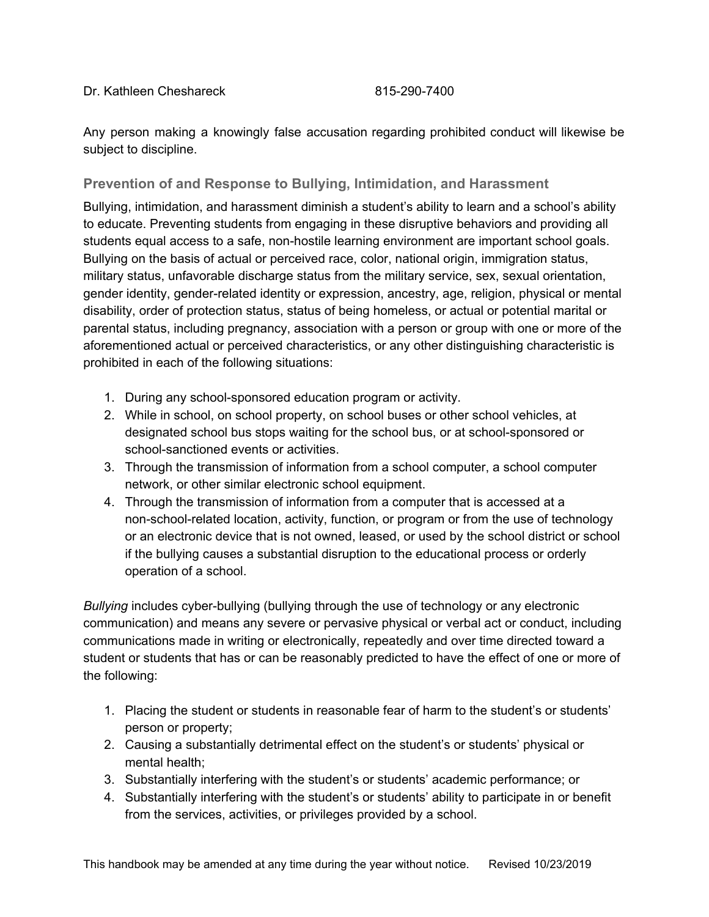Dr. Kathleen Cheshareck 815-290-7400

Any person making a knowingly false accusation regarding prohibited conduct will likewise be subject to discipline.

### Prevention of and Response to Bullying, Intimidation, and Harassment

Bullying, intimidation, and harassment diminish a student's ability to learn and a school's ability to educate. Preventing students from engaging in these disruptive behaviors and providing all students equal access to a safe, non-hostile learning environment are important school goals. Bullying on the basis of actual or perceived race, color, national origin, immigration status, military status, unfavorable discharge status from the military service, sex, sexual orientation, gender identity, gender-related identity or expression, ancestry, age, religion, physical or mental disability, order of protection status, status of being homeless, or actual or potential marital or parental status, including pregnancy, association with a person or group with one or more of the aforementioned actual or perceived characteristics, or any other distinguishing characteristic is prohibited in each of the following situations:

1. During any school-sponsored education program or activity.
2. While in school, on school property, on school buses or other school vehicles, at designated school bus stops waiting for the school bus, or at school-sponsored or school-sanctioned events or activities.
3. Through the transmission of information from a school computer, a school computer network, or other similar electronic school equipment.
4. Through the transmission of information from a computer that is accessed at a non-school-related location, activity, function, or program or from the use of technology or an electronic device that is not owned, leased, or used by the school district or school if the bullying causes a substantial disruption to the educational process or orderly operation of a school.

*Bullying* includes cyber-bullying (bullying through the use of technology or any electronic communication) and means any severe or pervasive physical or verbal act or conduct, including communications made in writing or electronically, repeatedly and over time directed toward a student or students that has or can be reasonably predicted to have the effect of one or more of the following:

1. Placing the student or students in reasonable fear of harm to the student's or students' person or property;
2. Causing a substantially detrimental effect on the student's or students' physical or mental health;
3. Substantially interfering with the student's or students' academic performance; or
4. Substantially interfering with the student's or students' ability to participate in or benefit from the services, activities, or privileges provided by a school.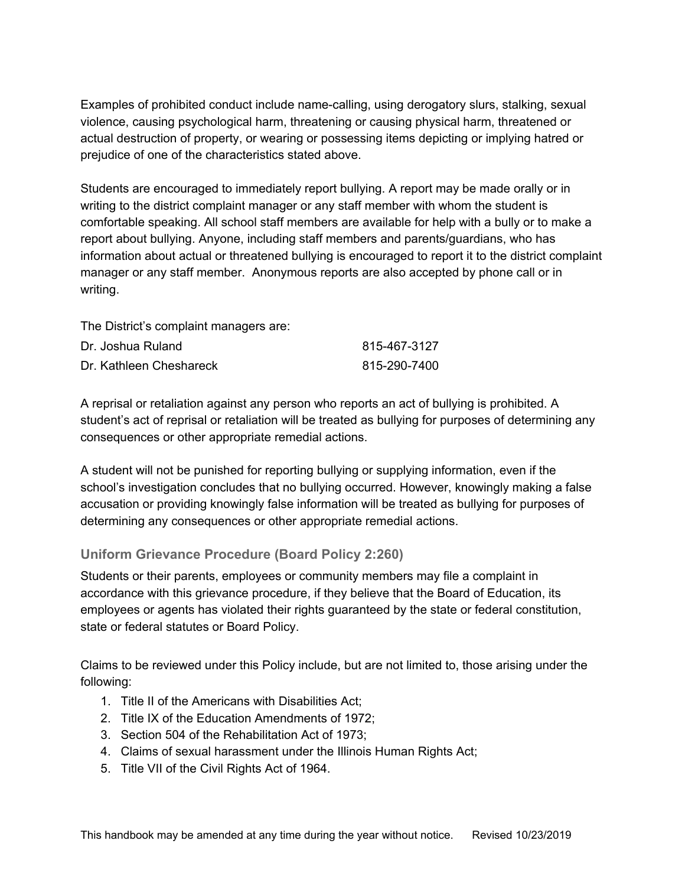Examples of prohibited conduct include name-calling, using derogatory slurs, stalking, sexual violence, causing psychological harm, threatening or causing physical harm, threatened or actual destruction of property, or wearing or possessing items depicting or implying hatred or prejudice of one of the characteristics stated above.

Students are encouraged to immediately report bullying. A report may be made orally or in writing to the district complaint manager or any staff member with whom the student is comfortable speaking. All school staff members are available for help with a bully or to make a report about bullying. Anyone, including staff members and parents/guardians, who has information about actual or threatened bullying is encouraged to report it to the district complaint manager or any staff member. Anonymous reports are also accepted by phone call or in writing.

The District's complaint managers are:

| | |
|---|---|
| Dr. Joshua Ruland | 815-467-3127 |
| Dr. Kathleen Cheshareck | 815-290-7400 |

A reprisal or retaliation against any person who reports an act of bullying is prohibited. A student's act of reprisal or retaliation will be treated as bullying for purposes of determining any consequences or other appropriate remedial actions.

A student will not be punished for reporting bullying or supplying information, even if the school's investigation concludes that no bullying occurred. However, knowingly making a false accusation or providing knowingly false information will be treated as bullying for purposes of determining any consequences or other appropriate remedial actions.

### Uniform Grievance Procedure (Board Policy 2:260)

Students or their parents, employees or community members may file a complaint in accordance with this grievance procedure, if they believe that the Board of Education, its employees or agents has violated their rights guaranteed by the state or federal constitution, state or federal statutes or Board Policy.

Claims to be reviewed under this Policy include, but are not limited to, those arising under the following:

1. Title II of the Americans with Disabilities Act;
2. Title IX of the Education Amendments of 1972;
3. Section 504 of the Rehabilitation Act of 1973;
4. Claims of sexual harassment under the Illinois Human Rights Act;
5. Title VII of the Civil Rights Act of 1964.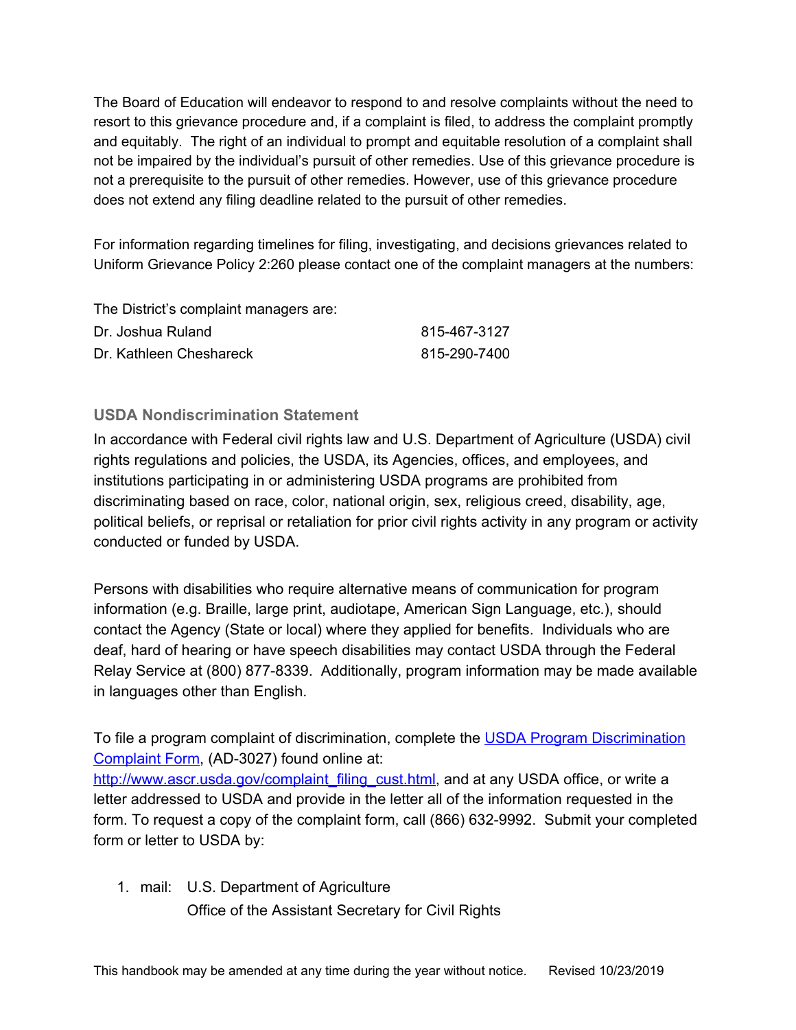The Board of Education will endeavor to respond to and resolve complaints without the need to resort to this grievance procedure and, if a complaint is filed, to address the complaint promptly and equitably. The right of an individual to prompt and equitable resolution of a complaint shall not be impaired by the individual's pursuit of other remedies. Use of this grievance procedure is not a prerequisite to the pursuit of other remedies. However, use of this grievance procedure does not extend any filing deadline related to the pursuit of other remedies.

For information regarding timelines for filing, investigating, and decisions grievances related to Uniform Grievance Policy 2:260 please contact one of the complaint managers at the numbers:

The District's complaint managers are:

| | |
|---|---|
| Dr. Joshua Ruland | 815-467-3127 |
| Dr. Kathleen Cheshareck | 815-290-7400 |

### USDA Nondiscrimination Statement

In accordance with Federal civil rights law and U.S. Department of Agriculture (USDA) civil rights regulations and policies, the USDA, its Agencies, offices, and employees, and institutions participating in or administering USDA programs are prohibited from discriminating based on race, color, national origin, sex, religious creed, disability, age, political beliefs, or reprisal or retaliation for prior civil rights activity in any program or activity conducted or funded by USDA.

Persons with disabilities who require alternative means of communication for program information (e.g. Braille, large print, audiotape, American Sign Language, etc.), should contact the Agency (State or local) where they applied for benefits. Individuals who are deaf, hard of hearing or have speech disabilities may contact USDA through the Federal Relay Service at (800) 877-8339. Additionally, program information may be made available in languages other than English.

To file a program complaint of discrimination, complete the [USDA Program Discrimination Complaint Form](http://www.ascr.usda.gov/complaint_filing_cust.html), (AD-3027) found online at: [http://www.ascr.usda.gov/complaint_filing_cust.html](http://www.ascr.usda.gov/complaint_filing_cust.html), and at any USDA office, or write a letter addressed to USDA and provide in the letter all of the information requested in the form. To request a copy of the complaint form, call (866) 632-9992. Submit your completed form or letter to USDA by:

1. mail: U.S. Department of Agriculture
   Office of the Assistant Secretary for Civil Rights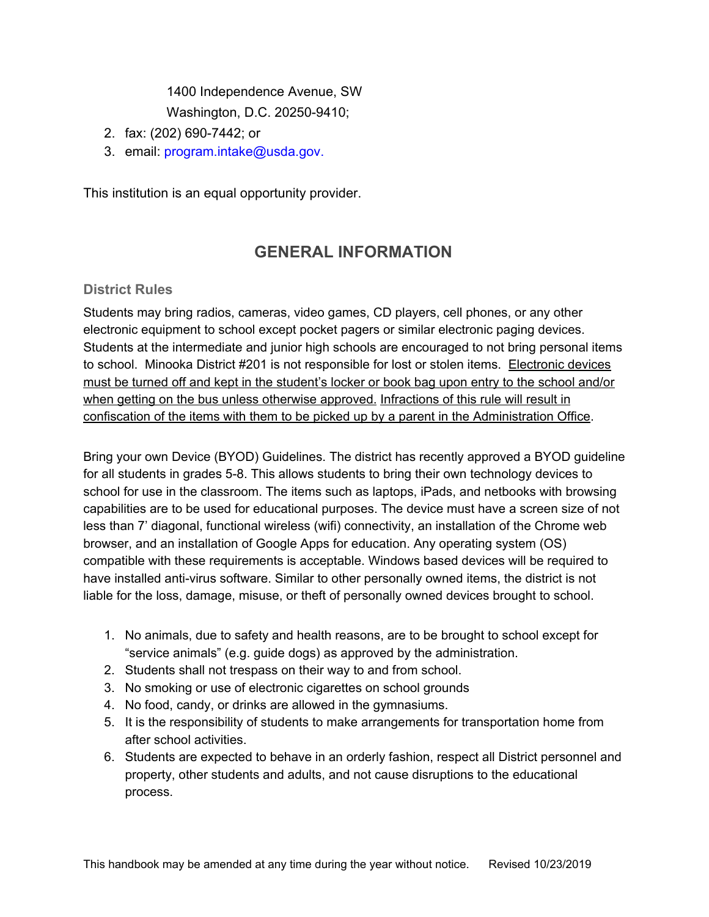1400 Independence Avenue, SW
Washington, D.C. 20250-9410;

2. fax: (202) 690-7442; or
3. email: program.intake@usda.gov.

This institution is an equal opportunity provider.

# GENERAL INFORMATION

### District Rules

Students may bring radios, cameras, video games, CD players, cell phones, or any other electronic equipment to school except pocket pagers or similar electronic paging devices. Students at the intermediate and junior high schools are encouraged to not bring personal items to school. Minooka District #201 is not responsible for lost or stolen items. Electronic devices must be turned off and kept in the student's locker or book bag upon entry to the school and/or when getting on the bus unless otherwise approved. Infractions of this rule will result in confiscation of the items with them to be picked up by a parent in the Administration Office.

Bring your own Device (BYOD) Guidelines. The district has recently approved a BYOD guideline for all students in grades 5-8. This allows students to bring their own technology devices to school for use in the classroom. The items such as laptops, iPads, and netbooks with browsing capabilities are to be used for educational purposes. The device must have a screen size of not less than 7' diagonal, functional wireless (wifi) connectivity, an installation of the Chrome web browser, and an installation of Google Apps for education. Any operating system (OS) compatible with these requirements is acceptable. Windows based devices will be required to have installed anti-virus software. Similar to other personally owned items, the district is not liable for the loss, damage, misuse, or theft of personally owned devices brought to school.

1. No animals, due to safety and health reasons, are to be brought to school except for "service animals" (e.g. guide dogs) as approved by the administration.
2. Students shall not trespass on their way to and from school.
3. No smoking or use of electronic cigarettes on school grounds
4. No food, candy, or drinks are allowed in the gymnasiums.
5. It is the responsibility of students to make arrangements for transportation home from after school activities.
6. Students are expected to behave in an orderly fashion, respect all District personnel and property, other students and adults, and not cause disruptions to the educational process.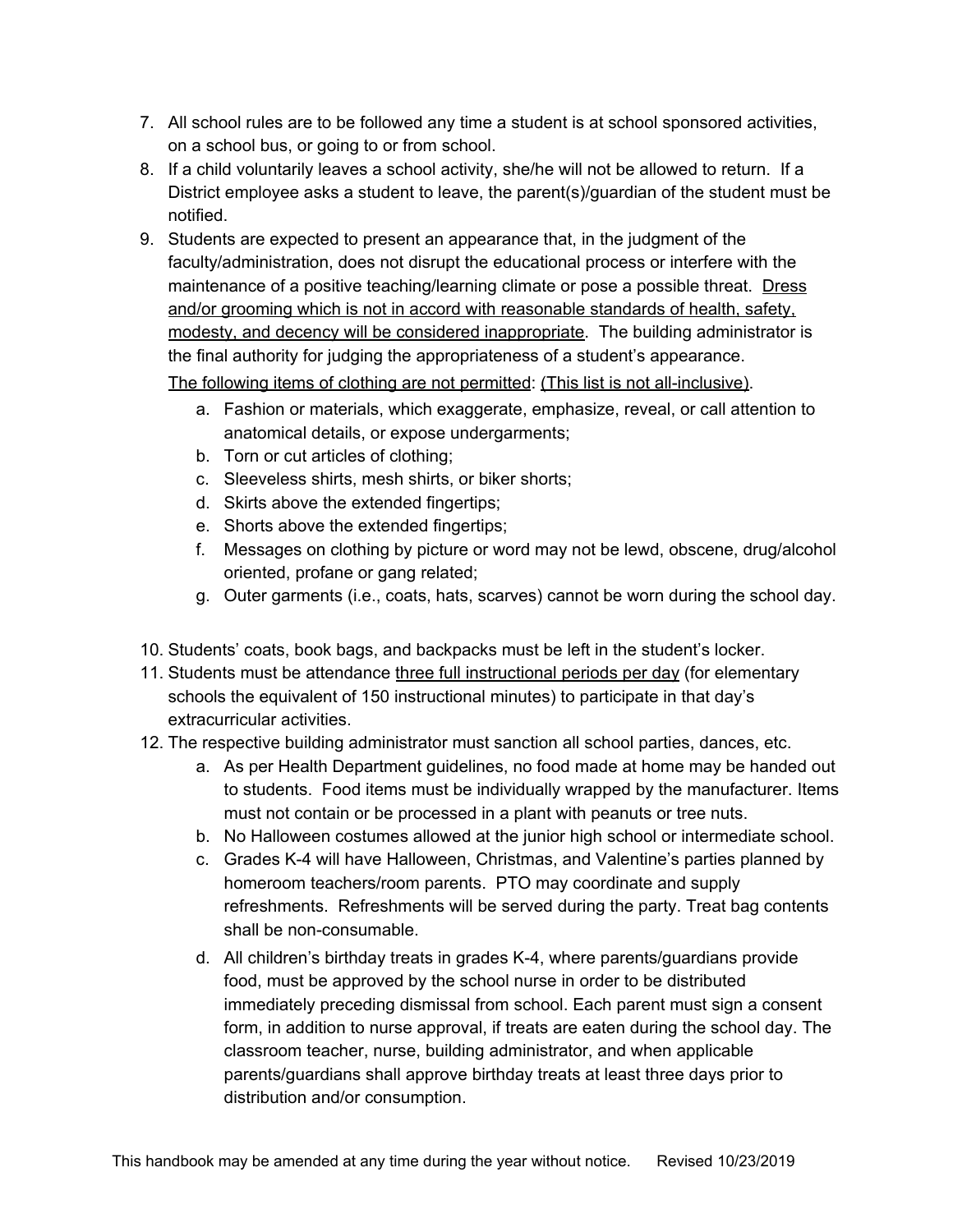7. All school rules are to be followed any time a student is at school sponsored activities, on a school bus, or going to or from school.
8. If a child voluntarily leaves a school activity, she/he will not be allowed to return. If a District employee asks a student to leave, the parent(s)/guardian of the student must be notified.
9. Students are expected to present an appearance that, in the judgment of the faculty/administration, does not disrupt the educational process or interfere with the maintenance of a positive teaching/learning climate or pose a possible threat. <u>Dress and/or grooming which is not in accord with reasonable standards of health, safety, modesty, and decency will be considered inappropriate</u>. The building administrator is the final authority for judging the appropriateness of a student's appearance.

   <u>The following items of clothing are not permitted</u>: <u>(This list is not all-inclusive)</u>.
   a. Fashion or materials, which exaggerate, emphasize, reveal, or call attention to anatomical details, or expose undergarments;
   b. Torn or cut articles of clothing;
   c. Sleeveless shirts, mesh shirts, or biker shorts;
   d. Skirts above the extended fingertips;
   e. Shorts above the extended fingertips;
   f. Messages on clothing by picture or word may not be lewd, obscene, drug/alcohol oriented, profane or gang related;
   g. Outer garments (i.e., coats, hats, scarves) cannot be worn during the school day.

10. Students' coats, book bags, and backpacks must be left in the student's locker.
11. Students must be attendance <u>three full instructional periods per day</u> (for elementary schools the equivalent of 150 instructional minutes) to participate in that day's extracurricular activities.
12. The respective building administrator must sanction all school parties, dances, etc.
    a. As per Health Department guidelines, no food made at home may be handed out to students. Food items must be individually wrapped by the manufacturer. Items must not contain or be processed in a plant with peanuts or tree nuts.
    b. No Halloween costumes allowed at the junior high school or intermediate school.
    c. Grades K-4 will have Halloween, Christmas, and Valentine's parties planned by homeroom teachers/room parents. PTO may coordinate and supply refreshments. Refreshments will be served during the party. Treat bag contents shall be non-consumable.
    d. All children's birthday treats in grades K-4, where parents/guardians provide food, must be approved by the school nurse in order to be distributed immediately preceding dismissal from school. Each parent must sign a consent form, in addition to nurse approval, if treats are eaten during the school day. The classroom teacher, nurse, building administrator, and when applicable parents/guardians shall approve birthday treats at least three days prior to distribution and/or consumption.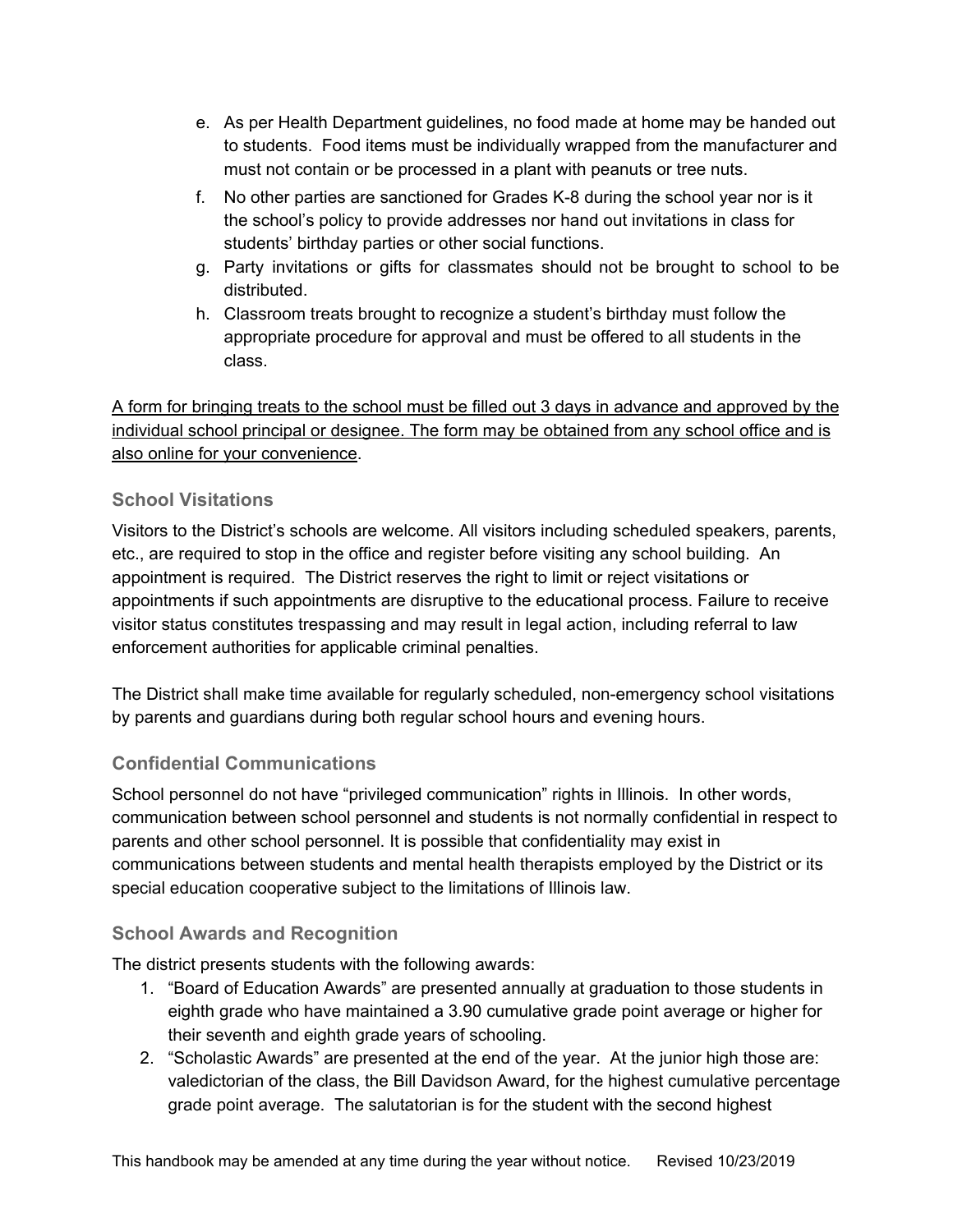e. As per Health Department guidelines, no food made at home may be handed out to students. Food items must be individually wrapped from the manufacturer and must not contain or be processed in a plant with peanuts or tree nuts.
f. No other parties are sanctioned for Grades K-8 during the school year nor is it the school's policy to provide addresses nor hand out invitations in class for students' birthday parties or other social functions.
g. Party invitations or gifts for classmates should not be brought to school to be distributed.
h. Classroom treats brought to recognize a student's birthday must follow the appropriate procedure for approval and must be offered to all students in the class.

<u>A form for bringing treats to the school must be filled out 3 days in advance and approved by the individual school principal or designee. The form may be obtained from any school office and is also online for your convenience</u>.

### School Visitations

Visitors to the District's schools are welcome. All visitors including scheduled speakers, parents, etc., are required to stop in the office and register before visiting any school building. An appointment is required. The District reserves the right to limit or reject visitations or appointments if such appointments are disruptive to the educational process. Failure to receive visitor status constitutes trespassing and may result in legal action, including referral to law enforcement authorities for applicable criminal penalties.

The District shall make time available for regularly scheduled, non-emergency school visitations by parents and guardians during both regular school hours and evening hours.

### Confidential Communications

School personnel do not have "privileged communication" rights in Illinois. In other words, communication between school personnel and students is not normally confidential in respect to parents and other school personnel. It is possible that confidentiality may exist in communications between students and mental health therapists employed by the District or its special education cooperative subject to the limitations of Illinois law.

### School Awards and Recognition

The district presents students with the following awards:

1. "Board of Education Awards" are presented annually at graduation to those students in eighth grade who have maintained a 3.90 cumulative grade point average or higher for their seventh and eighth grade years of schooling.
2. "Scholastic Awards" are presented at the end of the year. At the junior high those are: valedictorian of the class, the Bill Davidson Award, for the highest cumulative percentage grade point average. The salutatorian is for the student with the second highest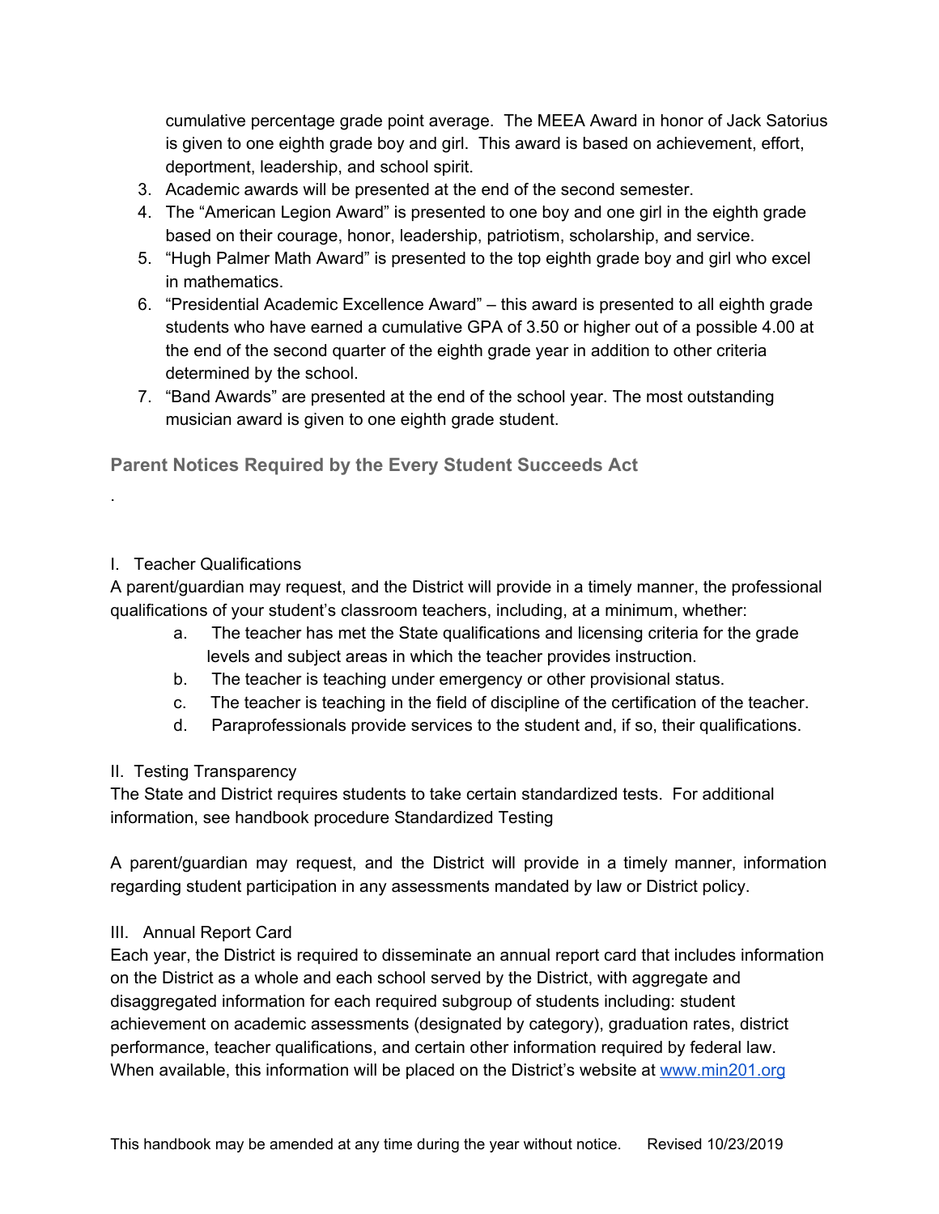cumulative percentage grade point average. The MEEA Award in honor of Jack Satorius is given to one eighth grade boy and girl. This award is based on achievement, effort, deportment, leadership, and school spirit.

3. Academic awards will be presented at the end of the second semester.
4. The "American Legion Award" is presented to one boy and one girl in the eighth grade based on their courage, honor, leadership, patriotism, scholarship, and service.
5. "Hugh Palmer Math Award" is presented to the top eighth grade boy and girl who excel in mathematics.
6. "Presidential Academic Excellence Award" – this award is presented to all eighth grade students who have earned a cumulative GPA of 3.50 or higher out of a possible 4.00 at the end of the second quarter of the eighth grade year in addition to other criteria determined by the school.
7. "Band Awards" are presented at the end of the school year. The most outstanding musician award is given to one eighth grade student.

## Parent Notices Required by the Every Student Succeeds Act

.

I. Teacher Qualifications

A parent/guardian may request, and the District will provide in a timely manner, the professional qualifications of your student's classroom teachers, including, at a minimum, whether:

a. The teacher has met the State qualifications and licensing criteria for the grade levels and subject areas in which the teacher provides instruction.
b. The teacher is teaching under emergency or other provisional status.
c. The teacher is teaching in the field of discipline of the certification of the teacher.
d. Paraprofessionals provide services to the student and, if so, their qualifications.

II. Testing Transparency

The State and District requires students to take certain standardized tests. For additional information, see handbook procedure Standardized Testing

A parent/guardian may request, and the District will provide in a timely manner, information regarding student participation in any assessments mandated by law or District policy.

III. Annual Report Card

Each year, the District is required to disseminate an annual report card that includes information on the District as a whole and each school served by the District, with aggregate and disaggregated information for each required subgroup of students including: student achievement on academic assessments (designated by category), graduation rates, district performance, teacher qualifications, and certain other information required by federal law. When available, this information will be placed on the District's website at [www.min201.org](http://www.min201.org)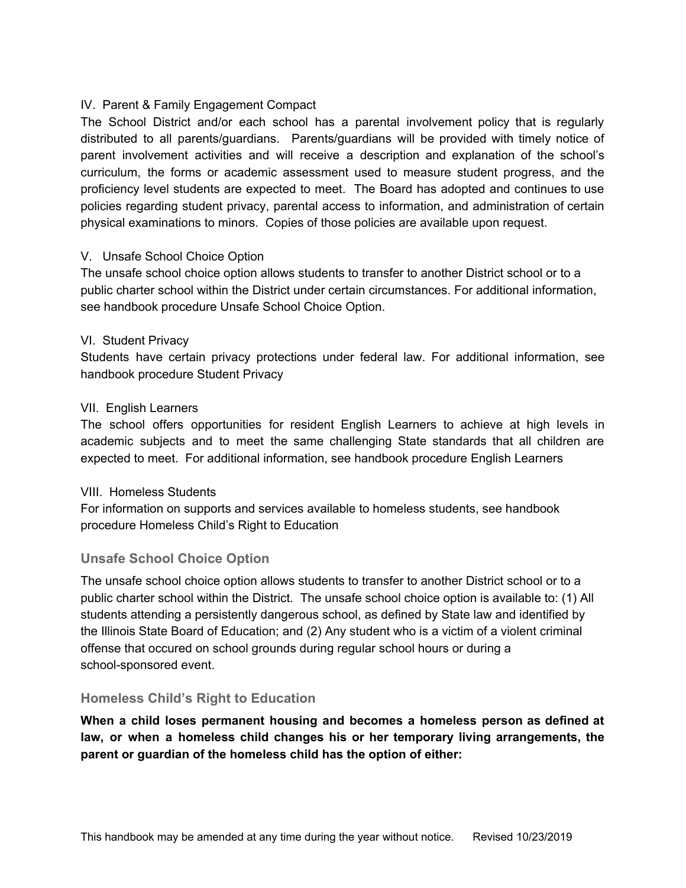IV. Parent & Family Engagement Compact

The School District and/or each school has a parental involvement policy that is regularly distributed to all parents/guardians. Parents/guardians will be provided with timely notice of parent involvement activities and will receive a description and explanation of the school's curriculum, the forms or academic assessment used to measure student progress, and the proficiency level students are expected to meet. The Board has adopted and continues to use policies regarding student privacy, parental access to information, and administration of certain physical examinations to minors. Copies of those policies are available upon request.

V. Unsafe School Choice Option

The unsafe school choice option allows students to transfer to another District school or to a public charter school within the District under certain circumstances. For additional information, see handbook procedure Unsafe School Choice Option.

VI. Student Privacy

Students have certain privacy protections under federal law. For additional information, see handbook procedure Student Privacy

VII. English Learners

The school offers opportunities for resident English Learners to achieve at high levels in academic subjects and to meet the same challenging State standards that all children are expected to meet. For additional information, see handbook procedure English Learners

VIII. Homeless Students

For information on supports and services available to homeless students, see handbook procedure Homeless Child's Right to Education

### Unsafe School Choice Option

The unsafe school choice option allows students to transfer to another District school or to a public charter school within the District. The unsafe school choice option is available to: (1) All students attending a persistently dangerous school, as defined by State law and identified by the Illinois State Board of Education; and (2) Any student who is a victim of a violent criminal offense that occured on school grounds during regular school hours or during a school-sponsored event.

### Homeless Child's Right to Education

**When a child loses permanent housing and becomes a homeless person as defined at law, or when a homeless child changes his or her temporary living arrangements, the parent or guardian of the homeless child has the option of either:**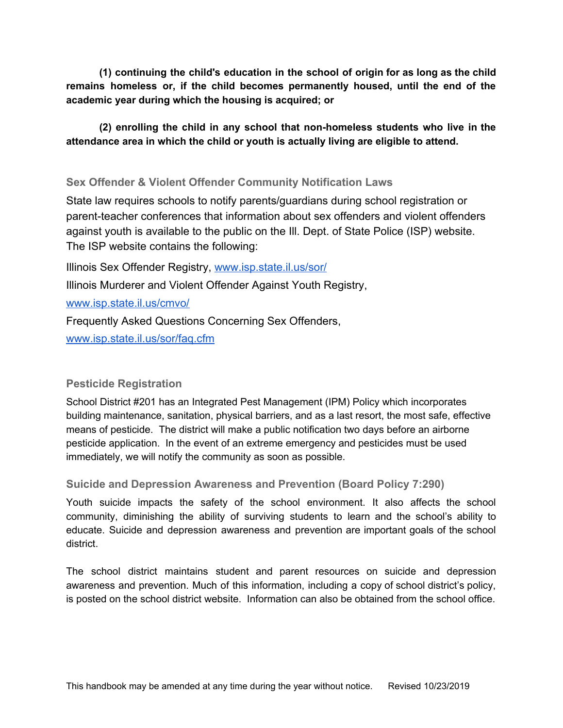**(1) continuing the child's education in the school of origin for as long as the child remains homeless or, if the child becomes permanently housed, until the end of the academic year during which the housing is acquired; or**

**(2) enrolling the child in any school that non-homeless students who live in the attendance area in which the child or youth is actually living are eligible to attend.**

### Sex Offender & Violent Offender Community Notification Laws

State law requires schools to notify parents/guardians during school registration or parent-teacher conferences that information about sex offenders and violent offenders against youth is available to the public on the Ill. Dept. of State Police (ISP) website. The ISP website contains the following:

Illinois Sex Offender Registry, [www.isp.state.il.us/sor/](http://www.isp.state.il.us/sor/)

Illinois Murderer and Violent Offender Against Youth Registry, [www.isp.state.il.us/cmvo/](http://www.isp.state.il.us/cmvo/)

Frequently Asked Questions Concerning Sex Offenders, [www.isp.state.il.us/sor/faq.cfm](http://www.isp.state.il.us/sor/faq.cfm)

### Pesticide Registration

School District #201 has an Integrated Pest Management (IPM) Policy which incorporates building maintenance, sanitation, physical barriers, and as a last resort, the most safe, effective means of pesticide. The district will make a public notification two days before an airborne pesticide application. In the event of an extreme emergency and pesticides must be used immediately, we will notify the community as soon as possible.

### Suicide and Depression Awareness and Prevention (Board Policy 7:290)

Youth suicide impacts the safety of the school environment. It also affects the school community, diminishing the ability of surviving students to learn and the school's ability to educate. Suicide and depression awareness and prevention are important goals of the school district.

The school district maintains student and parent resources on suicide and depression awareness and prevention. Much of this information, including a copy of school district's policy, is posted on the school district website. Information can also be obtained from the school office.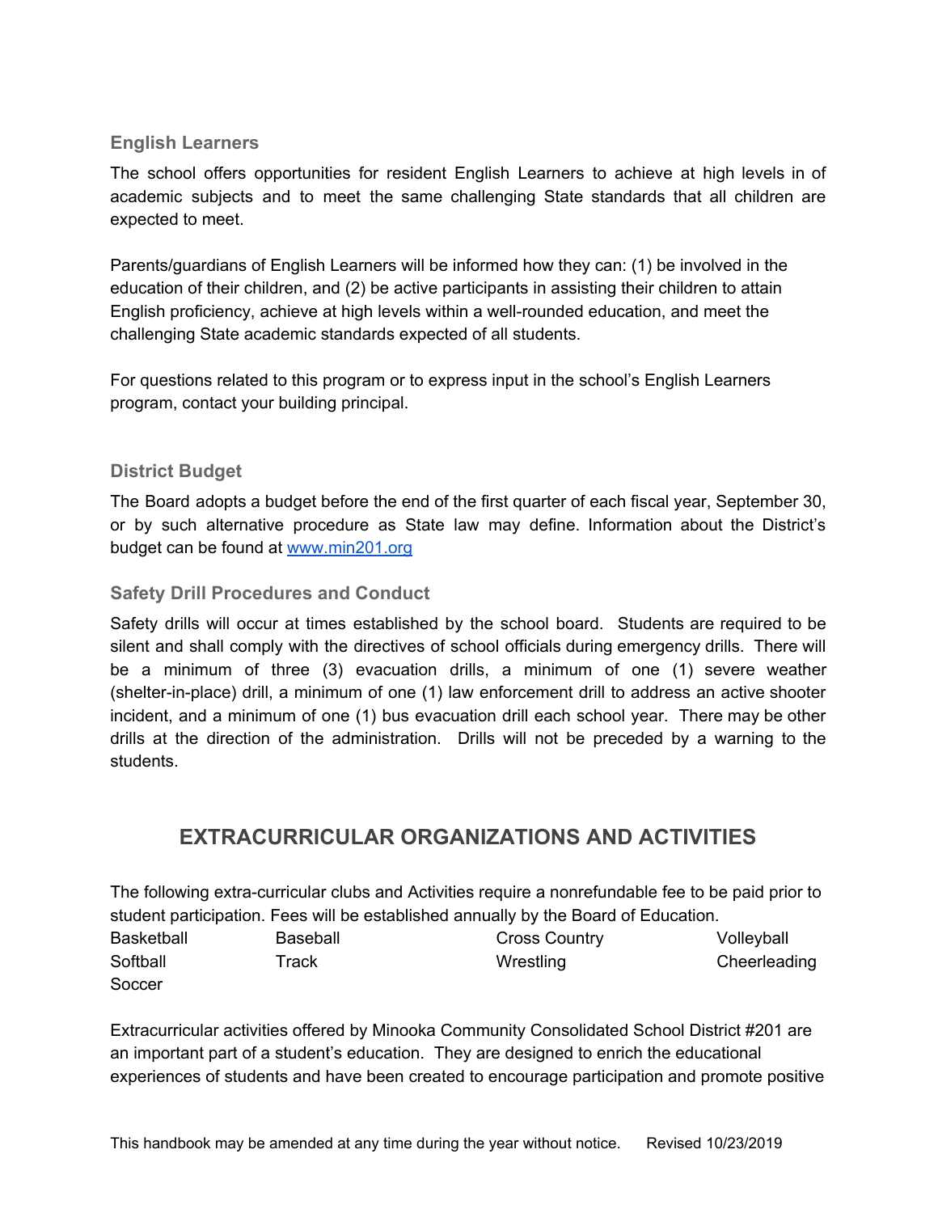### English Learners

The school offers opportunities for resident English Learners to achieve at high levels in of academic subjects and to meet the same challenging State standards that all children are expected to meet.

Parents/guardians of English Learners will be informed how they can: (1) be involved in the education of their children, and (2) be active participants in assisting their children to attain English proficiency, achieve at high levels within a well-rounded education, and meet the challenging State academic standards expected of all students.

For questions related to this program or to express input in the school's English Learners program, contact your building principal.

### District Budget

The Board adopts a budget before the end of the first quarter of each fiscal year, September 30, or by such alternative procedure as State law may define. Information about the District's budget can be found at [www.min201.org](http://www.min201.org)

### Safety Drill Procedures and Conduct

Safety drills will occur at times established by the school board. Students are required to be silent and shall comply with the directives of school officials during emergency drills. There will be a minimum of three (3) evacuation drills, a minimum of one (1) severe weather (shelter-in-place) drill, a minimum of one (1) law enforcement drill to address an active shooter incident, and a minimum of one (1) bus evacuation drill each school year. There may be other drills at the direction of the administration. Drills will not be preceded by a warning to the students.

## EXTRACURRICULAR ORGANIZATIONS AND ACTIVITIES

The following extra-curricular clubs and Activities require a nonrefundable fee to be paid prior to student participation. Fees will be established annually by the Board of Education.

| | | | |
|---|---|---|---|
| Basketball | Baseball | Cross Country | Volleyball |
| Softball | Track | Wrestling | Cheerleading |
| Soccer | | | |

Extracurricular activities offered by Minooka Community Consolidated School District #201 are an important part of a student's education. They are designed to enrich the educational experiences of students and have been created to encourage participation and promote positive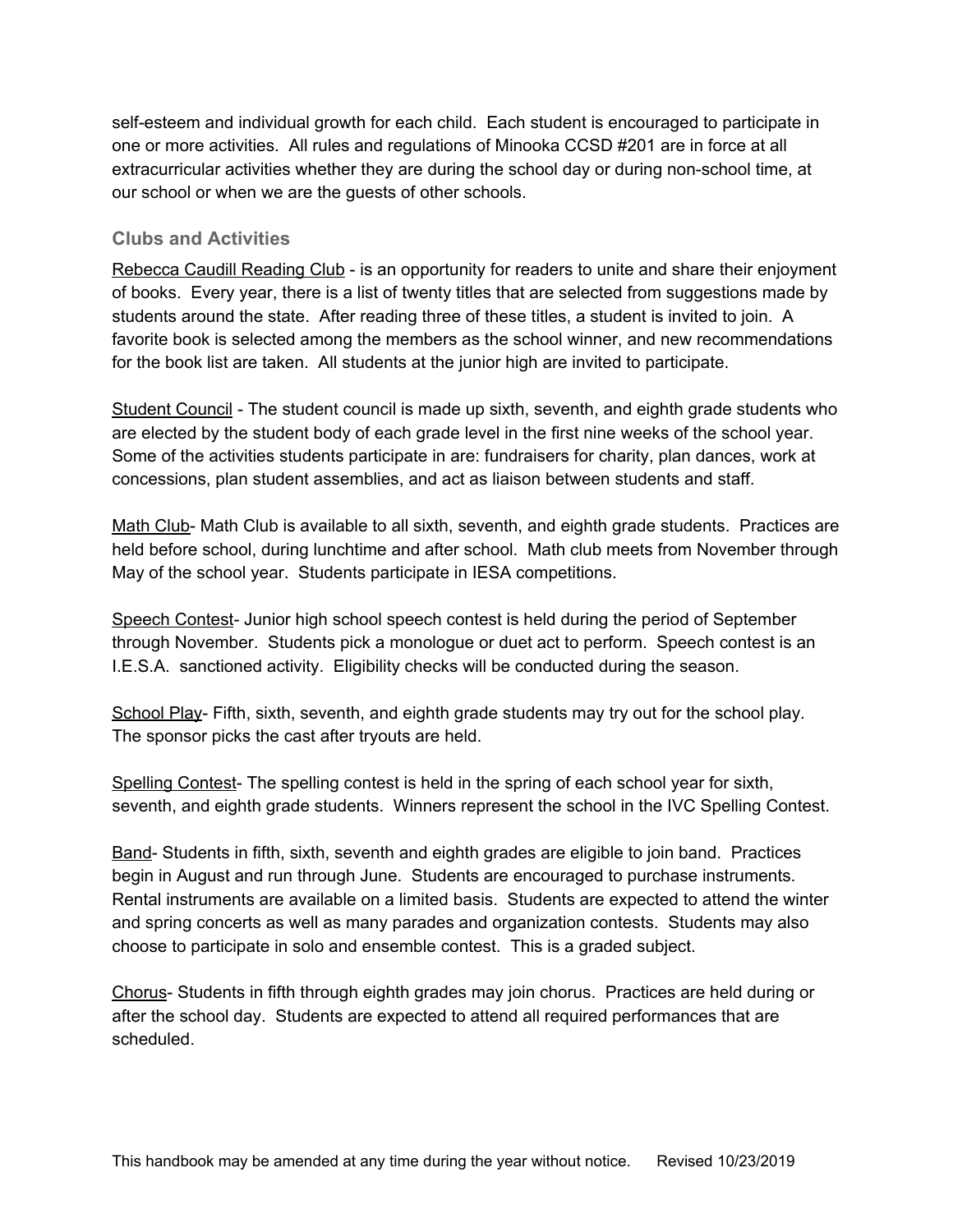self-esteem and individual growth for each child. Each student is encouraged to participate in one or more activities. All rules and regulations of Minooka CCSD #201 are in force at all extracurricular activities whether they are during the school day or during non-school time, at our school or when we are the guests of other schools.

### Clubs and Activities

Rebecca Caudill Reading Club - is an opportunity for readers to unite and share their enjoyment of books. Every year, there is a list of twenty titles that are selected from suggestions made by students around the state. After reading three of these titles, a student is invited to join. A favorite book is selected among the members as the school winner, and new recommendations for the book list are taken. All students at the junior high are invited to participate.

Student Council - The student council is made up sixth, seventh, and eighth grade students who are elected by the student body of each grade level in the first nine weeks of the school year. Some of the activities students participate in are: fundraisers for charity, plan dances, work at concessions, plan student assemblies, and act as liaison between students and staff.

Math Club- Math Club is available to all sixth, seventh, and eighth grade students. Practices are held before school, during lunchtime and after school. Math club meets from November through May of the school year. Students participate in IESA competitions.

Speech Contest- Junior high school speech contest is held during the period of September through November. Students pick a monologue or duet act to perform. Speech contest is an I.E.S.A. sanctioned activity. Eligibility checks will be conducted during the season.

School Play- Fifth, sixth, seventh, and eighth grade students may try out for the school play. The sponsor picks the cast after tryouts are held.

Spelling Contest- The spelling contest is held in the spring of each school year for sixth, seventh, and eighth grade students. Winners represent the school in the IVC Spelling Contest.

Band- Students in fifth, sixth, seventh and eighth grades are eligible to join band. Practices begin in August and run through June. Students are encouraged to purchase instruments. Rental instruments are available on a limited basis. Students are expected to attend the winter and spring concerts as well as many parades and organization contests. Students may also choose to participate in solo and ensemble contest. This is a graded subject.

Chorus- Students in fifth through eighth grades may join chorus. Practices are held during or after the school day. Students are expected to attend all required performances that are scheduled.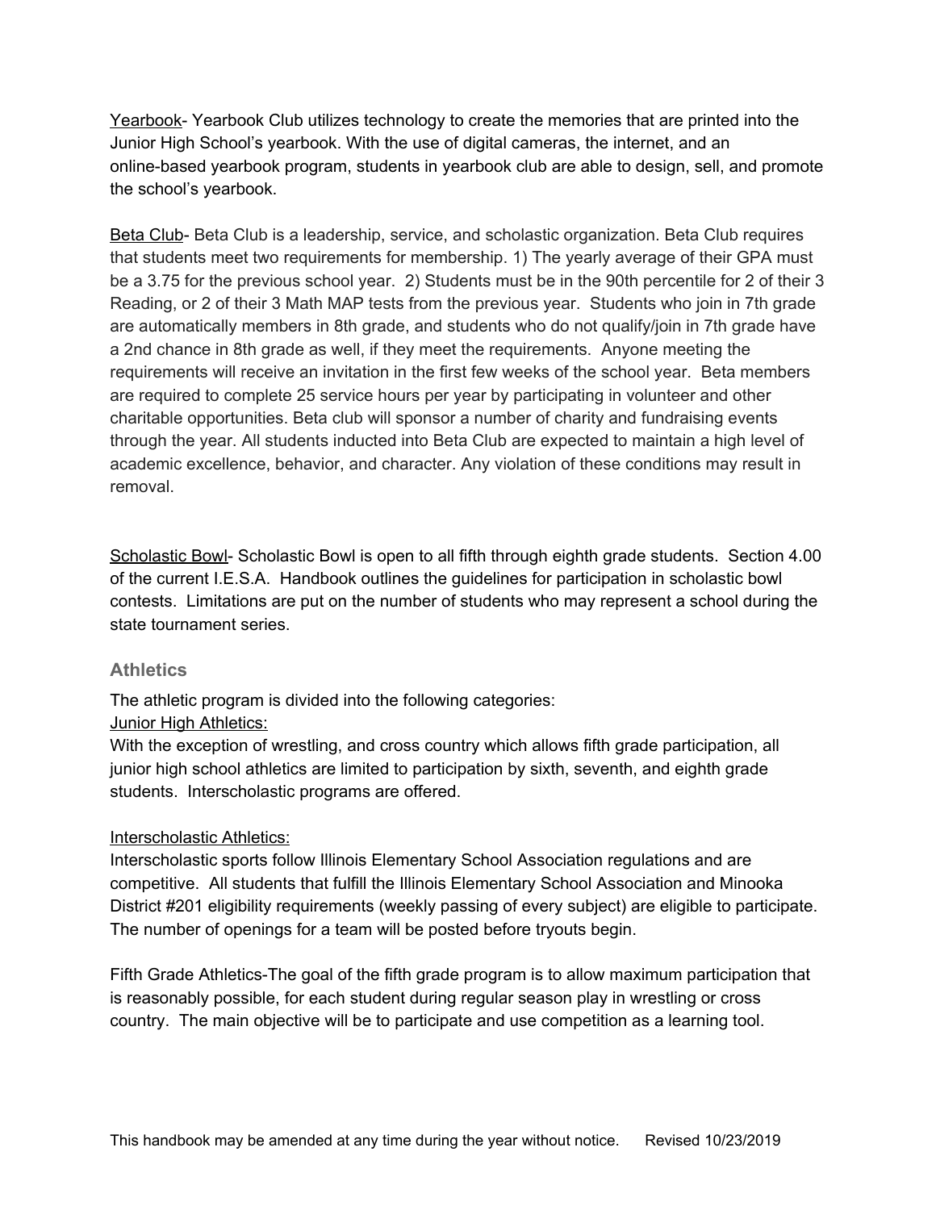Yearbook- Yearbook Club utilizes technology to create the memories that are printed into the Junior High School's yearbook. With the use of digital cameras, the internet, and an online-based yearbook program, students in yearbook club are able to design, sell, and promote the school's yearbook.

Beta Club- Beta Club is a leadership, service, and scholastic organization. Beta Club requires that students meet two requirements for membership. 1) The yearly average of their GPA must be a 3.75 for the previous school year. 2) Students must be in the 90th percentile for 2 of their 3 Reading, or 2 of their 3 Math MAP tests from the previous year. Students who join in 7th grade are automatically members in 8th grade, and students who do not qualify/join in 7th grade have a 2nd chance in 8th grade as well, if they meet the requirements. Anyone meeting the requirements will receive an invitation in the first few weeks of the school year. Beta members are required to complete 25 service hours per year by participating in volunteer and other charitable opportunities. Beta club will sponsor a number of charity and fundraising events through the year. All students inducted into Beta Club are expected to maintain a high level of academic excellence, behavior, and character. Any violation of these conditions may result in removal.

Scholastic Bowl- Scholastic Bowl is open to all fifth through eighth grade students. Section 4.00 of the current I.E.S.A. Handbook outlines the guidelines for participation in scholastic bowl contests. Limitations are put on the number of students who may represent a school during the state tournament series.

## Athletics

The athletic program is divided into the following categories:

Junior High Athletics:

With the exception of wrestling, and cross country which allows fifth grade participation, all junior high school athletics are limited to participation by sixth, seventh, and eighth grade students. Interscholastic programs are offered.

Interscholastic Athletics:

Interscholastic sports follow Illinois Elementary School Association regulations and are competitive. All students that fulfill the Illinois Elementary School Association and Minooka District #201 eligibility requirements (weekly passing of every subject) are eligible to participate. The number of openings for a team will be posted before tryouts begin.

Fifth Grade Athletics-The goal of the fifth grade program is to allow maximum participation that is reasonably possible, for each student during regular season play in wrestling or cross country. The main objective will be to participate and use competition as a learning tool.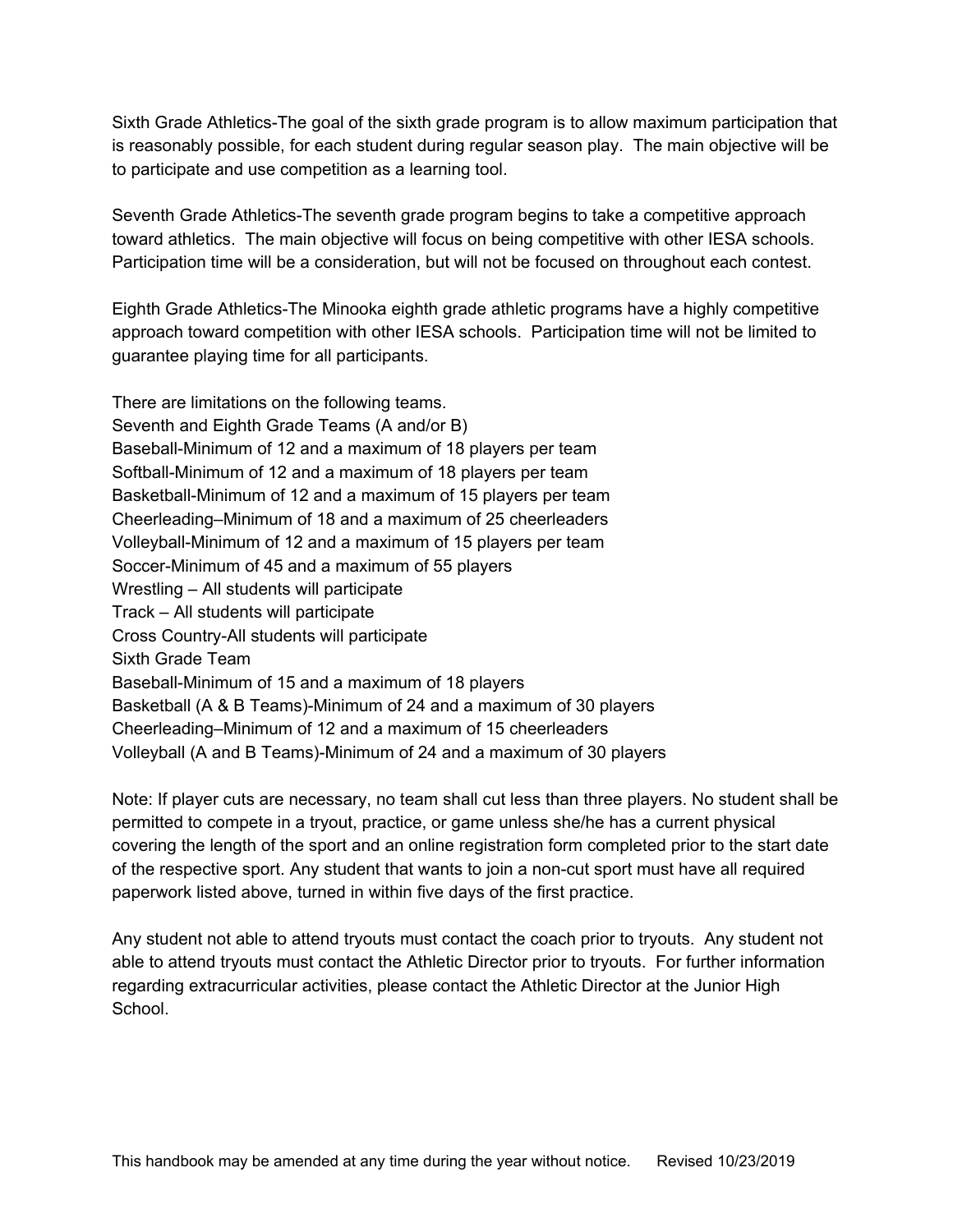Sixth Grade Athletics-The goal of the sixth grade program is to allow maximum participation that is reasonably possible, for each student during regular season play. The main objective will be to participate and use competition as a learning tool.

Seventh Grade Athletics-The seventh grade program begins to take a competitive approach toward athletics. The main objective will focus on being competitive with other IESA schools. Participation time will be a consideration, but will not be focused on throughout each contest.

Eighth Grade Athletics-The Minooka eighth grade athletic programs have a highly competitive approach toward competition with other IESA schools. Participation time will not be limited to guarantee playing time for all participants.

There are limitations on the following teams.
Seventh and Eighth Grade Teams (A and/or B)
Baseball-Minimum of 12 and a maximum of 18 players per team
Softball-Minimum of 12 and a maximum of 18 players per team
Basketball-Minimum of 12 and a maximum of 15 players per team
Cheerleading–Minimum of 18 and a maximum of 25 cheerleaders
Volleyball-Minimum of 12 and a maximum of 15 players per team
Soccer-Minimum of 45 and a maximum of 55 players
Wrestling – All students will participate
Track – All students will participate
Cross Country-All students will participate
Sixth Grade Team
Baseball-Minimum of 15 and a maximum of 18 players
Basketball (A & B Teams)-Minimum of 24 and a maximum of 30 players
Cheerleading–Minimum of 12 and a maximum of 15 cheerleaders
Volleyball (A and B Teams)-Minimum of 24 and a maximum of 30 players

Note: If player cuts are necessary, no team shall cut less than three players. No student shall be permitted to compete in a tryout, practice, or game unless she/he has a current physical covering the length of the sport and an online registration form completed prior to the start date of the respective sport. Any student that wants to join a non-cut sport must have all required paperwork listed above, turned in within five days of the first practice.

Any student not able to attend tryouts must contact the coach prior to tryouts. Any student not able to attend tryouts must contact the Athletic Director prior to tryouts. For further information regarding extracurricular activities, please contact the Athletic Director at the Junior High School.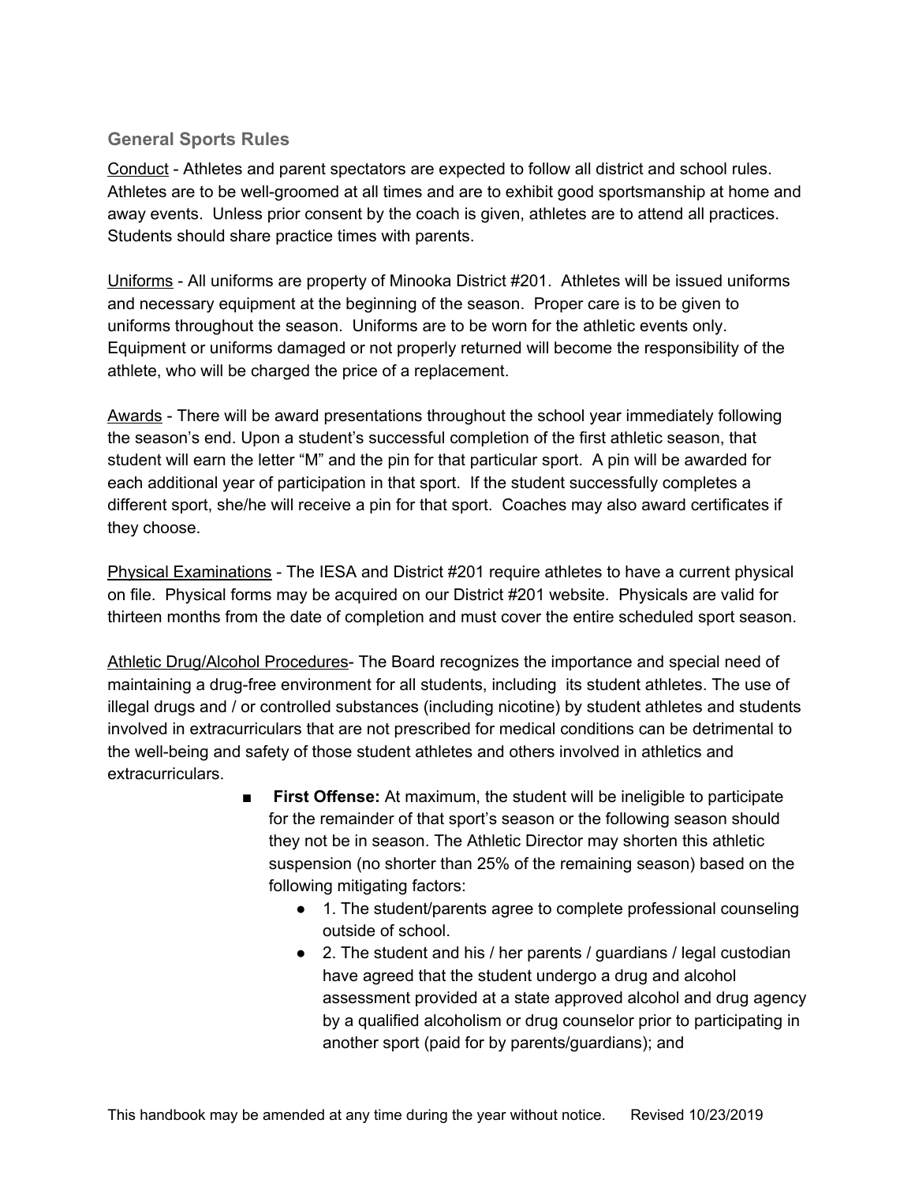### General Sports Rules

Conduct - Athletes and parent spectators are expected to follow all district and school rules. Athletes are to be well-groomed at all times and are to exhibit good sportsmanship at home and away events. Unless prior consent by the coach is given, athletes are to attend all practices. Students should share practice times with parents.

Uniforms - All uniforms are property of Minooka District #201. Athletes will be issued uniforms and necessary equipment at the beginning of the season. Proper care is to be given to uniforms throughout the season. Uniforms are to be worn for the athletic events only. Equipment or uniforms damaged or not properly returned will become the responsibility of the athlete, who will be charged the price of a replacement.

Awards - There will be award presentations throughout the school year immediately following the season's end. Upon a student's successful completion of the first athletic season, that student will earn the letter "M" and the pin for that particular sport. A pin will be awarded for each additional year of participation in that sport. If the student successfully completes a different sport, she/he will receive a pin for that sport. Coaches may also award certificates if they choose.

Physical Examinations - The IESA and District #201 require athletes to have a current physical on file. Physical forms may be acquired on our District #201 website. Physicals are valid for thirteen months from the date of completion and must cover the entire scheduled sport season.

Athletic Drug/Alcohol Procedures- The Board recognizes the importance and special need of maintaining a drug-free environment for all students, including its student athletes. The use of illegal drugs and / or controlled substances (including nicotine) by student athletes and students involved in extracurriculars that are not prescribed for medical conditions can be detrimental to the well-being and safety of those student athletes and others involved in athletics and extracurriculars.

- **First Offense:** At maximum, the student will be ineligible to participate for the remainder of that sport's season or the following season should they not be in season. The Athletic Director may shorten this athletic suspension (no shorter than 25% of the remaining season) based on the following mitigating factors:
  - 1. The student/parents agree to complete professional counseling outside of school.
  - 2. The student and his / her parents / guardians / legal custodian have agreed that the student undergo a drug and alcohol assessment provided at a state approved alcohol and drug agency by a qualified alcoholism or drug counselor prior to participating in another sport (paid for by parents/guardians); and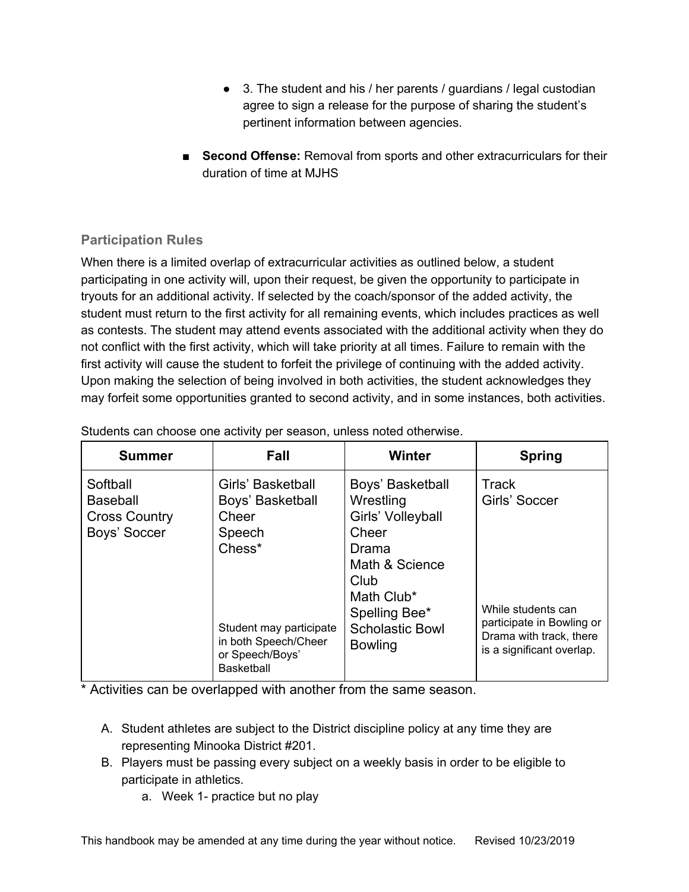- 3. The student and his / her parents / guardians / legal custodian agree to sign a release for the purpose of sharing the student's pertinent information between agencies.

- **Second Offense:** Removal from sports and other extracurriculars for their duration of time at MJHS

### Participation Rules

When there is a limited overlap of extracurricular activities as outlined below, a student participating in one activity will, upon their request, be given the opportunity to participate in tryouts for an additional activity. If selected by the coach/sponsor of the added activity, the student must return to the first activity for all remaining events, which includes practices as well as contests. The student may attend events associated with the additional activity when they do not conflict with the first activity, which will take priority at all times. Failure to remain with the first activity will cause the student to forfeit the privilege of continuing with the added activity. Upon making the selection of being involved in both activities, the student acknowledges they may forfeit some opportunities granted to second activity, and in some instances, both activities.

Students can choose one activity per season, unless noted otherwise.

| Summer | Fall | Winter | Spring |
|---|---|---|---|
| Softball<br>Baseball<br>Cross Country<br>Boys' Soccer | Girls' Basketball<br>Boys' Basketball<br>Cheer<br>Speech<br>Chess*<br><br>Student may participate in both Speech/Cheer or Speech/Boys' Basketball | Boys' Basketball<br>Wrestling<br>Girls' Volleyball<br>Cheer<br>Drama<br>Math & Science Club<br>Math Club*<br>Spelling Bee*<br>Scholastic Bowl<br>Bowling | Track<br>Girls' Soccer<br><br>While students can participate in Bowling or Drama with track, there is a significant overlap. |

* Activities can be overlapped with another from the same season.

A. Student athletes are subject to the District discipline policy at any time they are representing Minooka District #201.
B. Players must be passing every subject on a weekly basis in order to be eligible to participate in athletics.
   a. Week 1- practice but no play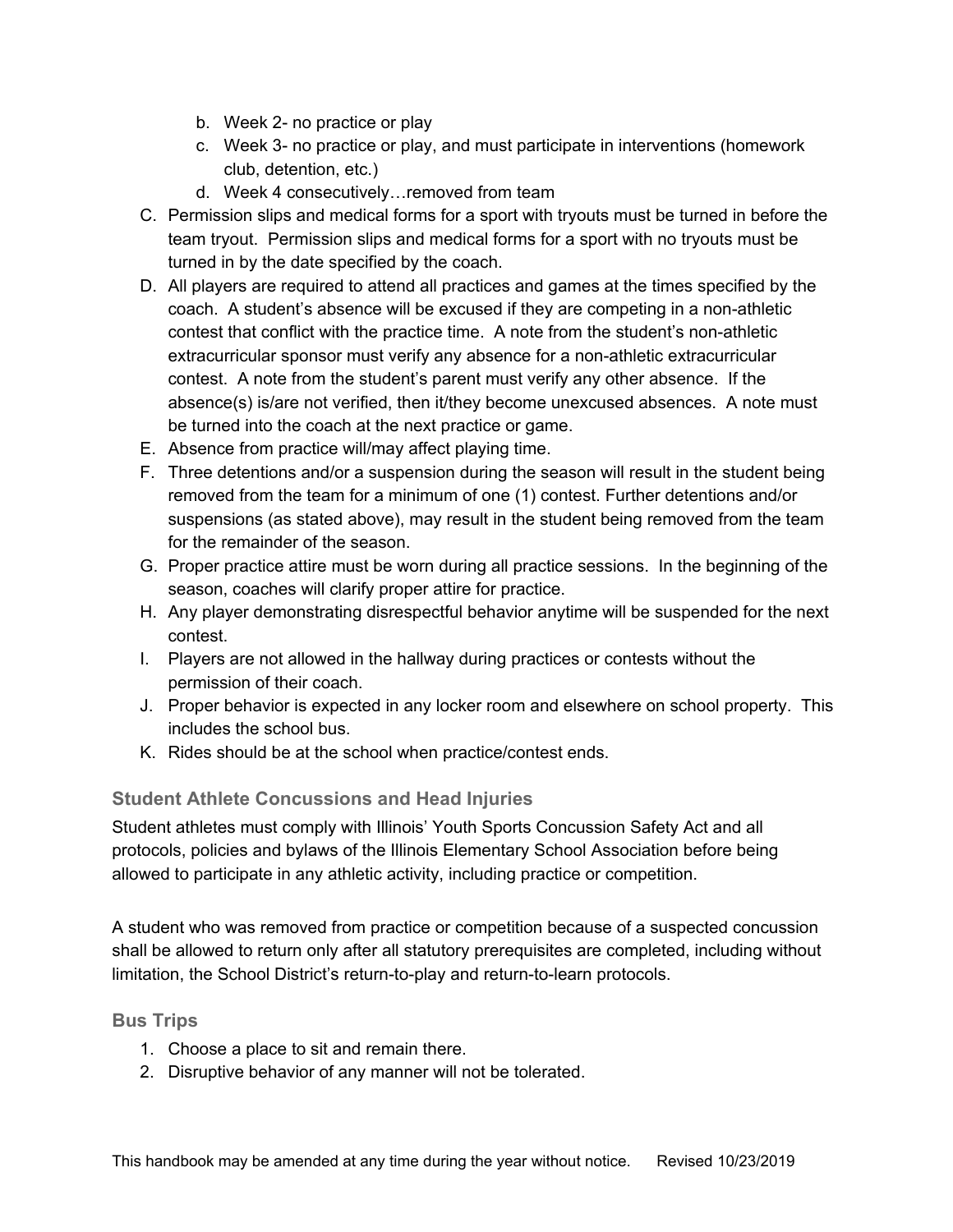b. Week 2- no practice or play
   c. Week 3- no practice or play, and must participate in interventions (homework club, detention, etc.)
   d. Week 4 consecutively…removed from team

C. Permission slips and medical forms for a sport with tryouts must be turned in before the team tryout. Permission slips and medical forms for a sport with no tryouts must be turned in by the date specified by the coach.
D. All players are required to attend all practices and games at the times specified by the coach. A student's absence will be excused if they are competing in a non-athletic contest that conflict with the practice time. A note from the student's non-athletic extracurricular sponsor must verify any absence for a non-athletic extracurricular contest. A note from the student's parent must verify any other absence. If the absence(s) is/are not verified, then it/they become unexcused absences. A note must be turned into the coach at the next practice or game.
E. Absence from practice will/may affect playing time.
F. Three detentions and/or a suspension during the season will result in the student being removed from the team for a minimum of one (1) contest. Further detentions and/or suspensions (as stated above), may result in the student being removed from the team for the remainder of the season.
G. Proper practice attire must be worn during all practice sessions. In the beginning of the season, coaches will clarify proper attire for practice.
H. Any player demonstrating disrespectful behavior anytime will be suspended for the next contest.
I. Players are not allowed in the hallway during practices or contests without the permission of their coach.
J. Proper behavior is expected in any locker room and elsewhere on school property. This includes the school bus.
K. Rides should be at the school when practice/contest ends.

### Student Athlete Concussions and Head Injuries

Student athletes must comply with Illinois' Youth Sports Concussion Safety Act and all protocols, policies and bylaws of the Illinois Elementary School Association before being allowed to participate in any athletic activity, including practice or competition.

A student who was removed from practice or competition because of a suspected concussion shall be allowed to return only after all statutory prerequisites are completed, including without limitation, the School District's return-to-play and return-to-learn protocols.

### Bus Trips

1. Choose a place to sit and remain there.
2. Disruptive behavior of any manner will not be tolerated.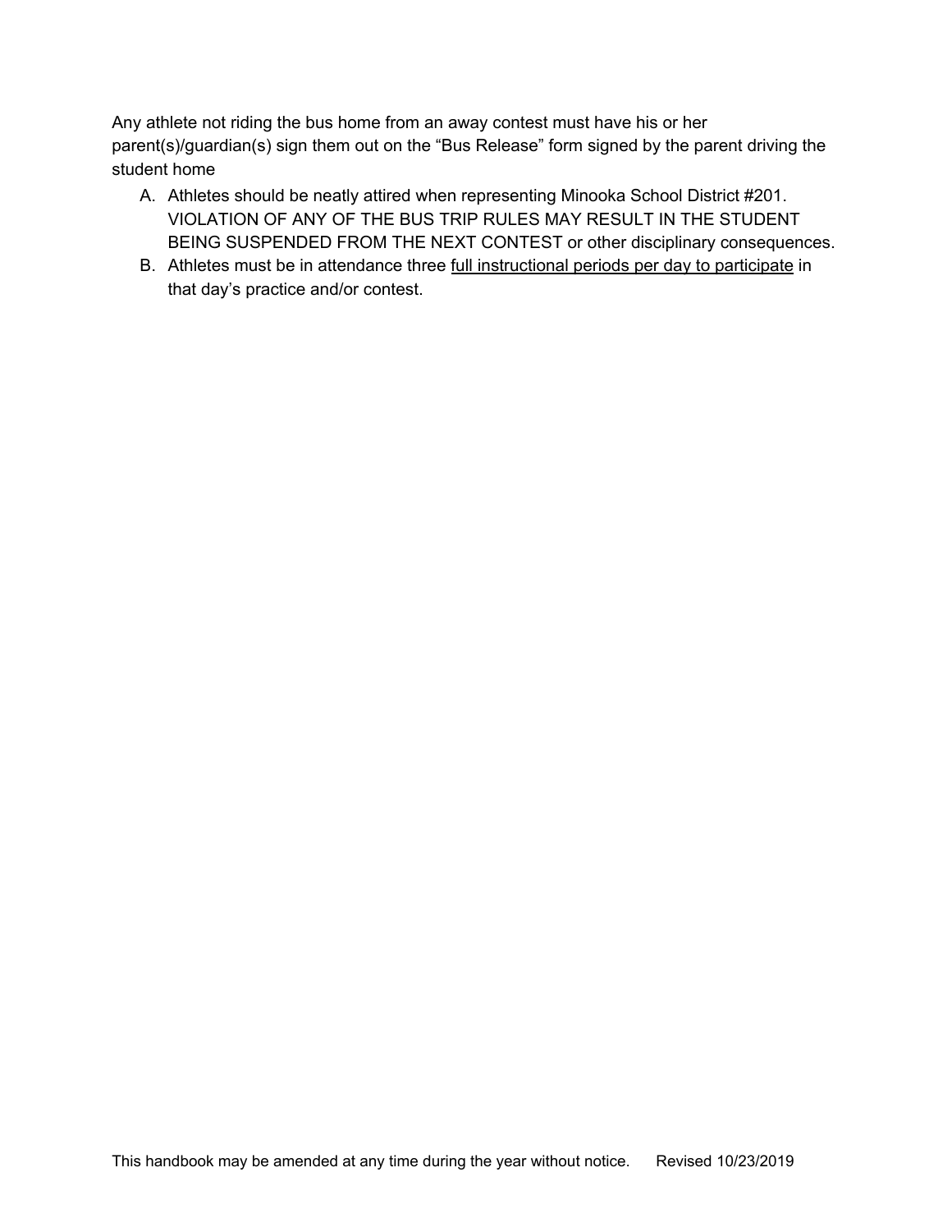Any athlete not riding the bus home from an away contest must have his or her parent(s)/guardian(s) sign them out on the "Bus Release" form signed by the parent driving the student home

A. Athletes should be neatly attired when representing Minooka School District #201. VIOLATION OF ANY OF THE BUS TRIP RULES MAY RESULT IN THE STUDENT BEING SUSPENDED FROM THE NEXT CONTEST or other disciplinary consequences.
B. Athletes must be in attendance three <u>full instructional periods per day to participate</u> in that day's practice and/or contest.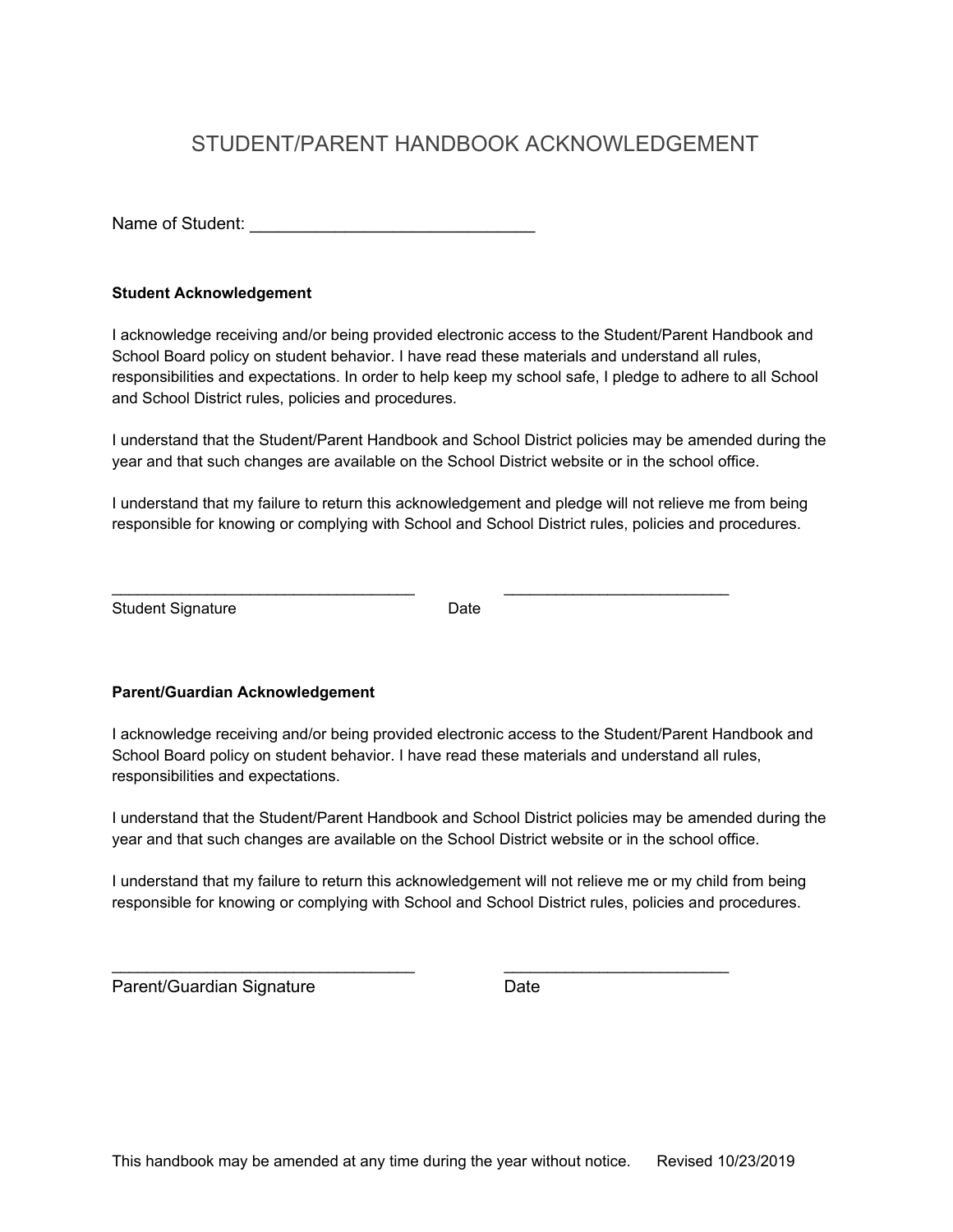# STUDENT/PARENT HANDBOOK ACKNOWLEDGEMENT

Name of Student: ______________________________

**Student Acknowledgement**

I acknowledge receiving and/or being provided electronic access to the Student/Parent Handbook and School Board policy on student behavior. I have read these materials and understand all rules, responsibilities and expectations. In order to help keep my school safe, I pledge to adhere to all School and School District rules, policies and procedures.

I understand that the Student/Parent Handbook and School District policies may be amended during the year and that such changes are available on the School District website or in the school office.

I understand that my failure to return this acknowledgement and pledge will not relieve me from being responsible for knowing or complying with School and School District rules, policies and procedures.

___________________________________ ___________________________

Student Signature Date

**Parent/Guardian Acknowledgement**

I acknowledge receiving and/or being provided electronic access to the Student/Parent Handbook and School Board policy on student behavior. I have read these materials and understand all rules, responsibilities and expectations.

I understand that the Student/Parent Handbook and School District policies may be amended during the year and that such changes are available on the School District website or in the school office.

I understand that my failure to return this acknowledgement will not relieve me or my child from being responsible for knowing or complying with School and School District rules, policies and procedures.

___________________________________ ___________________________

Parent/Guardian Signature Date

This handbook may be amended at any time during the year without notice. Revised 10/23/2019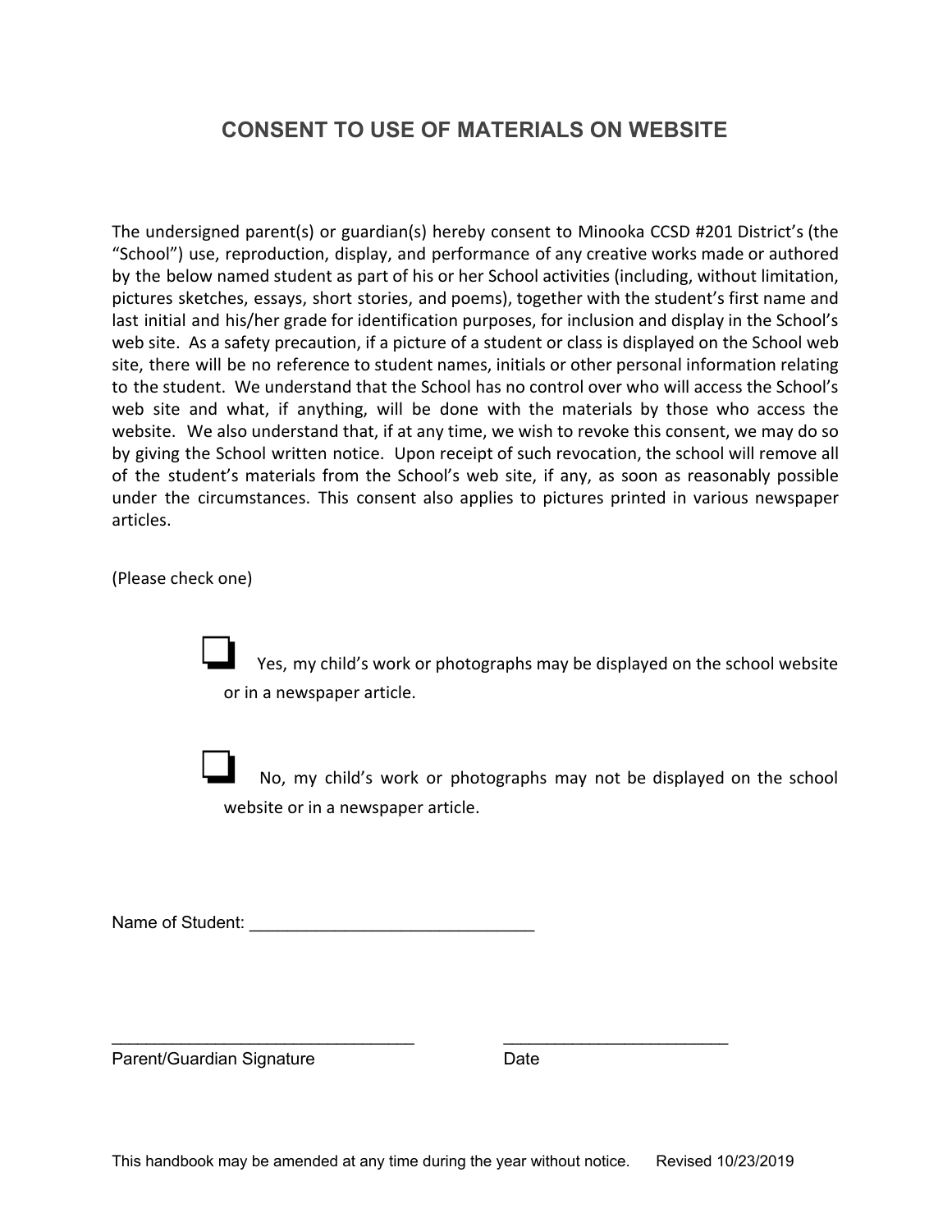# CONSENT TO USE OF MATERIALS ON WEBSITE

The undersigned parent(s) or guardian(s) hereby consent to Minooka CCSD #201 District's (the "School") use, reproduction, display, and performance of any creative works made or authored by the below named student as part of his or her School activities (including, without limitation, pictures sketches, essays, short stories, and poems), together with the student's first name and last initial and his/her grade for identification purposes, for inclusion and display in the School's web site. As a safety precaution, if a picture of a student or class is displayed on the School web site, there will be no reference to student names, initials or other personal information relating to the student. We understand that the School has no control over who will access the School's web site and what, if anything, will be done with the materials by those who access the website. We also understand that, if at any time, we wish to revoke this consent, we may do so by giving the School written notice. Upon receipt of such revocation, the school will remove all of the student's materials from the School's web site, if any, as soon as reasonably possible under the circumstances. This consent also applies to pictures printed in various newspaper articles.

(Please check one)

❑ Yes, my child's work or photographs may be displayed on the school website or in a newspaper article.

❑ No, my child's work or photographs may not be displayed on the school website or in a newspaper article.

Name of Student: ______________________________

________________________________ ________________________

Parent/Guardian Signature Date

This handbook may be amended at any time during the year without notice. Revised 10/23/2019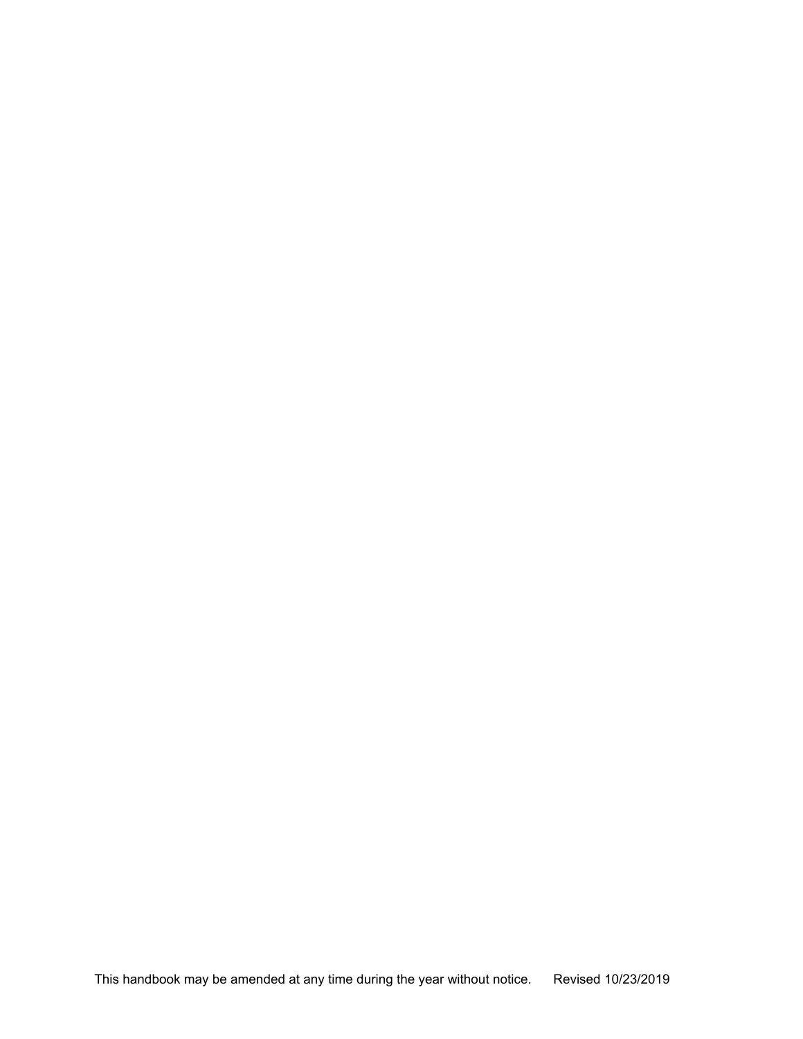This handbook may be amended at any time during the year without notice. Revised 10/23/2019